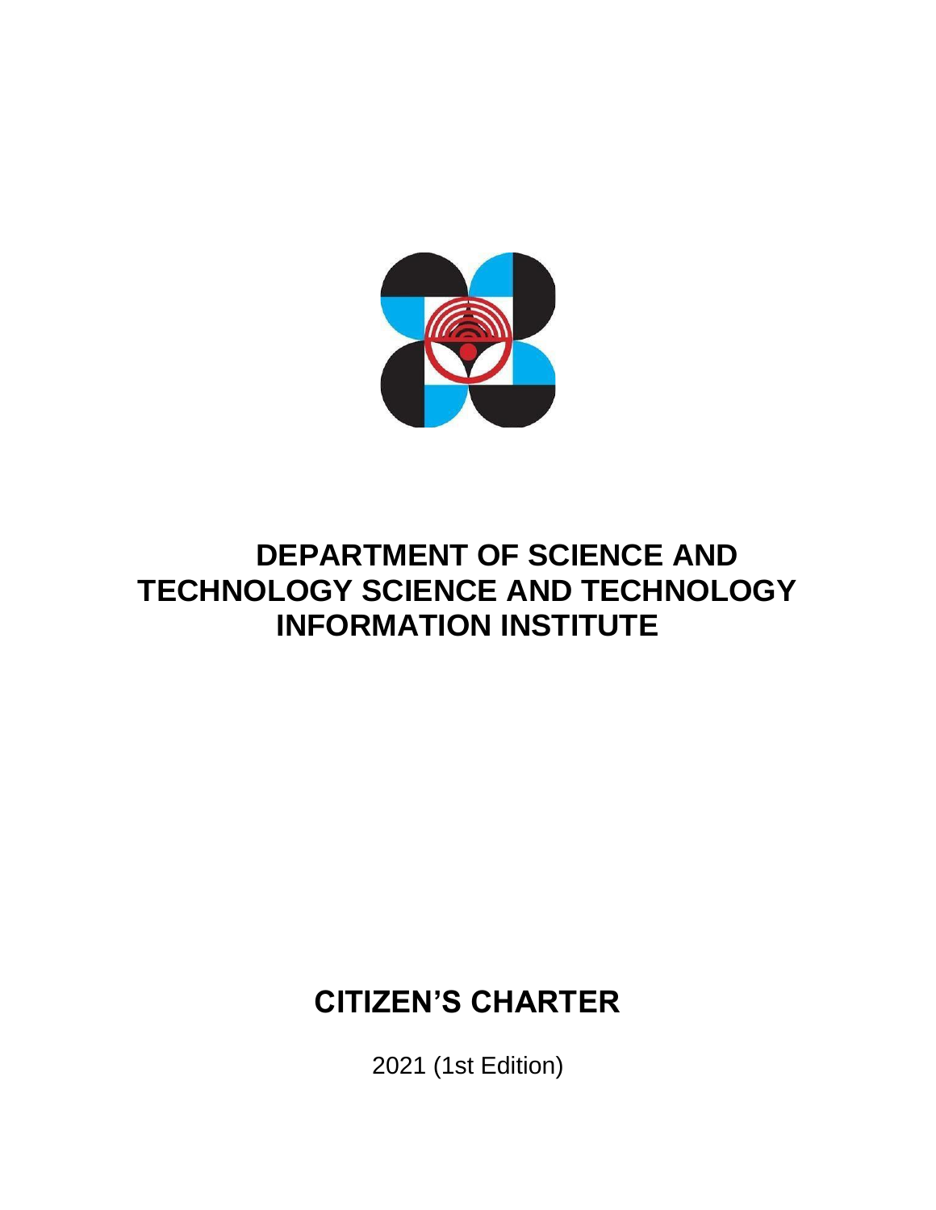# DEPARTMENT OF SCIENCE AND TECHNOLOGY SCIENCE AND TECHNOLOGY INFORMATION INSTITUTE

# CITIZEN'S CHARTER

2021 (1st Edition)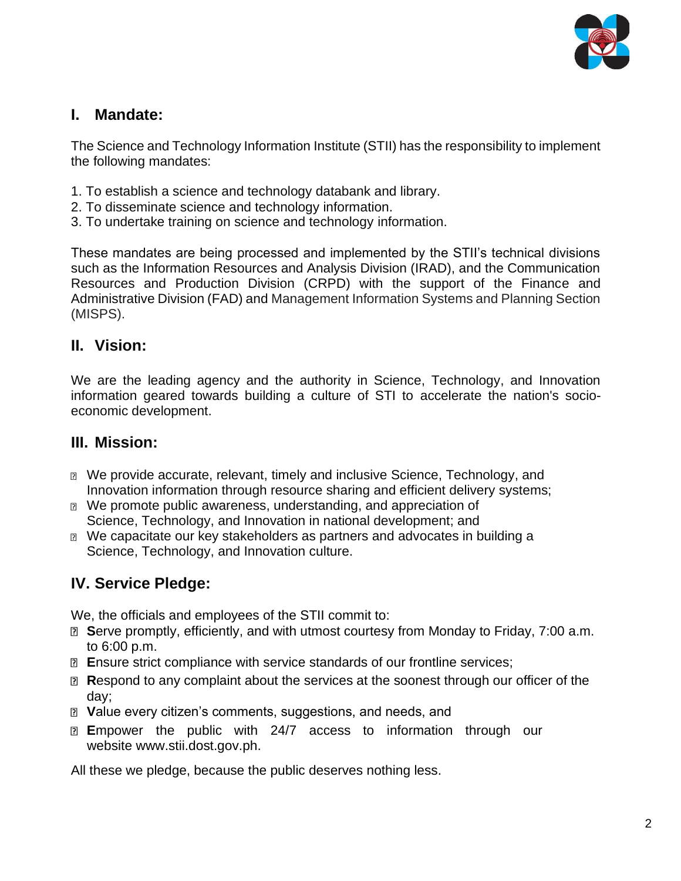## I. Mandate:

The Science and Technology Information Institute (STII) has the responsibility to implement the following mandates:

1. To establish a science and technology databank and library.
2. To disseminate science and technology information.
3. To undertake training on science and technology information.

These mandates are being processed and implemented by the STII's technical divisions such as the Information Resources and Analysis Division (IRAD), and the Communication Resources and Production Division (CRPD) with the support of the Finance and Administrative Division (FAD) and Management Information Systems and Planning Section (MISPS).

## II. Vision:

We are the leading agency and the authority in Science, Technology, and Innovation information geared towards building a culture of STI to accelerate the nation's socio-economic development.

## III. Mission:

- We provide accurate, relevant, timely and inclusive Science, Technology, and Innovation information through resource sharing and efficient delivery systems;
- We promote public awareness, understanding, and appreciation of Science, Technology, and Innovation in national development; and
- We capacitate our key stakeholders as partners and advocates in building a Science, Technology, and Innovation culture.

## IV. Service Pledge:

We, the officials and employees of the STII commit to:

- **S**erve promptly, efficiently, and with utmost courtesy from Monday to Friday, 7:00 a.m. to 6:00 p.m.
- **E**nsure strict compliance with service standards of our frontline services;
- **R**espond to any complaint about the services at the soonest through our officer of the day;
- **V**alue every citizen's comments, suggestions, and needs, and
- **E**mpower the public with 24/7 access to information through our website www.stii.dost.gov.ph.

All these we pledge, because the public deserves nothing less.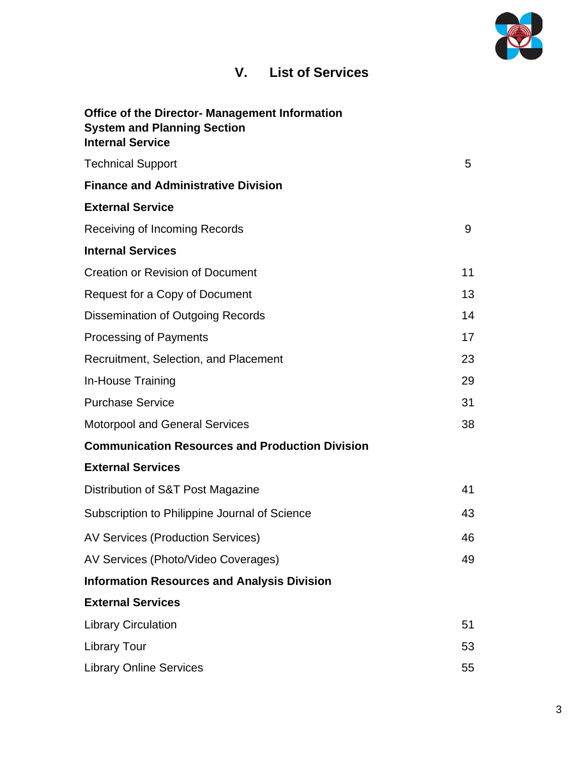# V. List of Services

| | |
|---|---|
| **Office of the Director- Management Information System and Planning Section** | |
| **Internal Service** | |
| Technical Support | 5 |
| **Finance and Administrative Division** | |
| **External Service** | |
| Receiving of Incoming Records | 9 |
| **Internal Services** | |
| Creation or Revision of Document | 11 |
| Request for a Copy of Document | 13 |
| Dissemination of Outgoing Records | 14 |
| Processing of Payments | 17 |
| Recruitment, Selection, and Placement | 23 |
| In-House Training | 29 |
| Purchase Service | 31 |
| Motorpool and General Services | 38 |
| **Communication Resources and Production Division** | |
| **External Services** | |
| Distribution of S&T Post Magazine | 41 |
| Subscription to Philippine Journal of Science | 43 |
| AV Services (Production Services) | 46 |
| AV Services (Photo/Video Coverages) | 49 |
| **Information Resources and Analysis Division** | |
| **External Services** | |
| Library Circulation | 51 |
| Library Tour | 53 |
| Library Online Services | 55 |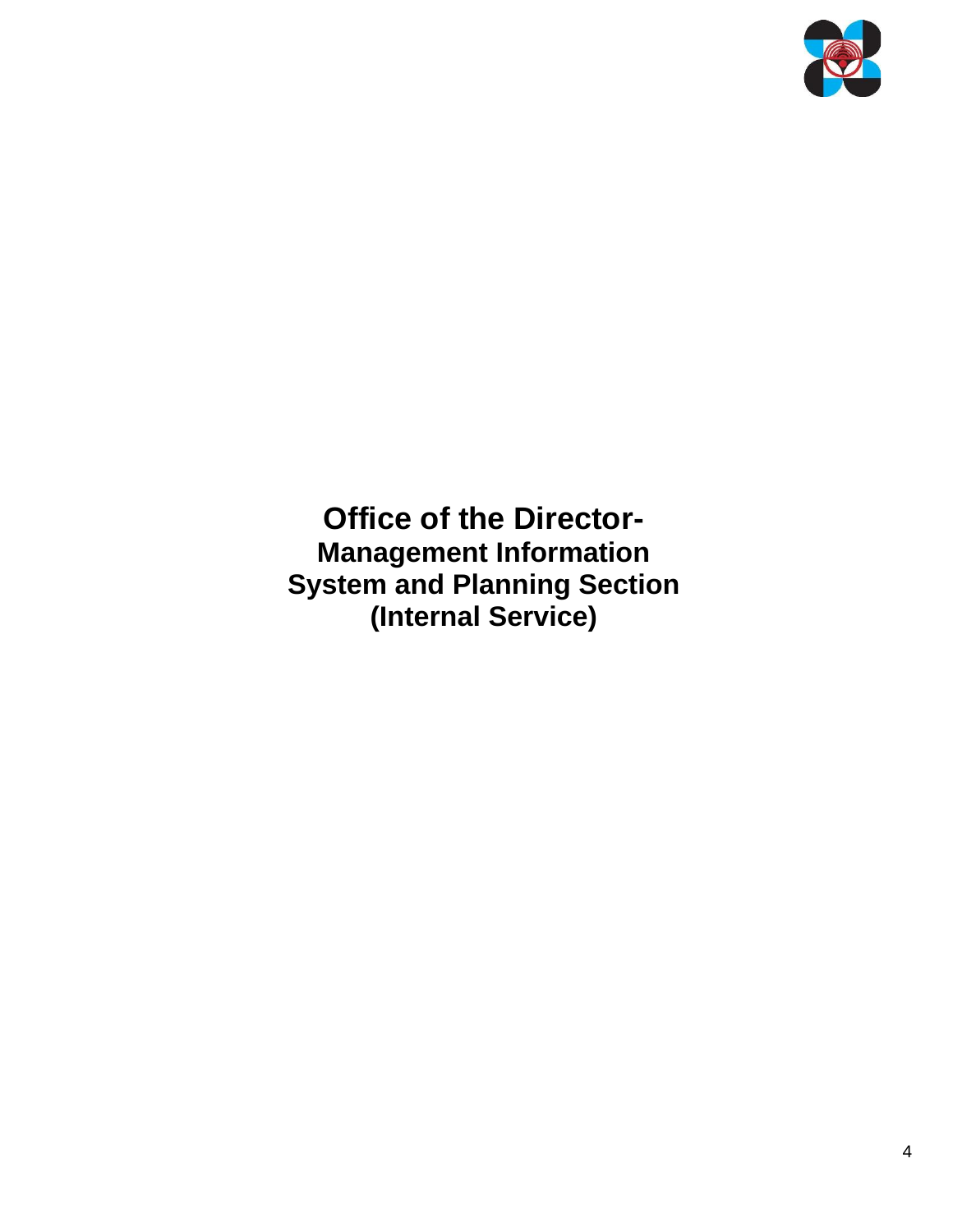# Office of the Director-

## Management Information System and Planning Section (Internal Service)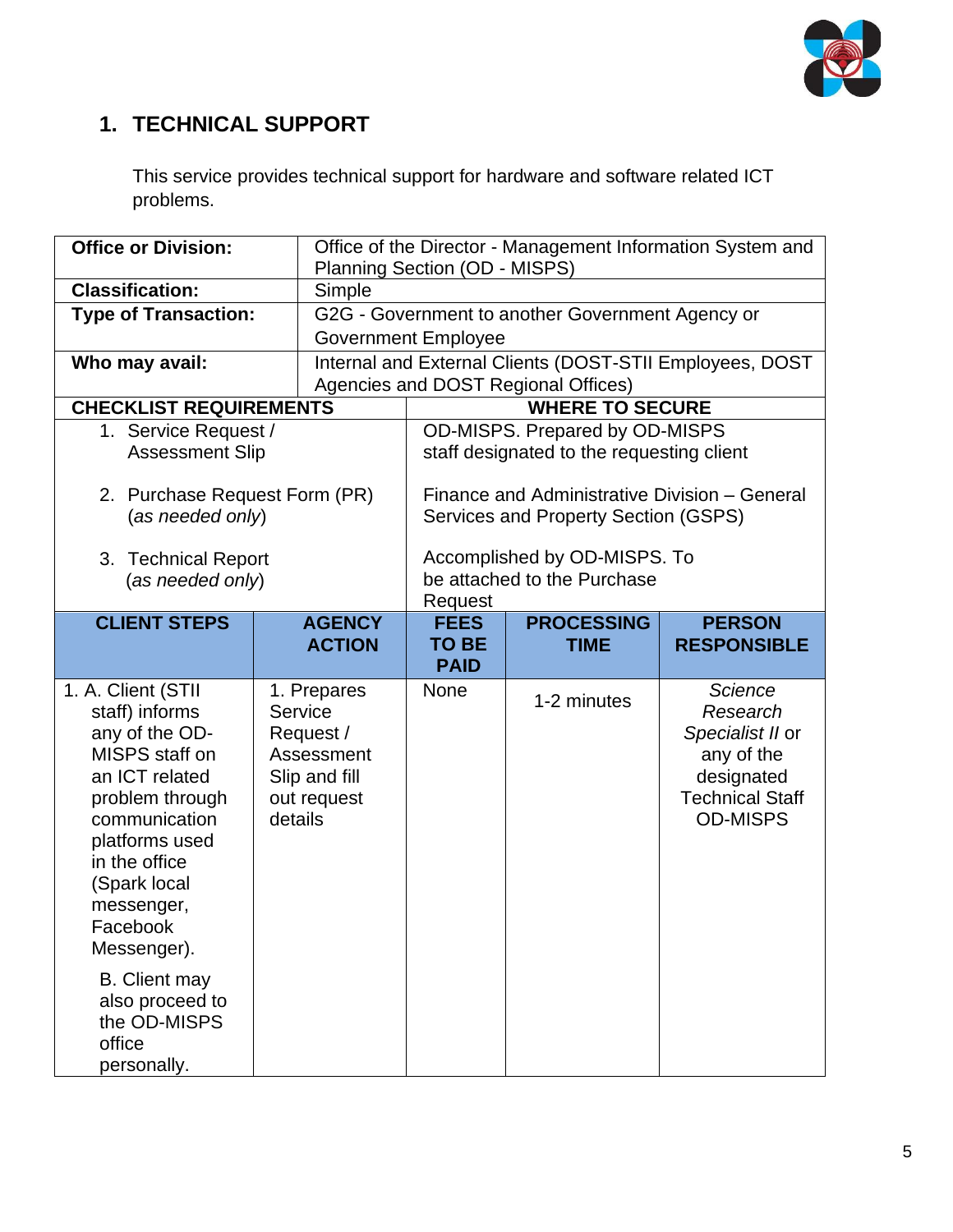## 1. TECHNICAL SUPPORT

This service provides technical support for hardware and software related ICT problems.

| | |
|---|---|
| **Office or Division:** | Office of the Director - Management Information System and Planning Section (OD - MISPS) |
| **Classification:** | Simple |
| **Type of Transaction:** | G2G - Government to another Government Agency or Government Employee |
| **Who may avail:** | Internal and External Clients (DOST-STII Employees, DOST Agencies and DOST Regional Offices) |

| **CHECKLIST REQUIREMENTS** | **WHERE TO SECURE** |
|---|---|
| 1. Service Request / Assessment Slip | OD-MISPS. Prepared by OD-MISPS staff designated to the requesting client |
| 2. Purchase Request Form (PR) (*as needed only*) | Finance and Administrative Division – General Services and Property Section (GSPS) |
| 3. Technical Report (*as needed only*) | Accomplished by OD-MISPS. To be attached to the Purchase Request |

| **CLIENT STEPS** | **AGENCY ACTION** | **FEES TO BE PAID** | **PROCESSING TIME** | **PERSON RESPONSIBLE** |
|---|---|---|---|---|
| 1. A. Client (STII staff) informs any of the OD-MISPS staff on an ICT related problem through communication platforms used in the office (Spark local messenger, Facebook Messenger).<br><br>B. Client may also proceed to the OD-MISPS office personally. | 1. Prepares Service Request / Assessment Slip and fill out request details | None | 1-2 minutes | *Science Research Specialist II* or any of the designated Technical Staff OD-MISPS |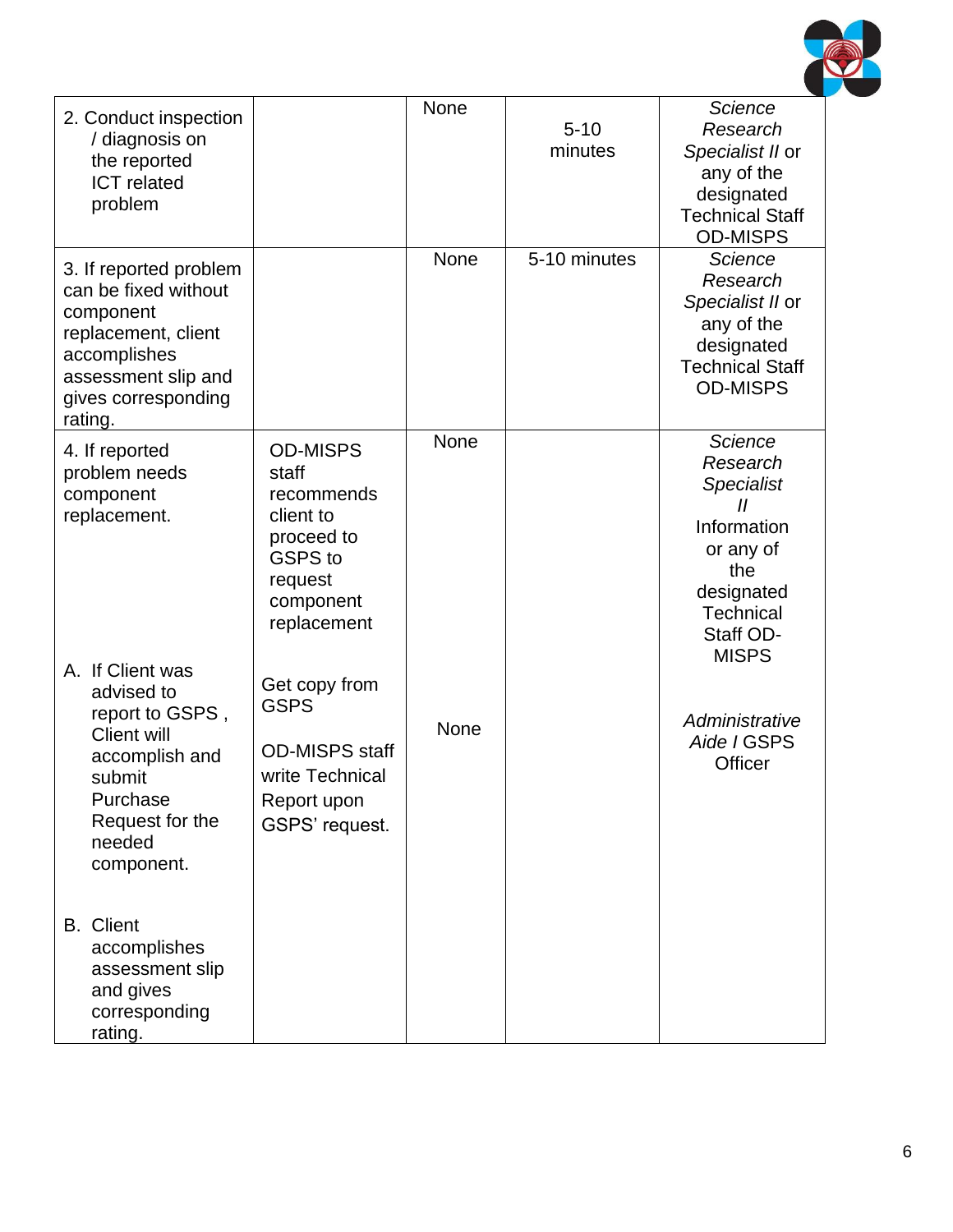| | | | | |
|---|---|---|---|---|
| 2. Conduct inspection / diagnosis on the reported ICT related problem | | None | 5-10 minutes | *Science Research Specialist II* or any of the designated Technical Staff OD-MISPS |
| 3. If reported problem can be fixed without component replacement, client accomplishes assessment slip and gives corresponding rating. | | None | 5-10 minutes | *Science Research Specialist II* or any of the designated Technical Staff OD-MISPS |
| 4. If reported problem needs component replacement.<br><br>A. If Client was advised to report to GSPS , Client will accomplish and submit Purchase Request for the needed component.<br><br>B. Client accomplishes assessment slip and gives corresponding rating. | OD-MISPS staff recommends client to proceed to GSPS to request component replacement<br><br>Get copy from GSPS<br><br>OD-MISPS staff write Technical Report upon GSPS' request. | None<br><br>None | | *Science Research Specialist II* Information or any of the designated Technical Staff OD-MISPS<br><br>*Administrative Aide I* GSPS Officer |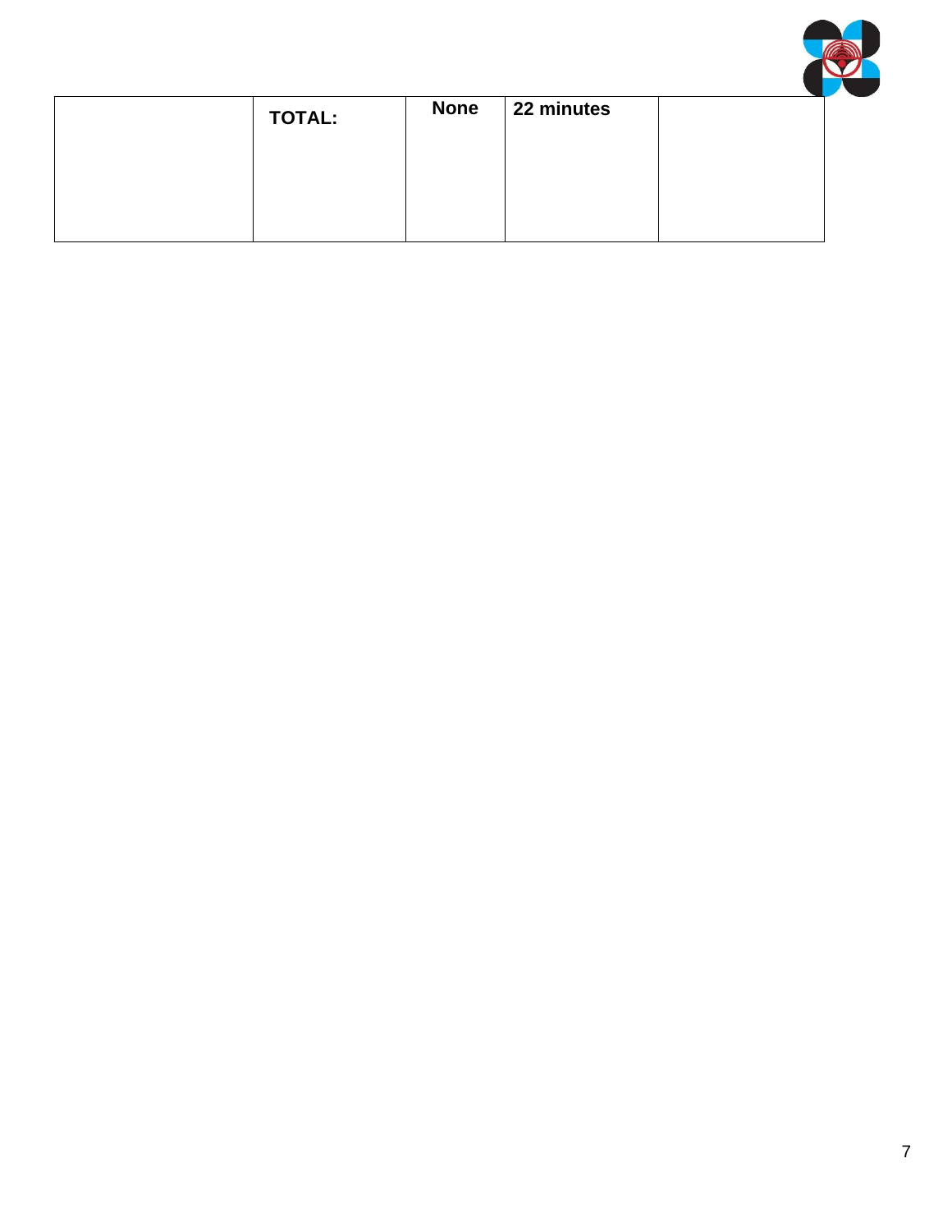| | | | | |
|---|---|---|---|---|
| | **TOTAL:** | **None** | **22 minutes** | |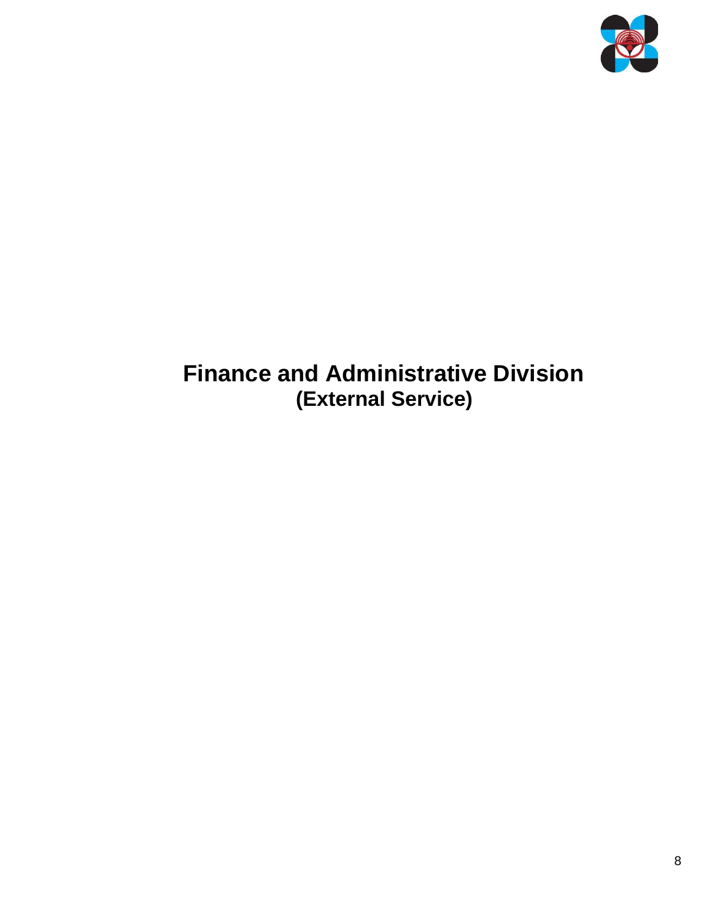# Finance and Administrative Division

## (External Service)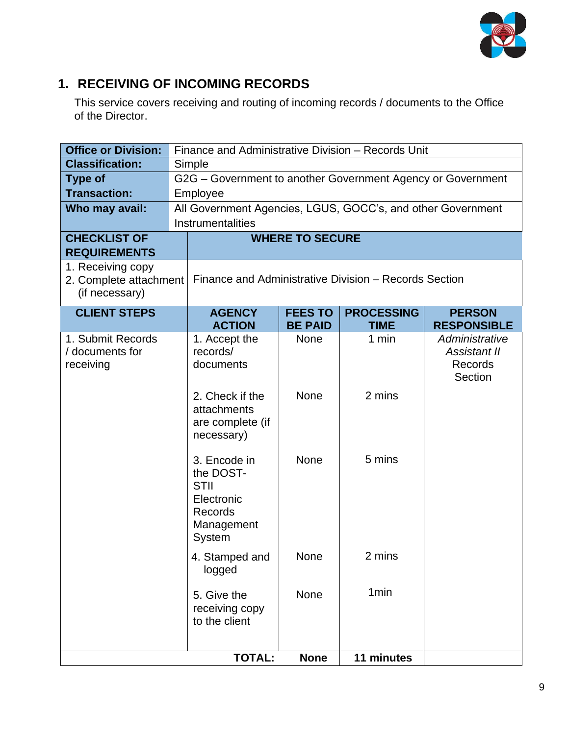## 1. RECEIVING OF INCOMING RECORDS

This service covers receiving and routing of incoming records / documents to the Office of the Director.

| **Office or Division:** | Finance and Administrative Division – Records Unit |
|---|---|
| **Classification:** | Simple |
| **Type of Transaction:** | G2G – Government to another Government Agency or Government Employee |
| **Who may avail:** | All Government Agencies, LGUS, GOCC's, and other Government Instrumentalities |

| **CHECKLIST OF REQUIREMENTS** | **WHERE TO SECURE** |
|---|---|
| 1. Receiving copy<br>2. Complete attachment (if necessary) | Finance and Administrative Division – Records Section |

| **CLIENT STEPS** | **AGENCY ACTION** | **FEES TO BE PAID** | **PROCESSING TIME** | **PERSON RESPONSIBLE** |
|---|---|---|---|---|
| 1. Submit Records / documents for receiving | 1. Accept the records/ documents | None | 1 min | *Administrative Assistant II* Records Section |
| | 2. Check if the attachments are complete (if necessary) | None | 2 mins | |
| | 3. Encode in the DOST-STII Electronic Records Management System | None | 5 mins | |
| | 4. Stamped and logged | None | 2 mins | |
| | 5. Give the receiving copy to the client | None | 1min | |
| | **TOTAL:** | **None** | **11 minutes** | |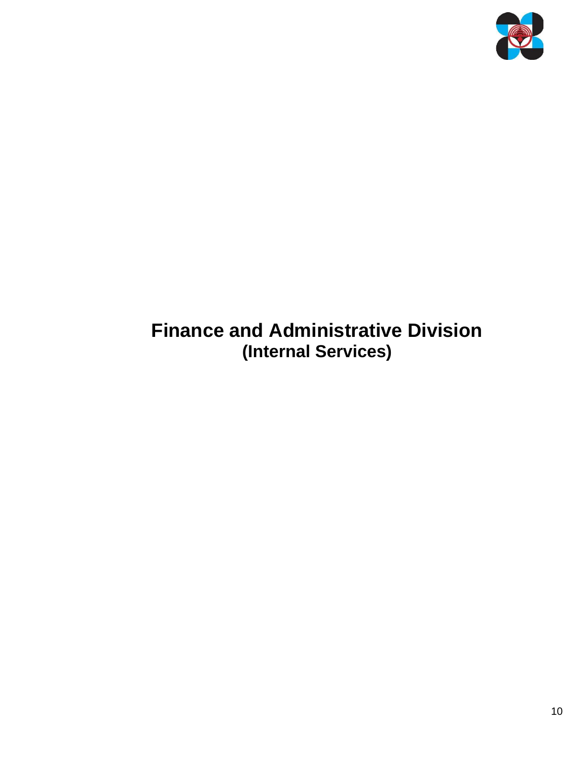# Finance and Administrative Division
## (Internal Services)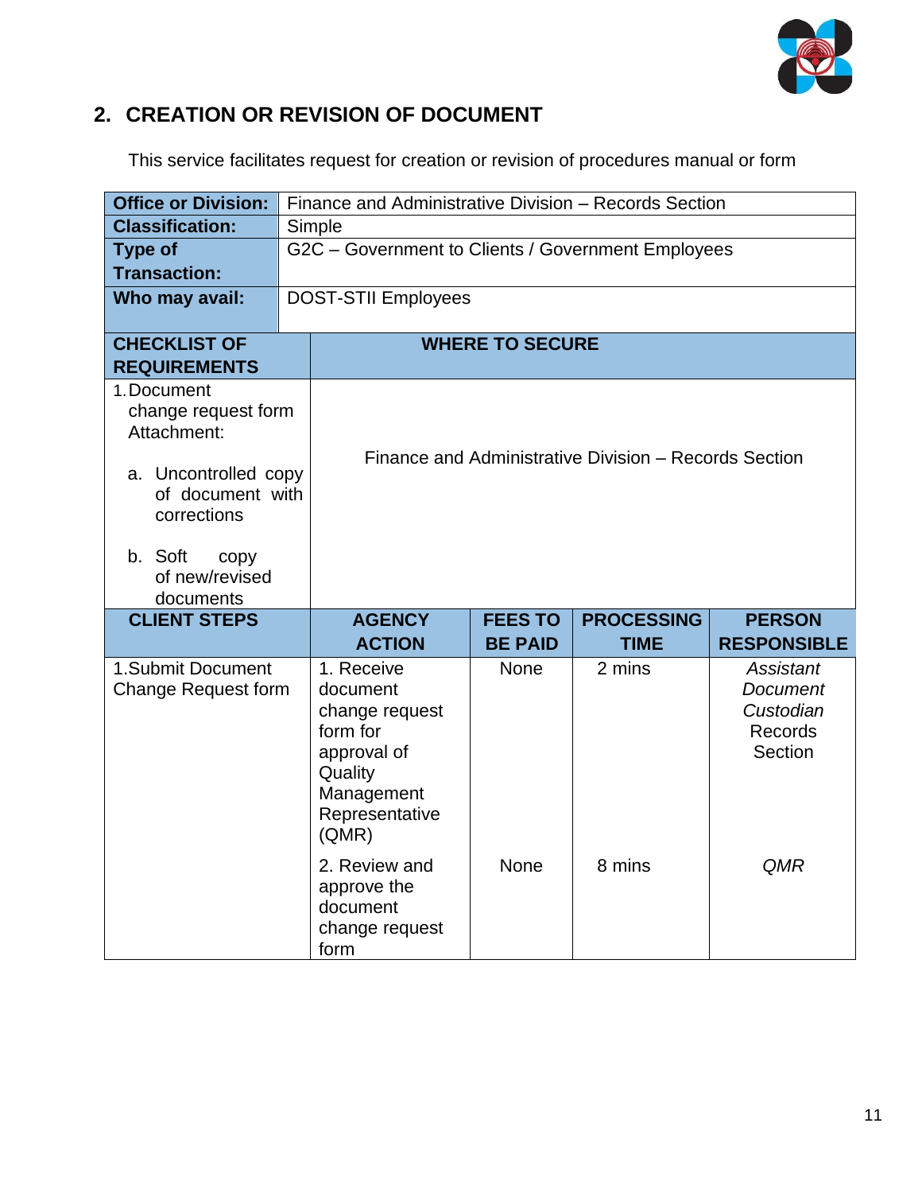## 2. CREATION OR REVISION OF DOCUMENT

This service facilitates request for creation or revision of procedures manual or form

| **Office or Division:** | Finance and Administrative Division – Records Section |
|---|---|
| **Classification:** | Simple |
| **Type of Transaction:** | G2C – Government to Clients / Government Employees |
| **Who may avail:** | DOST-STII Employees |

| **CHECKLIST OF REQUIREMENTS** | **WHERE TO SECURE** |
|---|---|
| 1. Document change request form<br>Attachment:<br>a. Uncontrolled copy of document with corrections<br>b. Soft copy of new/revised documents | Finance and Administrative Division – Records Section |

| **CLIENT STEPS** | **AGENCY ACTION** | **FEES TO BE PAID** | **PROCESSING TIME** | **PERSON RESPONSIBLE** |
|---|---|---|---|---|
| 1.Submit Document Change Request form | 1. Receive document change request form for approval of Quality Management Representative (QMR) | None | 2 mins | *Assistant Document Custodian* Records Section |
| | 2. Review and approve the document change request form | None | 8 mins | *QMR* |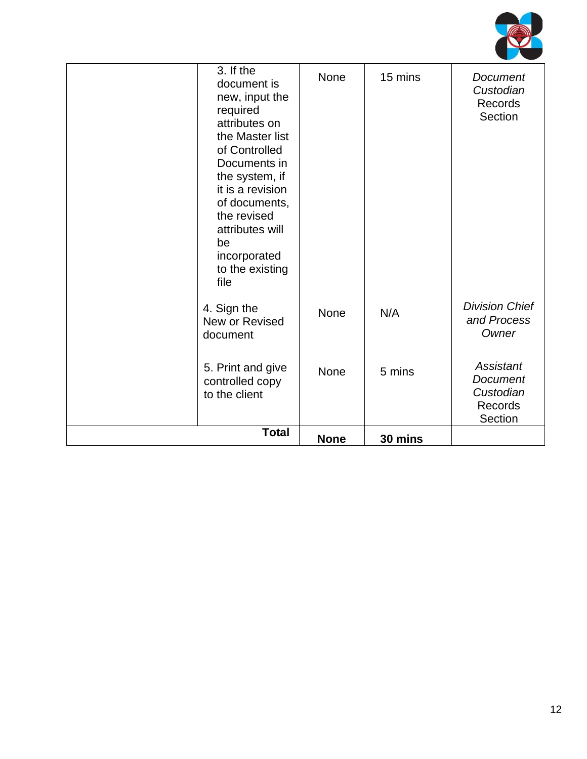| | | | | |
|---|---|---|---|---|
| | 3. If the document is new, input the required attributes on the Master list of Controlled Documents in the system, if it is a revision of documents, the revised attributes will be incorporated to the existing file | None | 15 mins | *Document Custodian* Records Section |
| | 4. Sign the New or Revised document | None | N/A | *Division Chief and Process Owner* |
| | 5. Print and give controlled copy to the client | None | 5 mins | *Assistant Document Custodian* Records Section |
| **Total** | | **None** | **30 mins** | |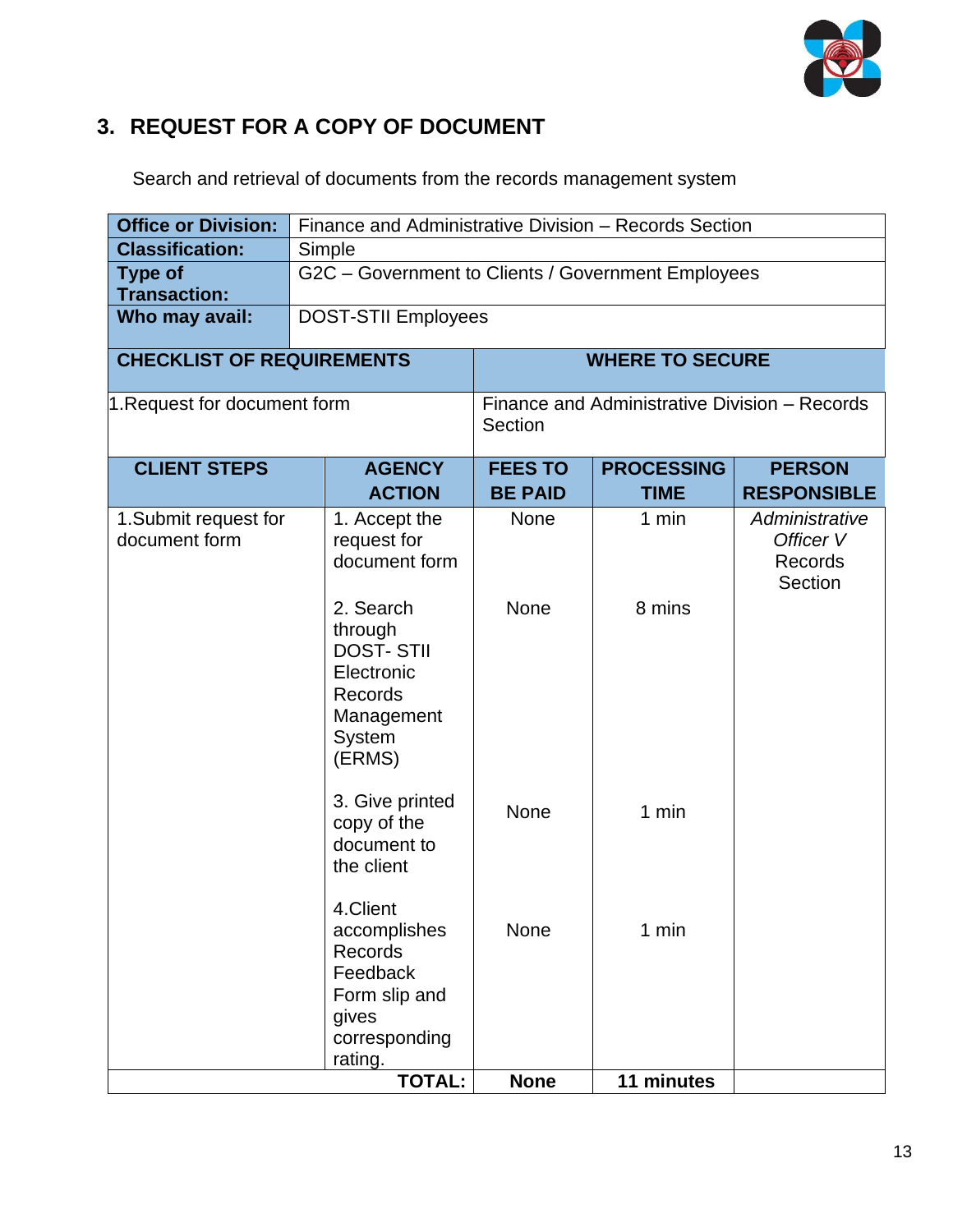## 3. REQUEST FOR A COPY OF DOCUMENT

Search and retrieval of documents from the records management system

| **Office or Division:** | Finance and Administrative Division – Records Section |
|---|---|
| **Classification:** | Simple |
| **Type of Transaction:** | G2C – Government to Clients / Government Employees |
| **Who may avail:** | DOST-STII Employees |

| **CHECKLIST OF REQUIREMENTS** | **WHERE TO SECURE** |
|---|---|
| 1.Request for document form | Finance and Administrative Division – Records Section |

| **CLIENT STEPS** | **AGENCY ACTION** | **FEES TO BE PAID** | **PROCESSING TIME** | **PERSON RESPONSIBLE** |
|---|---|---|---|---|
| 1.Submit request for document form | 1. Accept the request for document form | None | 1 min | *Administrative Officer V* Records Section |
| | 2. Search through DOST- STII Electronic Records Management System (ERMS) | None | 8 mins | |
| | 3. Give printed copy of the document to the client | None | 1 min | |
| | 4.Client accomplishes Records Feedback Form slip and gives corresponding rating. | None | 1 min | |
| | **TOTAL:** | **None** | **11 minutes** | |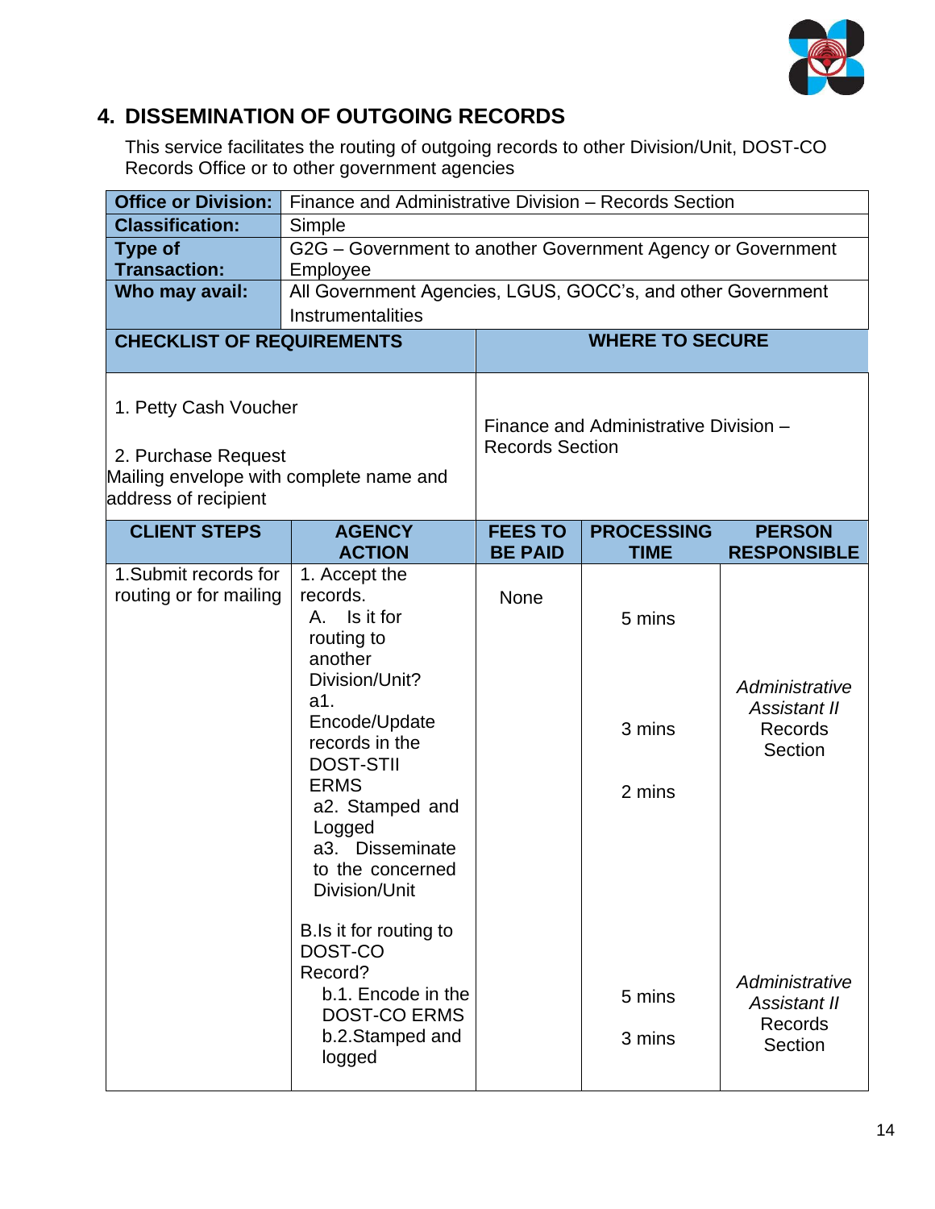## 4. DISSEMINATION OF OUTGOING RECORDS

This service facilitates the routing of outgoing records to other Division/Unit, DOST-CO Records Office or to other government agencies

| **Office or Division:** | Finance and Administrative Division – Records Section |
|---|---|
| **Classification:** | Simple |
| **Type of Transaction:** | G2G – Government to another Government Agency or Government Employee |
| **Who may avail:** | All Government Agencies, LGUS, GOCC's, and other Government Instrumentalities |

| **CHECKLIST OF REQUIREMENTS** | **WHERE TO SECURE** |
|---|---|
| 1. Petty Cash Voucher<br><br>2. Purchase Request<br>Mailing envelope with complete name and address of recipient | Finance and Administrative Division – Records Section |

| **CLIENT STEPS** | **AGENCY ACTION** | **FEES TO BE PAID** | **PROCESSING TIME** | **PERSON RESPONSIBLE** |
|---|---|---|---|---|
| 1.Submit records for routing or for mailing | 1. Accept the records.<br>A. Is it for routing to another Division/Unit?<br>a1. Encode/Update records in the DOST-STII ERMS<br>a2. Stamped and Logged<br>a3. Disseminate to the concerned Division/Unit | None | 5 mins<br><br>3 mins<br><br>2 mins | *Administrative Assistant II* Records Section |
| | B.Is it for routing to DOST-CO Record?<br>b.1. Encode in the DOST-CO ERMS<br>b.2.Stamped and logged | | 5 mins<br><br>3 mins | *Administrative Assistant II* Records Section |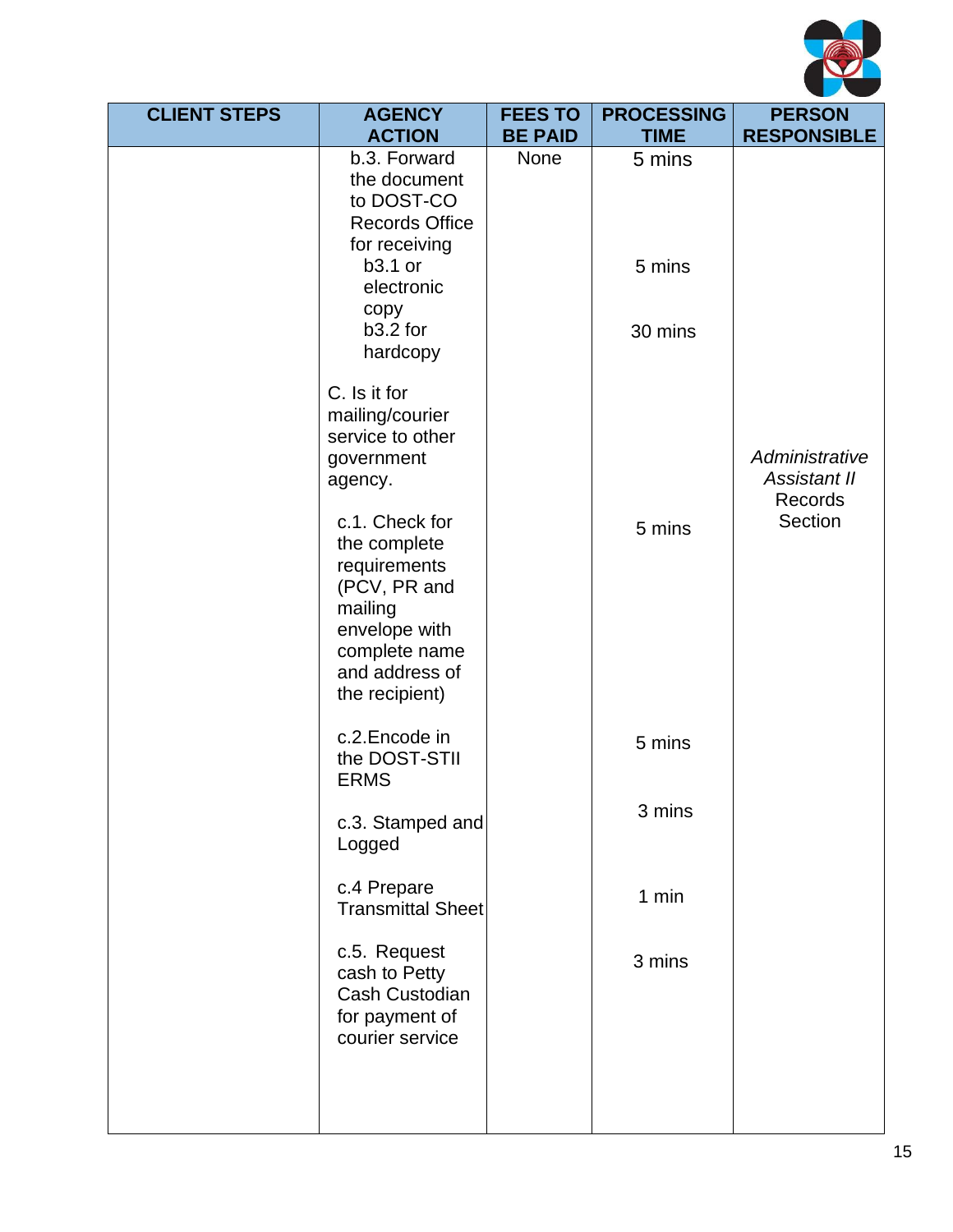| CLIENT STEPS | AGENCY ACTION | FEES TO BE PAID | PROCESSING TIME | PERSON RESPONSIBLE |
|---|---|---|---|---|
| | b.3. Forward the document to DOST-CO Records Office for receiving | None | 5 mins | *Administrative Assistant II* Records Section |
| | b3.1 or electronic copy | | 5 mins | |
| | b3.2 for hardcopy | | 30 mins | |
| | C. Is it for mailing/courier service to other government agency. | | | |
| | c.1. Check for the complete requirements (PCV, PR and mailing envelope with complete name and address of the recipient) | | 5 mins | |
| | c.2.Encode in the DOST-STII ERMS | | 5 mins | |
| | c.3. Stamped and Logged | | 3 mins | |
| | c.4 Prepare Transmittal Sheet | | 1 min | |
| | c.5. Request cash to Petty Cash Custodian for payment of courier service | | 3 mins | |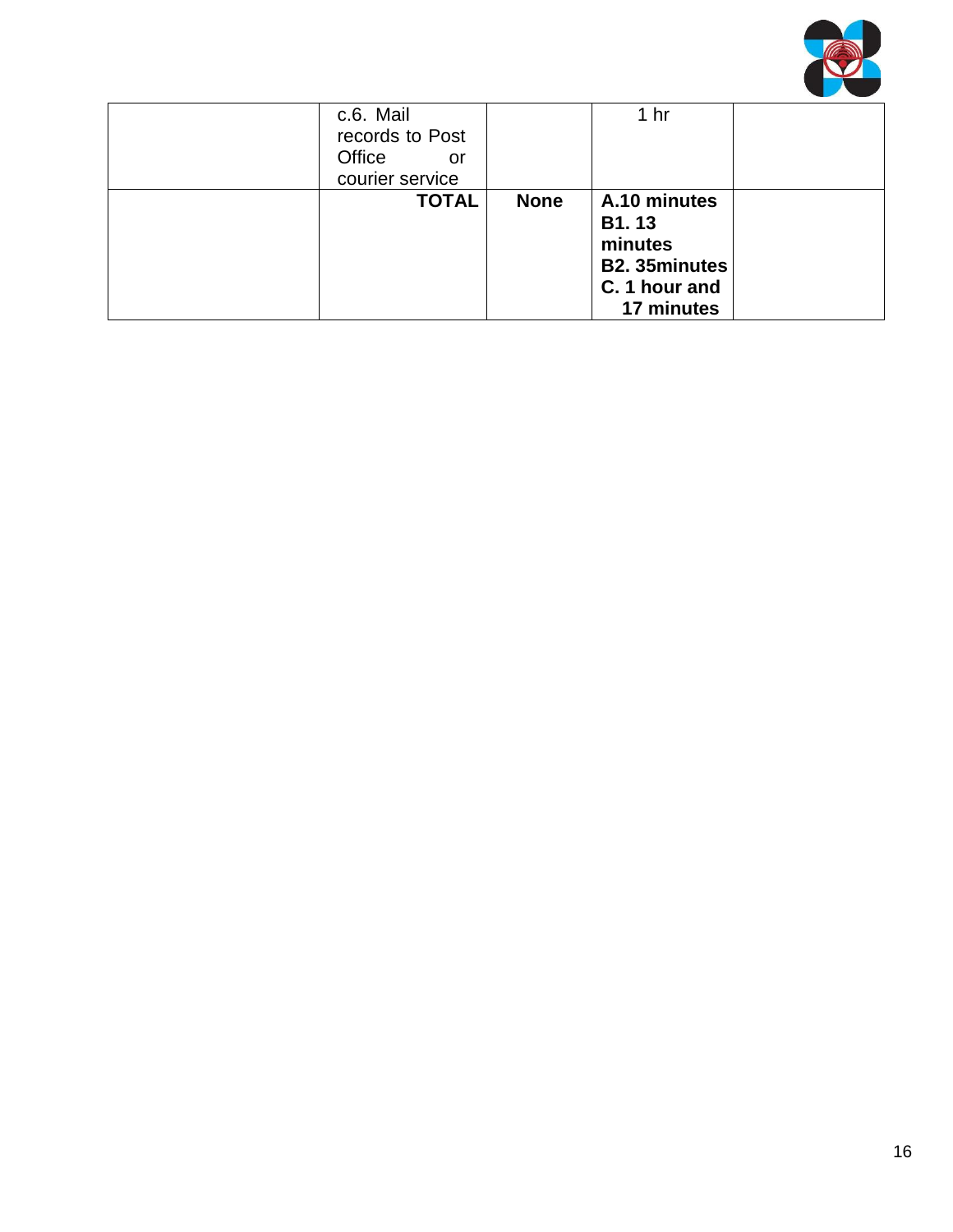| | | | | |
|---|---|---|---|---|
| | c.6. Mail records to Post Office or courier service | | 1 hr | |
| | **TOTAL** | **None** | **A.10 minutes**<br>**B1. 13 minutes**<br>**B2. 35minutes**<br>**C. 1 hour and 17 minutes** | |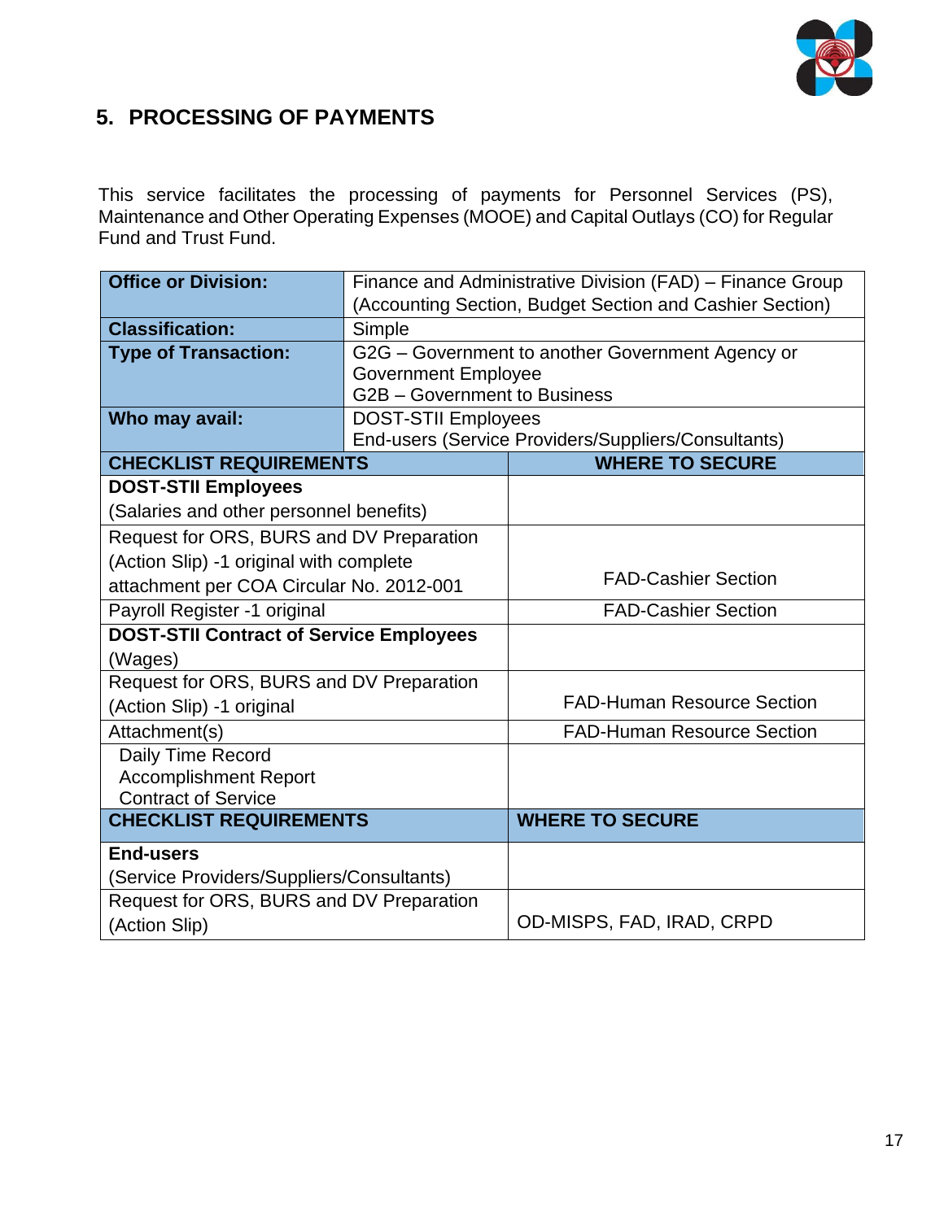## 5. PROCESSING OF PAYMENTS

This service facilitates the processing of payments for Personnel Services (PS), Maintenance and Other Operating Expenses (MOOE) and Capital Outlays (CO) for Regular Fund and Trust Fund.

| **Office or Division:** | Finance and Administrative Division (FAD) – Finance Group (Accounting Section, Budget Section and Cashier Section) |
|---|---|
| **Classification:** | Simple |
| **Type of Transaction:** | G2G – Government to another Government Agency or Government Employee<br>G2B – Government to Business |
| **Who may avail:** | DOST-STII Employees<br>End-users (Service Providers/Suppliers/Consultants) |

| **CHECKLIST REQUIREMENTS** | **WHERE TO SECURE** |
|---|---|
| **DOST-STII Employees**<br>(Salaries and other personnel benefits) | |
| Request for ORS, BURS and DV Preparation (Action Slip) -1 original with complete attachment per COA Circular No. 2012-001 | FAD-Cashier Section |
| Payroll Register -1 original | FAD-Cashier Section |
| **DOST-STII Contract of Service Employees**<br>(Wages) | |
| Request for ORS, BURS and DV Preparation (Action Slip) -1 original | FAD-Human Resource Section |
| Attachment(s) | FAD-Human Resource Section |
| Daily Time Record<br>Accomplishment Report<br>Contract of Service | |
| **CHECKLIST REQUIREMENTS** | **WHERE TO SECURE** |
| **End-users**<br>(Service Providers/Suppliers/Consultants) | |
| Request for ORS, BURS and DV Preparation (Action Slip) | OD-MISPS, FAD, IRAD, CRPD |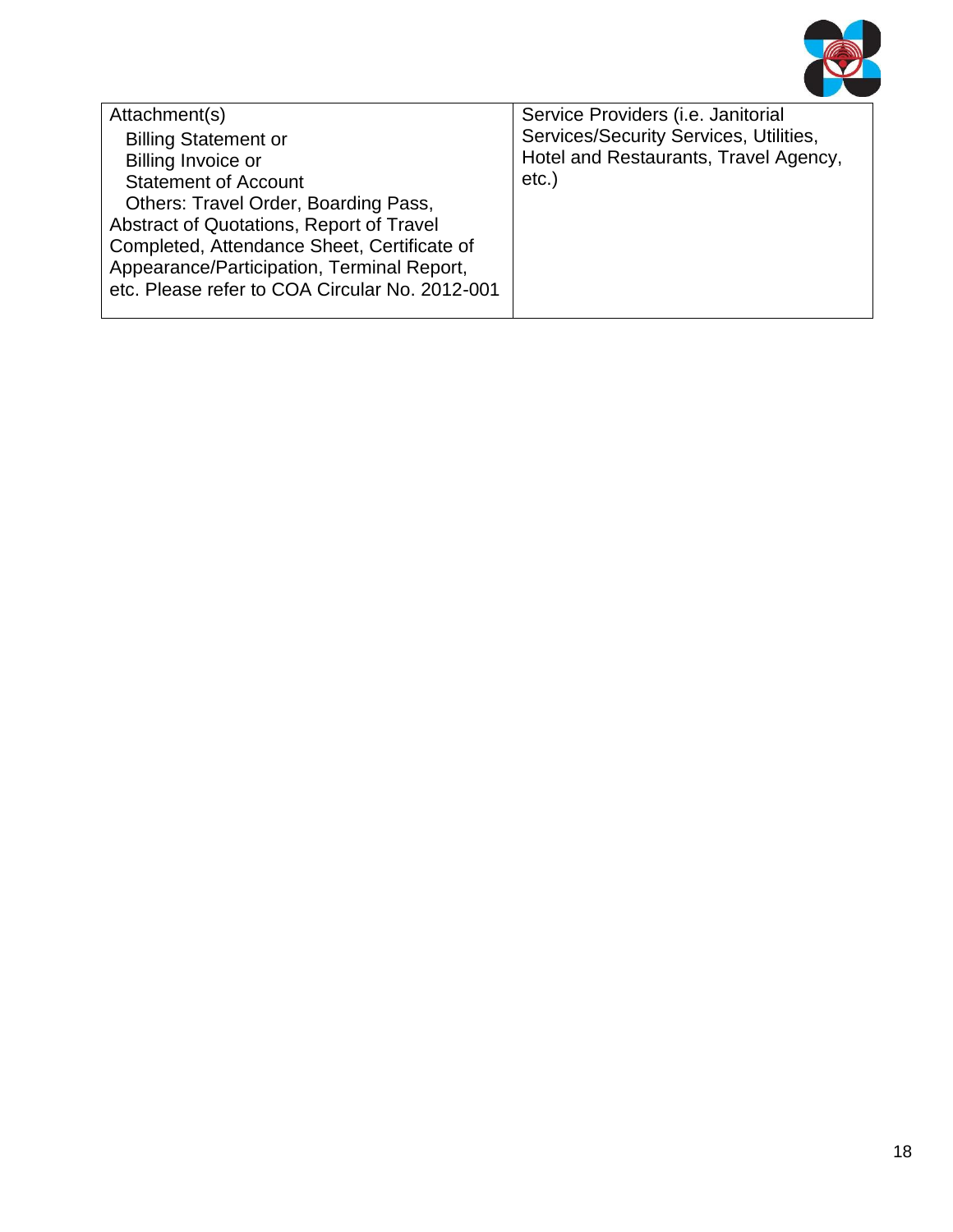| Attachment(s)<br>Billing Statement or<br>Billing Invoice or<br>Statement of Account<br>Others: Travel Order, Boarding Pass, Abstract of Quotations, Report of Travel Completed, Attendance Sheet, Certificate of Appearance/Participation, Terminal Report, etc. Please refer to COA Circular No. 2012-001 | Service Providers (i.e. Janitorial Services/Security Services, Utilities, Hotel and Restaurants, Travel Agency, etc.) |
|---|---|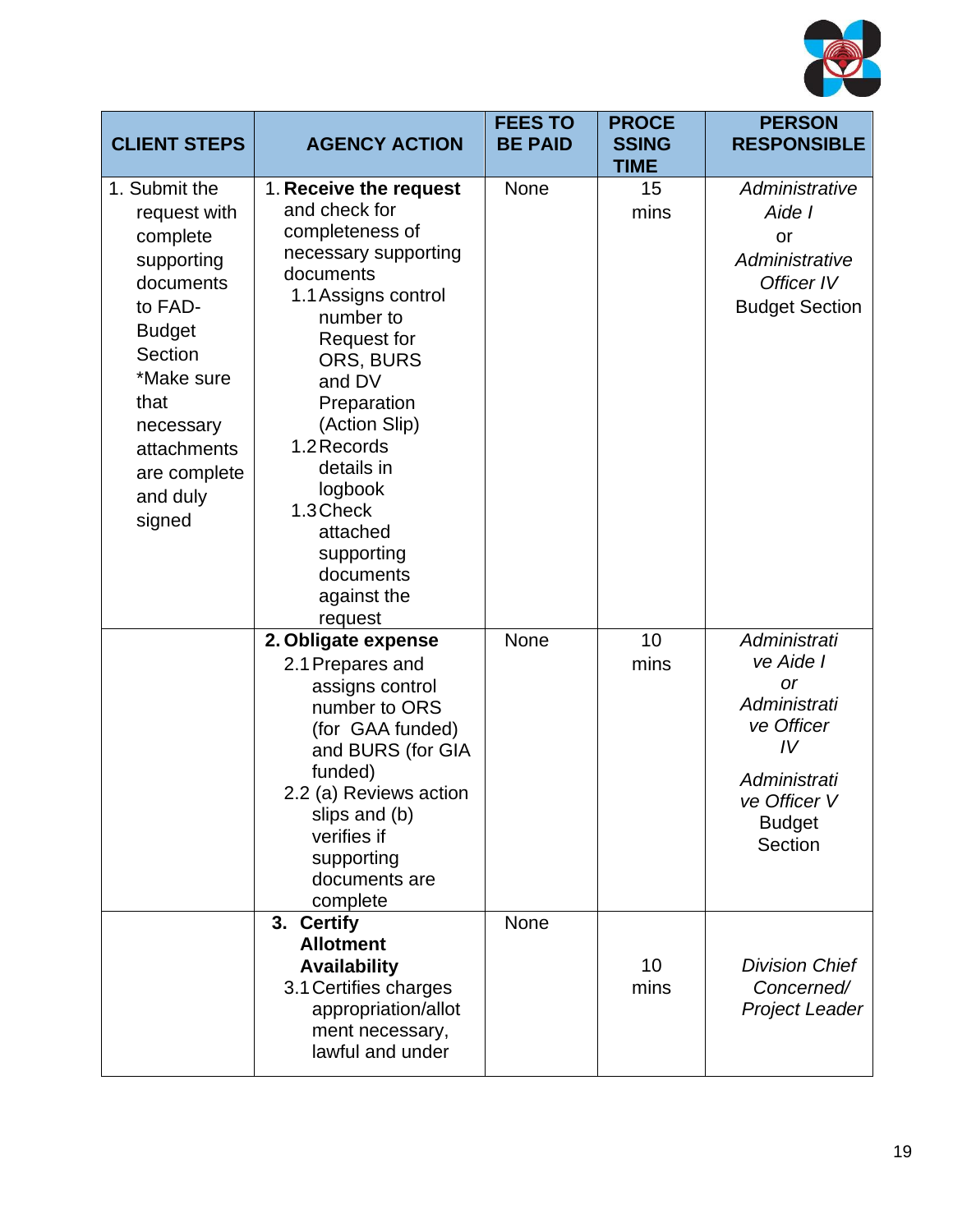| CLIENT STEPS | AGENCY ACTION | FEES TO BE PAID | PROCESSING TIME | PERSON RESPONSIBLE |
|---|---|---|---|---|
| 1. Submit the request with complete supporting documents to FAD-Budget Section *Make sure that necessary attachments are complete and duly signed | 1. **Receive the request** and check for completeness of necessary supporting documents<br>1.1 Assigns control number to Request for ORS, BURS and DV Preparation (Action Slip)<br>1.2 Records details in logbook<br>1.3 Check attached supporting documents against the request | None | 15 mins | *Administrative Aide I* or *Administrative Officer IV* Budget Section |
| | 2. **Obligate expense**<br>2.1 Prepares and assigns control number to ORS (for GAA funded) and BURS (for GIA funded)<br>2.2 (a) Reviews action slips and (b) verifies if supporting documents are complete | None | 10 mins | *Administrative Aide I or Administrative Officer IV*<br>*Administrative Officer V* Budget Section |
| | 3. **Certify Allotment Availability**<br>3.1 Certifies charges appropriation/allotment necessary, lawful and under | None | 10 mins | *Division Chief Concerned/ Project Leader* |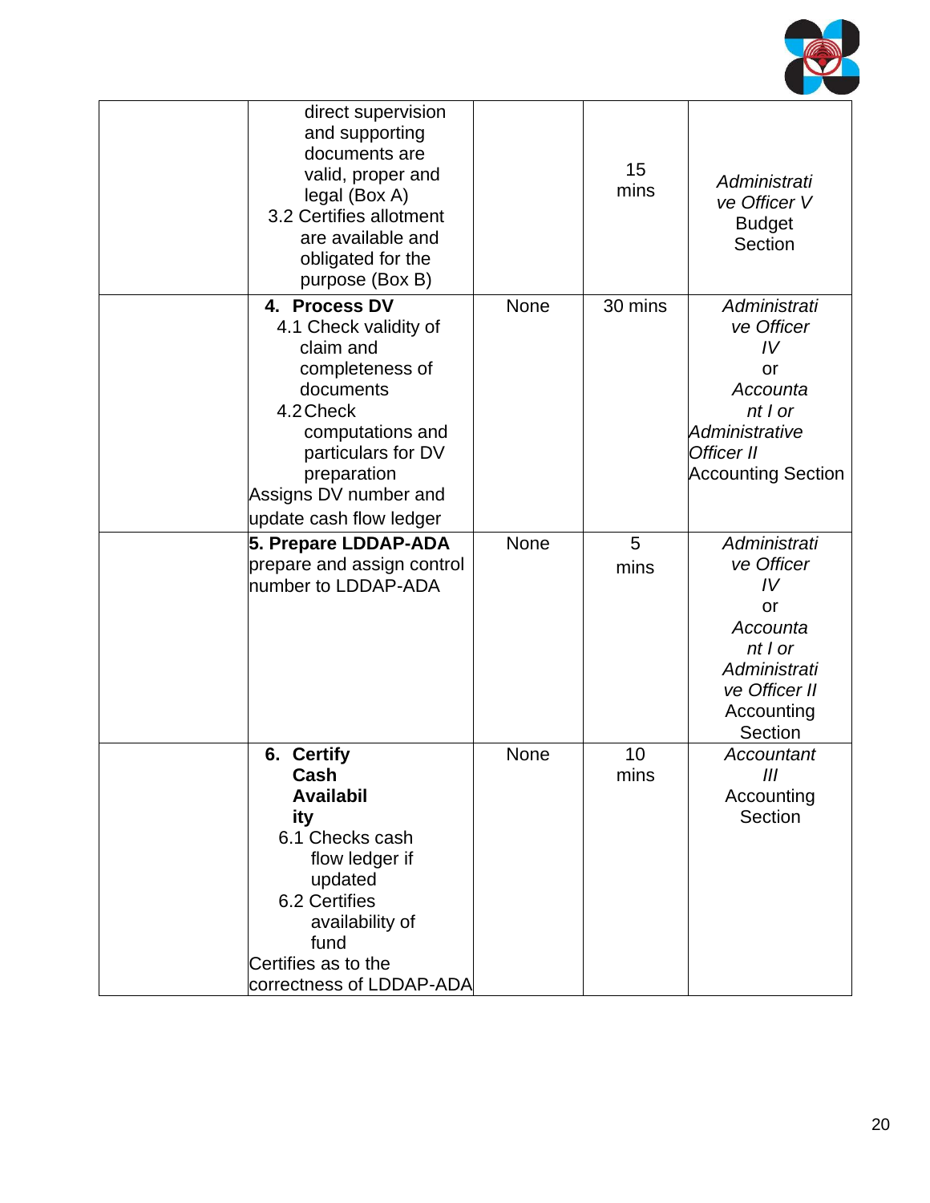| | | | | |
|---|---|---|---|---|
| | direct supervision and supporting documents are valid, proper and legal (Box A)<br>3.2 Certifies allotment are available and obligated for the purpose (Box B) | | 15 mins | *Administrative Officer V* Budget Section |
| | **4. Process DV**<br>4.1 Check validity of claim and completeness of documents<br>4.2 Check computations and particulars for DV preparation<br>Assigns DV number and update cash flow ledger | None | 30 mins | *Administrative Officer IV* or *Accountant I or Administrative Officer II* Accounting Section |
| | **5. Prepare LDDAP-ADA**<br>prepare and assign control number to LDDAP-ADA | None | 5 mins | *Administrative Officer IV* or *Accountant I or Administrative Officer II* Accounting Section |
| | **6. Certify Cash Availability**<br>6.1 Checks cash flow ledger if updated<br>6.2 Certifies availability of fund<br>Certifies as to the correctness of LDDAP-ADA | None | 10 mins | *Accountant III* Accounting Section |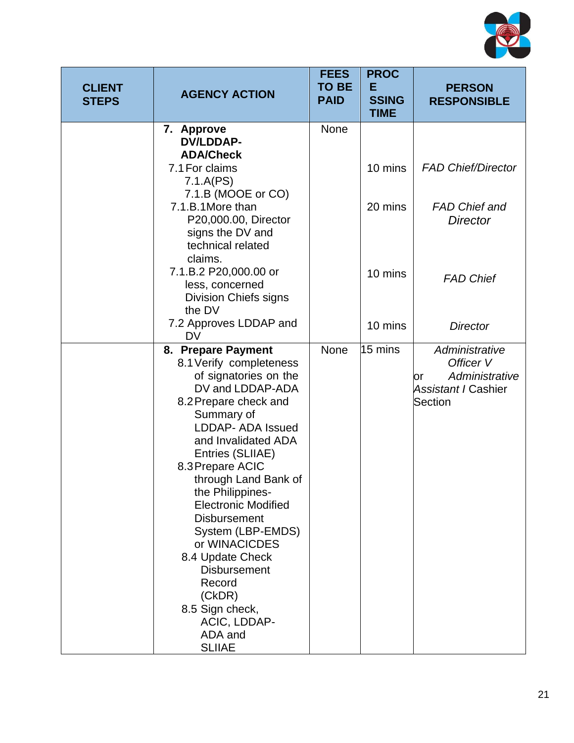| CLIENT STEPS | AGENCY ACTION | FEES TO BE PAID | PROCESSING TIME | PERSON RESPONSIBLE |
|---|---|---|---|---|
| | **7. Approve DV/LDDAP-ADA/Check** | None | | |
| | 7.1 For claims<br>7.1.A(PS)<br>7.1.B (MOOE or CO) | | 10 mins | *FAD Chief/Director* |
| | 7.1.B.1 More than P20,000.00, Director signs the DV and technical related claims. | | 20 mins | *FAD Chief and Director* |
| | 7.1.B.2 P20,000.00 or less, concerned Division Chiefs signs the DV | | 10 mins | *FAD Chief* |
| | 7.2 Approves LDDAP and DV | | 10 mins | *Director* |
| | **8. Prepare Payment**<br>8.1 Verify completeness of signatories on the DV and LDDAP-ADA<br>8.2 Prepare check and Summary of LDDAP- ADA Issued and Invalidated ADA Entries (SLIIAE)<br>8.3 Prepare ACIC through Land Bank of the Philippines-Electronic Modified Disbursement System (LBP-EMDS) or WINACICDES<br>8.4 Update Check Disbursement Record (CkDR)<br>8.5 Sign check, ACIC, LDDAP-ADA and SLIIAE | None | 15 mins | *Administrative Officer V* or *Administrative Assistant I* Cashier Section |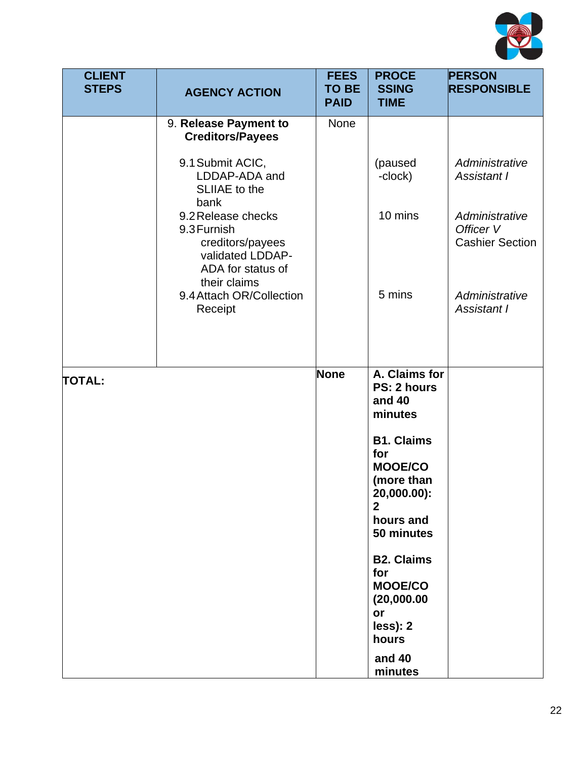| CLIENT STEPS | AGENCY ACTION | FEES TO BE PAID | PROCESSING TIME | PERSON RESPONSIBLE |
|---|---|---|---|---|
| | 9. **Release Payment to Creditors/Payees** | None | | |
| | 9.1 Submit ACIC, LDDAP-ADA and SLIIAE to the bank | | (paused -clock) | *Administrative Assistant I* |
| | 9.2 Release checks<br>9.3 Furnish creditors/payees validated LDDAP-ADA for status of their claims | | 10 mins | *Administrative Officer V*<br>Cashier Section |
| | 9.4 Attach OR/Collection Receipt | | 5 mins | *Administrative Assistant I* |
| **TOTAL:** | | **None** | **A. Claims for PS: 2 hours and 40 minutes**<br><br>**B1. Claims for MOOE/CO (more than 20,000.00): 2 hours and 50 minutes**<br><br>**B2. Claims for MOOE/CO (20,000.00 or less): 2 hours and 40 minutes** | |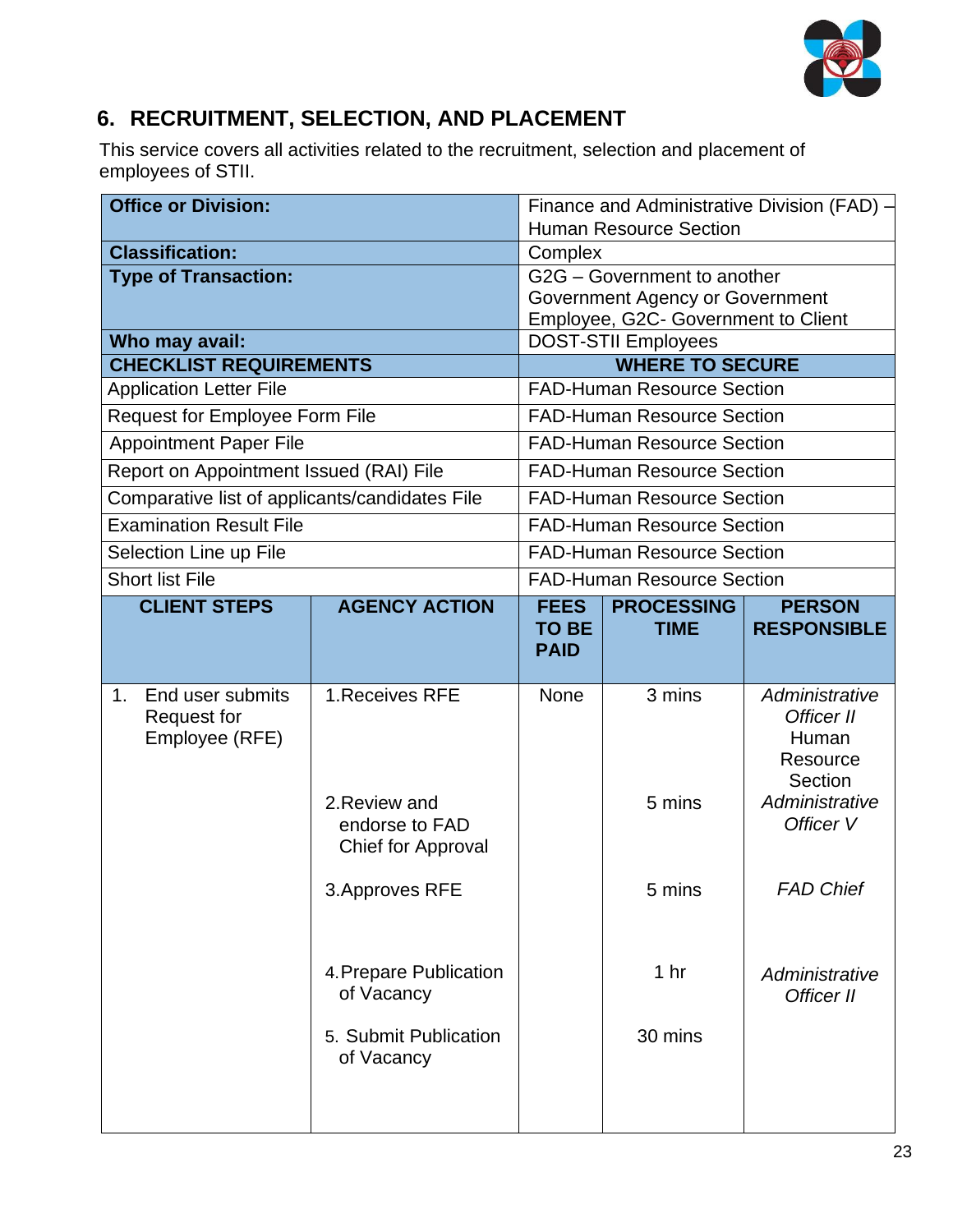## 6. RECRUITMENT, SELECTION, AND PLACEMENT

This service covers all activities related to the recruitment, selection and placement of employees of STII.

| | |
|---|---|
| **Office or Division:** | Finance and Administrative Division (FAD) – Human Resource Section |
| **Classification:** | Complex |
| **Type of Transaction:** | G2G – Government to another Government Agency or Government Employee, G2C- Government to Client |
| **Who may avail:** | DOST-STII Employees |
| **CHECKLIST REQUIREMENTS** | **WHERE TO SECURE** |
| Application Letter File | FAD-Human Resource Section |
| Request for Employee Form File | FAD-Human Resource Section |
| Appointment Paper File | FAD-Human Resource Section |
| Report on Appointment Issued (RAI) File | FAD-Human Resource Section |
| Comparative list of applicants/candidates File | FAD-Human Resource Section |
| Examination Result File | FAD-Human Resource Section |
| Selection Line up File | FAD-Human Resource Section |
| Short list File | FAD-Human Resource Section |

| CLIENT STEPS | AGENCY ACTION | FEES TO BE PAID | PROCESSING TIME | PERSON RESPONSIBLE |
|---|---|---|---|---|
| 1. End user submits Request for Employee (RFE) | 1.Receives RFE | None | 3 mins | *Administrative Officer II* Human Resource Section |
| | 2.Review and endorse to FAD Chief for Approval | | 5 mins | *Administrative Officer V* |
| | 3.Approves RFE | | 5 mins | *FAD Chief* |
| | 4.Prepare Publication of Vacancy | | 1 hr | *Administrative Officer II* |
| | 5. Submit Publication of Vacancy | | 30 mins | |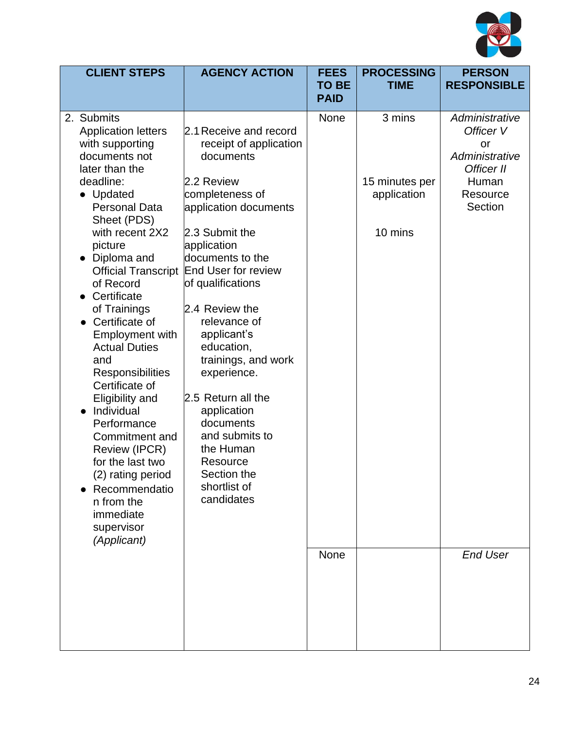| CLIENT STEPS | AGENCY ACTION | FEES TO BE PAID | PROCESSING TIME | PERSON RESPONSIBLE |
|---|---|---|---|---|
| 2. Submits Application letters with supporting documents not later than the deadline:<br>• Updated Personal Data Sheet (PDS) with recent 2X2 picture<br>• Diploma and Official Transcript of Record<br>• Certificate of Trainings<br>• Certificate of Employment with Actual Duties and Responsibilities Certificate of Eligibility and<br>• Individual Performance Commitment and Review (IPCR) for the last two (2) rating period<br>• Recommendation from the immediate supervisor *(Applicant)* | 2.1 Receive and record receipt of application documents<br><br>2.2 Review completeness of application documents<br><br>2.3 Submit the application documents to the End User for review of qualifications<br><br>2.4 Review the relevance of applicant's education, trainings, and work experience.<br><br>2.5 Return all the application documents and submits to the Human Resource Section the shortlist of candidates | None | 3 mins<br><br>15 minutes per application<br><br>10 mins | *Administrative Officer V* or *Administrative Officer II* Human Resource Section |
| | | None | | *End User* |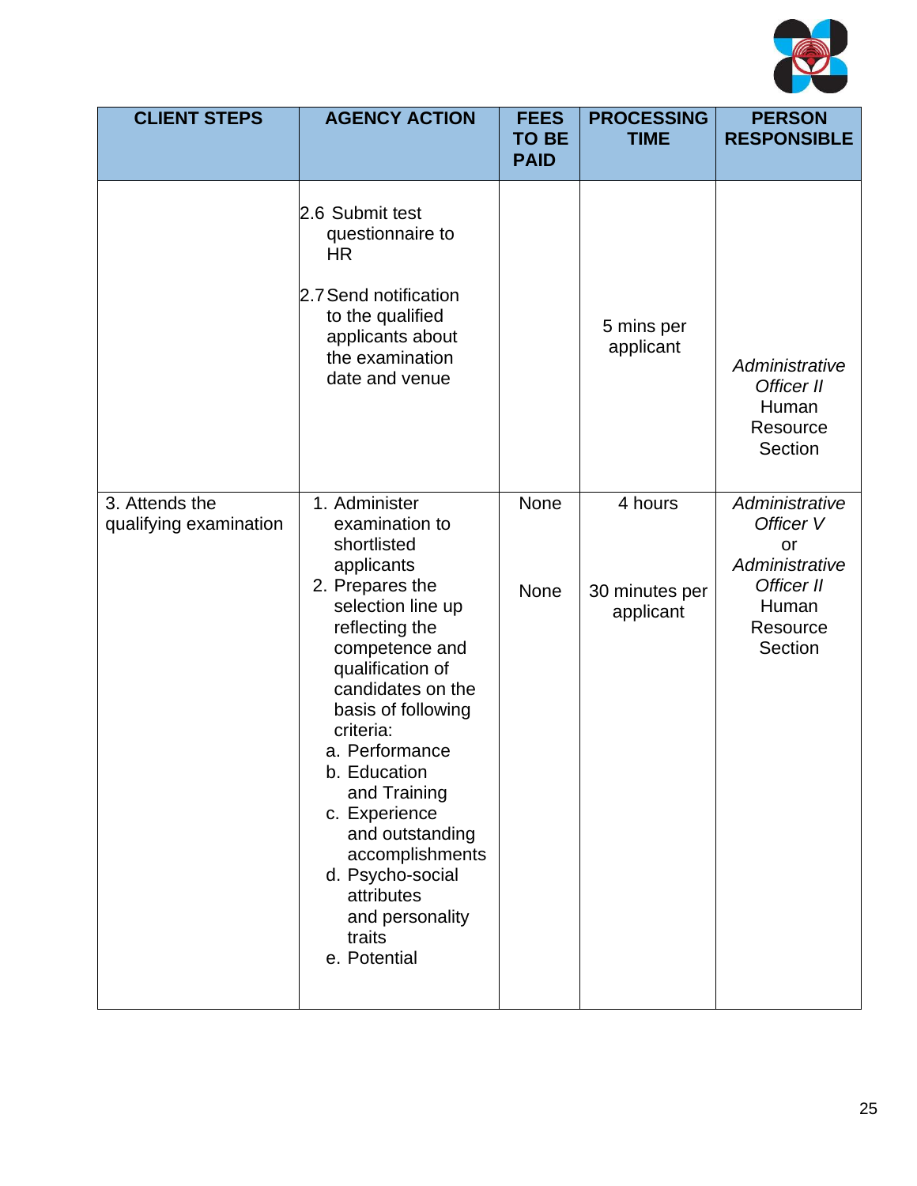| CLIENT STEPS | AGENCY ACTION | FEES TO BE PAID | PROCESSING TIME | PERSON RESPONSIBLE |
|---|---|---|---|---|
| | 2.6 Submit test questionnaire to HR<br><br>2.7 Send notification to the qualified applicants about the examination date and venue | | 5 mins per applicant | *Administrative Officer II* Human Resource Section |
| 3. Attends the qualifying examination | 1. Administer examination to shortlisted applicants<br>2. Prepares the selection line up reflecting the competence and qualification of candidates on the basis of following criteria:<br>a. Performance<br>b. Education and Training<br>c. Experience and outstanding accomplishments<br>d. Psycho-social attributes and personality traits<br>e. Potential | None<br><br>None | 4 hours<br><br>30 minutes per applicant | *Administrative Officer V* or *Administrative Officer II* Human Resource Section |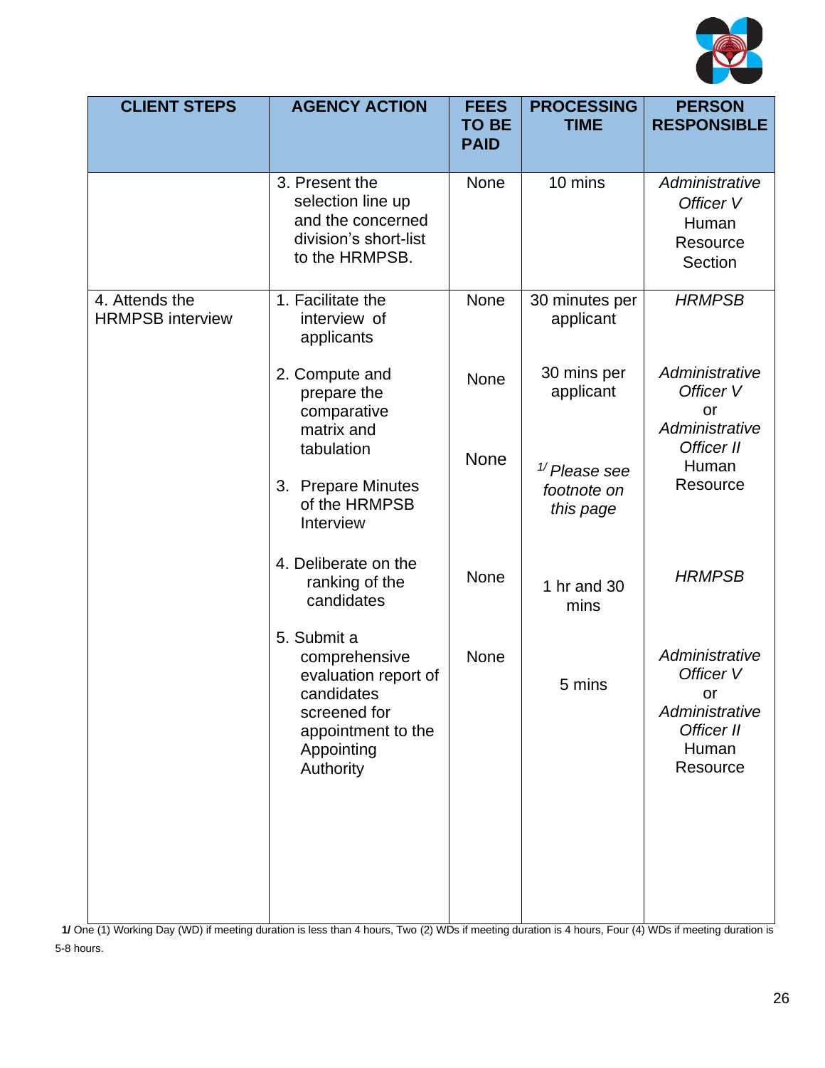| CLIENT STEPS | AGENCY ACTION | FEES TO BE PAID | PROCESSING TIME | PERSON RESPONSIBLE |
|---|---|---|---|---|
| | 3. Present the selection line up and the concerned division's short-list to the HRMPSB. | None | 10 mins | *Administrative Officer V* Human Resource Section |
| 4. Attends the HRMPSB interview | 1. Facilitate the interview of applicants | None | 30 minutes per applicant | *HRMPSB* |
| | 2. Compute and prepare the comparative matrix and tabulation | None | 30 mins per applicant | *Administrative Officer V* or *Administrative Officer II* Human Resource |
| | 3. Prepare Minutes of the HRMPSB Interview | None | [1/] *Please see footnote on this page* | |
| | 4. Deliberate on the ranking of the candidates | None | 1 hr and 30 mins | *HRMPSB* |
| | 5. Submit a comprehensive evaluation report of candidates screened for appointment to the Appointing Authority | None | 5 mins | *Administrative Officer V* or *Administrative Officer II* Human Resource |

**1/** One (1) Working Day (WD) if meeting duration is less than 4 hours, Two (2) WDs if meeting duration is 4 hours, Four (4) WDs if meeting duration is 5-8 hours.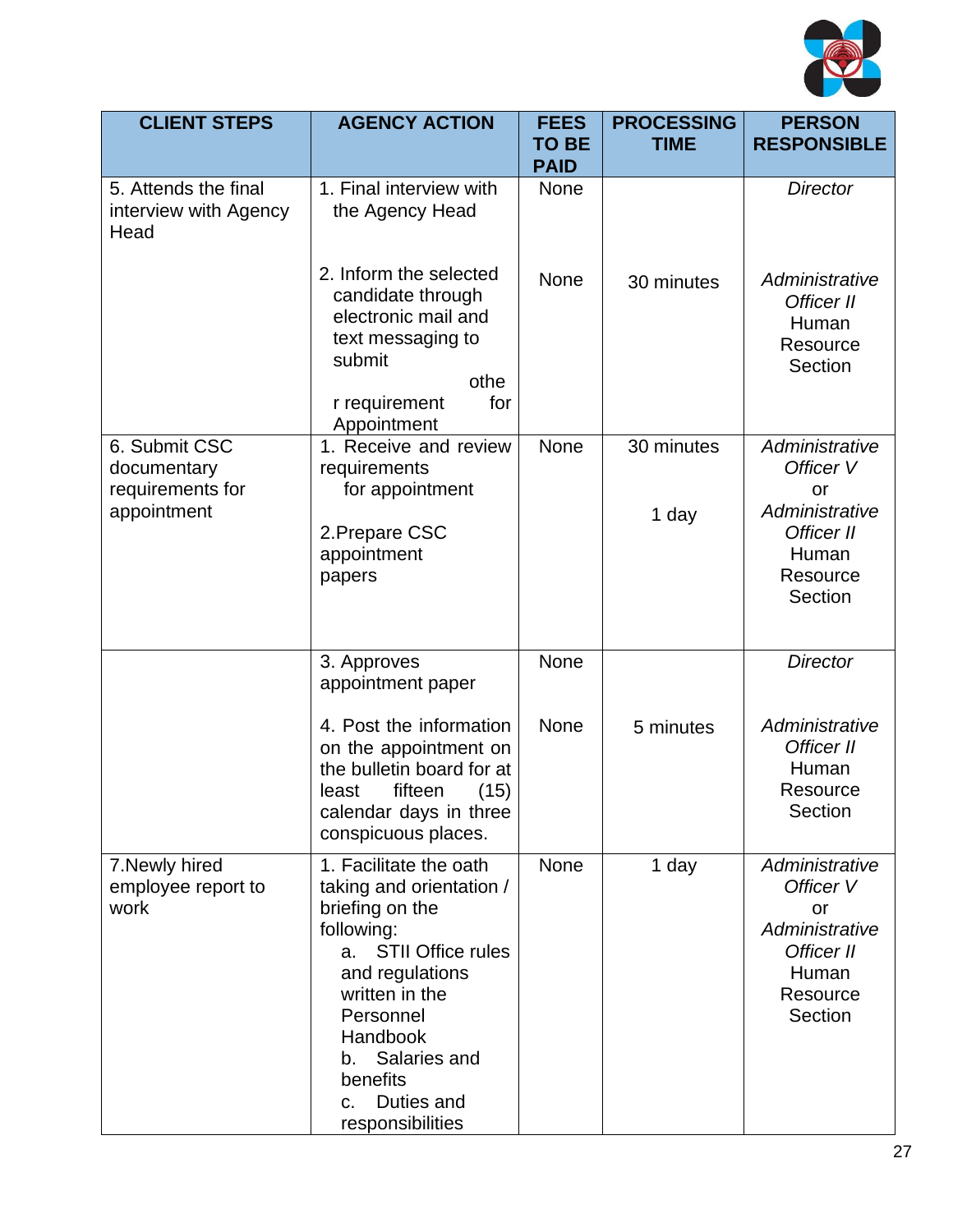| CLIENT STEPS | AGENCY ACTION | FEES TO BE PAID | PROCESSING TIME | PERSON RESPONSIBLE |
|---|---|---|---|---|
| 5. Attends the final interview with Agency Head | 1. Final interview with the Agency Head<br><br>2. Inform the selected candidate through electronic mail and text messaging to submit other requirement for Appointment | None<br><br>None | <br><br>30 minutes | *Director*<br><br>*Administrative Officer II* Human Resource Section |
| 6. Submit CSC documentary requirements for appointment | 1. Receive and review requirements for appointment<br><br>2.Prepare CSC appointment papers | None | 30 minutes<br><br>1 day | *Administrative Officer V* or *Administrative Officer II* Human Resource Section |
| | 3. Approves appointment paper<br><br>4. Post the information on the appointment on the bulletin board for at least fifteen (15) calendar days in three conspicuous places. | None<br><br>None | <br><br>5 minutes | *Director*<br><br>*Administrative Officer II* Human Resource Section |
| 7.Newly hired employee report to work | 1. Facilitate the oath taking and orientation / briefing on the following:<br>a. STII Office rules and regulations written in the Personnel Handbook<br>b. Salaries and benefits<br>c. Duties and responsibilities | None | 1 day | *Administrative Officer V* or *Administrative Officer II* Human Resource Section |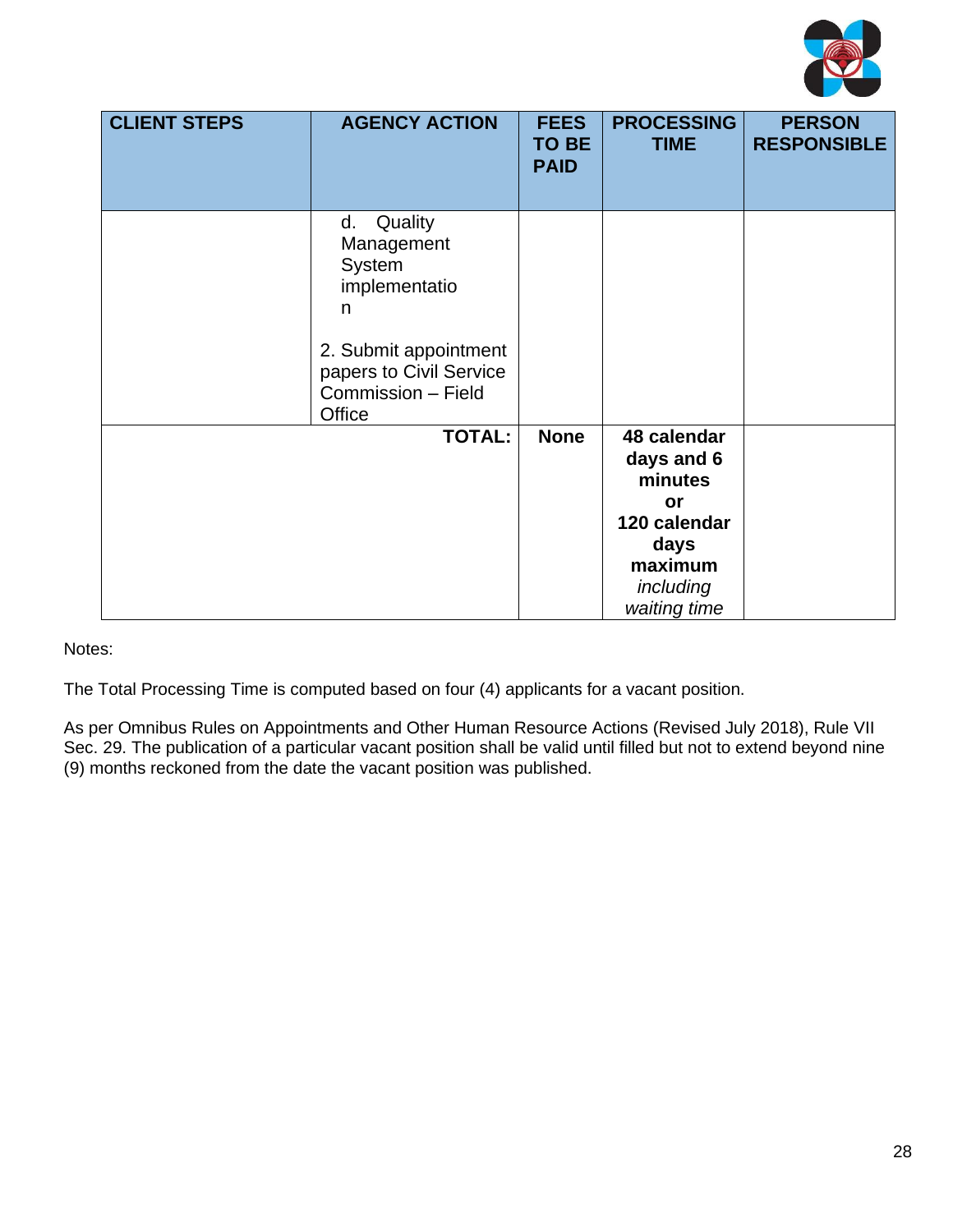| CLIENT STEPS | AGENCY ACTION | FEES TO BE PAID | PROCESSING TIME | PERSON RESPONSIBLE |
|---|---|---|---|---|
| | d. Quality Management System implementation<br><br>2. Submit appointment papers to Civil Service Commission – Field Office | | | |
| | **TOTAL:** | **None** | **48 calendar days and 6 minutes or 120 calendar days maximum** *including waiting time* | |

Notes:

The Total Processing Time is computed based on four (4) applicants for a vacant position.

As per Omnibus Rules on Appointments and Other Human Resource Actions (Revised July 2018), Rule VII Sec. 29. The publication of a particular vacant position shall be valid until filled but not to extend beyond nine (9) months reckoned from the date the vacant position was published.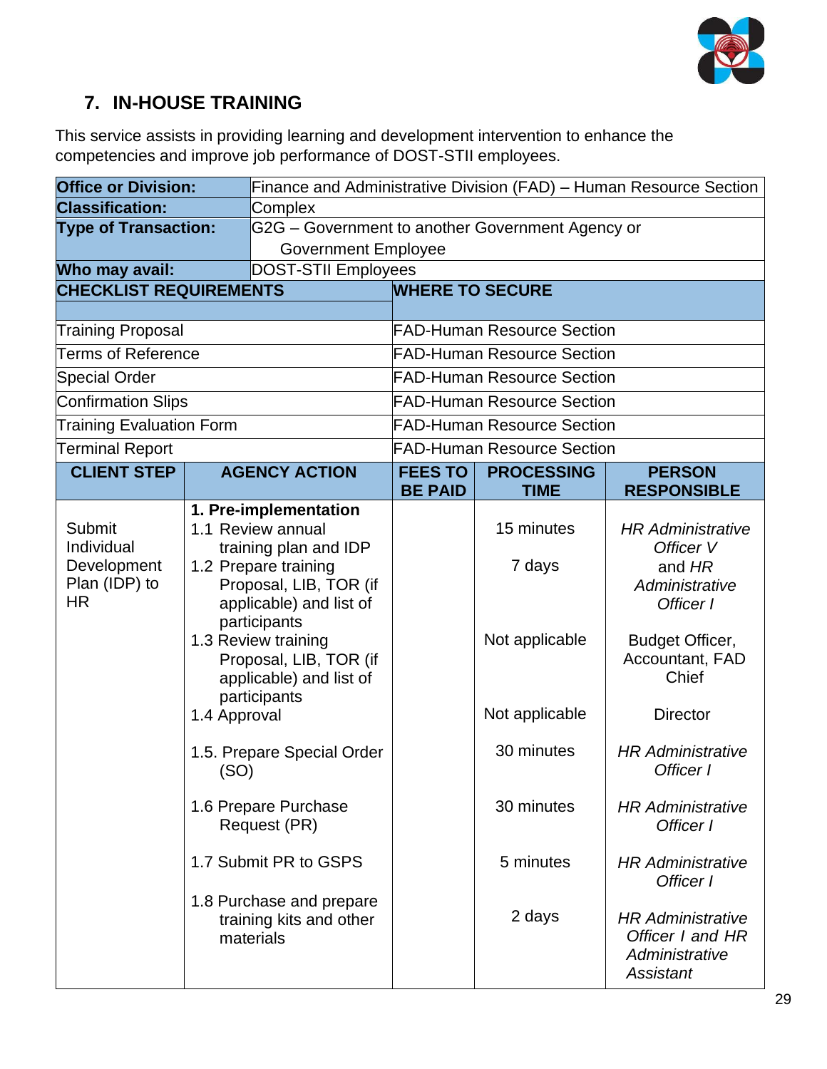## 7. IN-HOUSE TRAINING

This service assists in providing learning and development intervention to enhance the competencies and improve job performance of DOST-STII employees.

| | |
|---|---|
| **Office or Division:** | Finance and Administrative Division (FAD) – Human Resource Section |
| **Classification:** | Complex |
| **Type of Transaction:** | G2G – Government to another Government Agency or Government Employee |
| **Who may avail:** | DOST-STII Employees |

| CHECKLIST REQUIREMENTS | WHERE TO SECURE |
|---|---|
| Training Proposal | FAD-Human Resource Section |
| Terms of Reference | FAD-Human Resource Section |
| Special Order | FAD-Human Resource Section |
| Confirmation Slips | FAD-Human Resource Section |
| Training Evaluation Form | FAD-Human Resource Section |
| Terminal Report | FAD-Human Resource Section |

| CLIENT STEP | AGENCY ACTION | FEES TO BE PAID | PROCESSING TIME | PERSON RESPONSIBLE |
|---|---|---|---|---|
| Submit Individual Development Plan (IDP) to HR | **1. Pre-implementation** | | | |
| | 1.1 Review annual training plan and IDP | | 15 minutes | *HR Administrative Officer V* and *HR Administrative Officer I* |
| | 1.2 Prepare training Proposal, LIB, TOR (if applicable) and list of participants | | 7 days | |
| | 1.3 Review training Proposal, LIB, TOR (if applicable) and list of participants | | Not applicable | Budget Officer, Accountant, FAD Chief |
| | 1.4 Approval | | Not applicable | Director |
| | 1.5. Prepare Special Order (SO) | | 30 minutes | *HR Administrative Officer I* |
| | 1.6 Prepare Purchase Request (PR) | | 30 minutes | *HR Administrative Officer I* |
| | 1.7 Submit PR to GSPS | | 5 minutes | *HR Administrative Officer I* |
| | 1.8 Purchase and prepare training kits and other materials | | 2 days | *HR Administrative Officer I and HR Administrative Assistant* |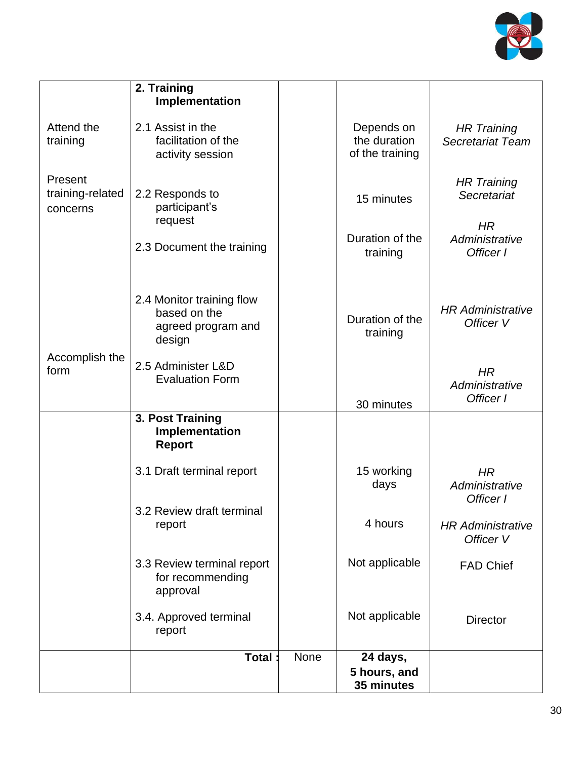| | | | | |
|---|---|---|---|---|
| | **2. Training Implementation** | | | |
| Attend the training | 2.1 Assist in the facilitation of the activity session | | Depends on the duration of the training | *HR Training Secretariat Team* |
| Present training-related concerns | 2.2 Responds to participant's request | | 15 minutes | *HR Training Secretariat* |
| | 2.3 Document the training | | Duration of the training | *HR Administrative Officer I* |
| | 2.4 Monitor training flow based on the agreed program and design | | Duration of the training | *HR Administrative Officer V* |
| Accomplish the form | 2.5 Administer L&D Evaluation Form | | 30 minutes | *HR Administrative Officer I* |
| | **3. Post Training Implementation Report** | | | |
| | 3.1 Draft terminal report | | 15 working days | *HR Administrative Officer I* |
| | 3.2 Review draft terminal report | | 4 hours | *HR Administrative Officer V* |
| | 3.3 Review terminal report for recommending approval | | Not applicable | FAD Chief |
| | 3.4. Approved terminal report | | Not applicable | Director |
| | **Total :** | None | **24 days, 5 hours, and 35 minutes** | |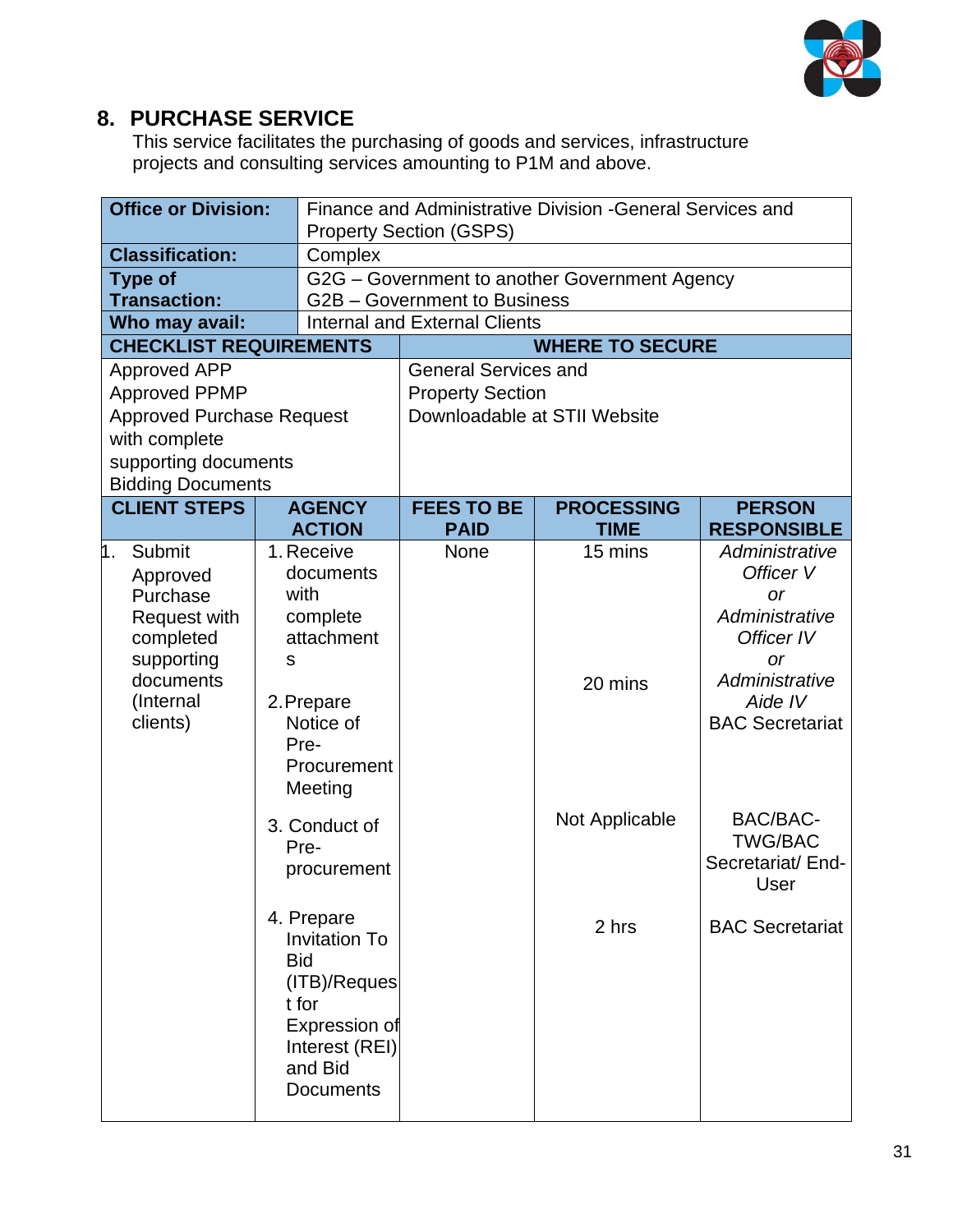## 8. PURCHASE SERVICE

This service facilitates the purchasing of goods and services, infrastructure projects and consulting services amounting to P1M and above.

| **Office or Division:** | Finance and Administrative Division -General Services and Property Section (GSPS) |
|---|---|
| **Classification:** | Complex |
| **Type of Transaction:** | G2G – Government to another Government Agency<br>G2B – Government to Business |
| **Who may avail:** | Internal and External Clients |

| **CHECKLIST REQUIREMENTS** | **WHERE TO SECURE** |
|---|---|
| Approved APP<br>Approved PPMP<br>Approved Purchase Request with complete supporting documents<br>Bidding Documents | General Services and Property Section<br>Downloadable at STII Website |

| **CLIENT STEPS** | **AGENCY ACTION** | **FEES TO BE PAID** | **PROCESSING TIME** | **PERSON RESPONSIBLE** |
|---|---|---|---|---|
| 1. Submit Approved Purchase Request with completed supporting documents (Internal clients) | 1. Receive documents with complete attachments | None | 15 mins | *Administrative Officer V or Administrative Officer IV or Administrative Aide IV*<br>BAC Secretariat |
| | 2. Prepare Notice of Pre-Procurement Meeting | | 20 mins | |
| | 3. Conduct of Pre-procurement | | Not Applicable | BAC/BAC-TWG/BAC Secretariat/ End-User |
| | 4. Prepare Invitation To Bid (ITB)/Request for Expression of Interest (REI) and Bid Documents | | 2 hrs | BAC Secretariat |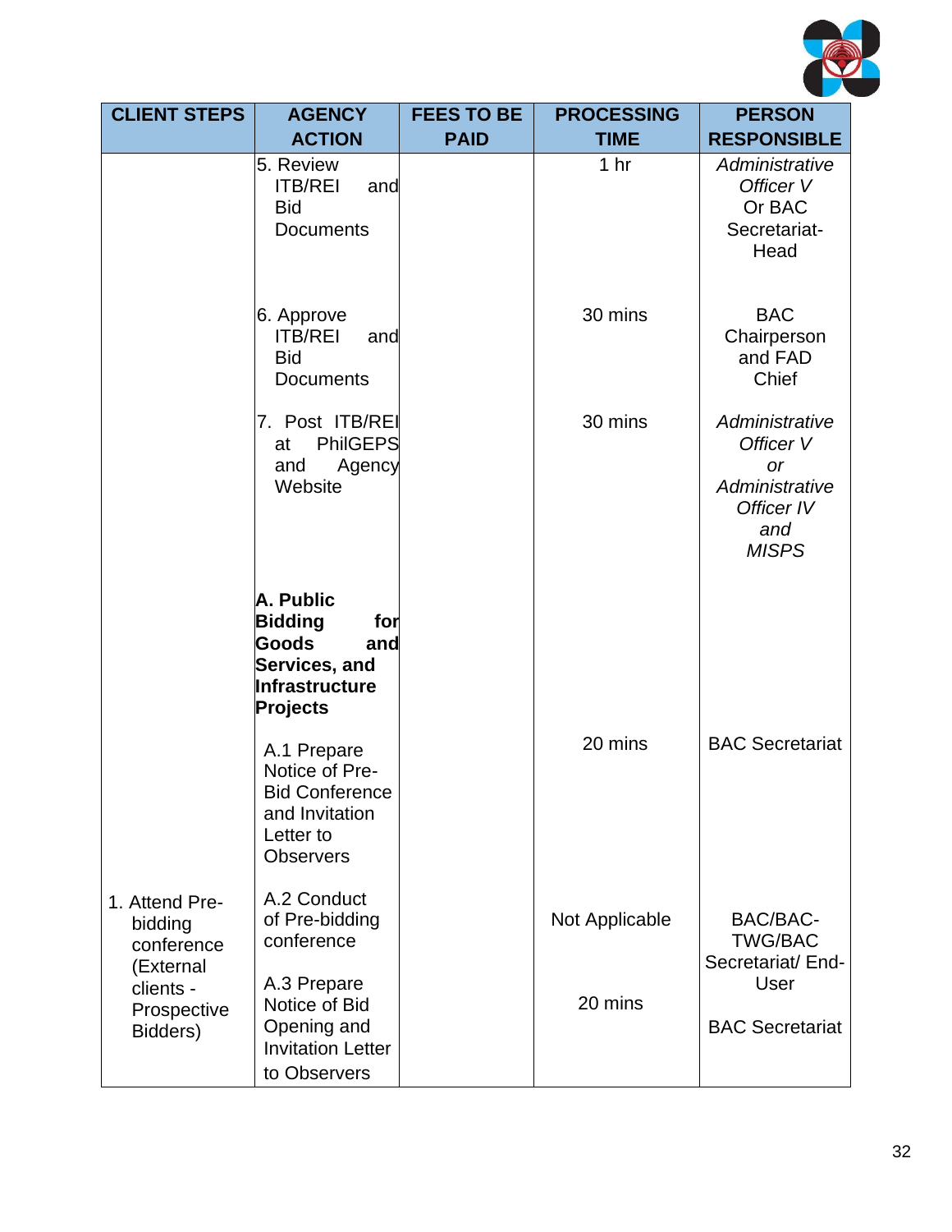| CLIENT STEPS | AGENCY ACTION | FEES TO BE PAID | PROCESSING TIME | PERSON RESPONSIBLE |
|---|---|---|---|---|
| | 5. Review ITB/REI and Bid Documents | | 1 hr | *Administrative Officer V* Or BAC Secretariat-Head |
| | 6. Approve ITB/REI and Bid Documents | | 30 mins | BAC Chairperson and FAD Chief |
| | 7. Post ITB/REI at PhilGEPS and Agency Website | | 30 mins | *Administrative Officer V or Administrative Officer IV and MISPS* |
| | **A. Public Bidding for Goods and Services, and Infrastructure Projects** | | | |
| | A.1 Prepare Notice of Pre-Bid Conference and Invitation Letter to Observers | | 20 mins | BAC Secretariat |
| 1. Attend Pre-bidding conference (External clients - Prospective Bidders) | A.2 Conduct of Pre-bidding conference | | Not Applicable | BAC/BAC-TWG/BAC Secretariat/ End-User |
| | A.3 Prepare Notice of Bid Opening and Invitation Letter to Observers | | 20 mins | BAC Secretariat |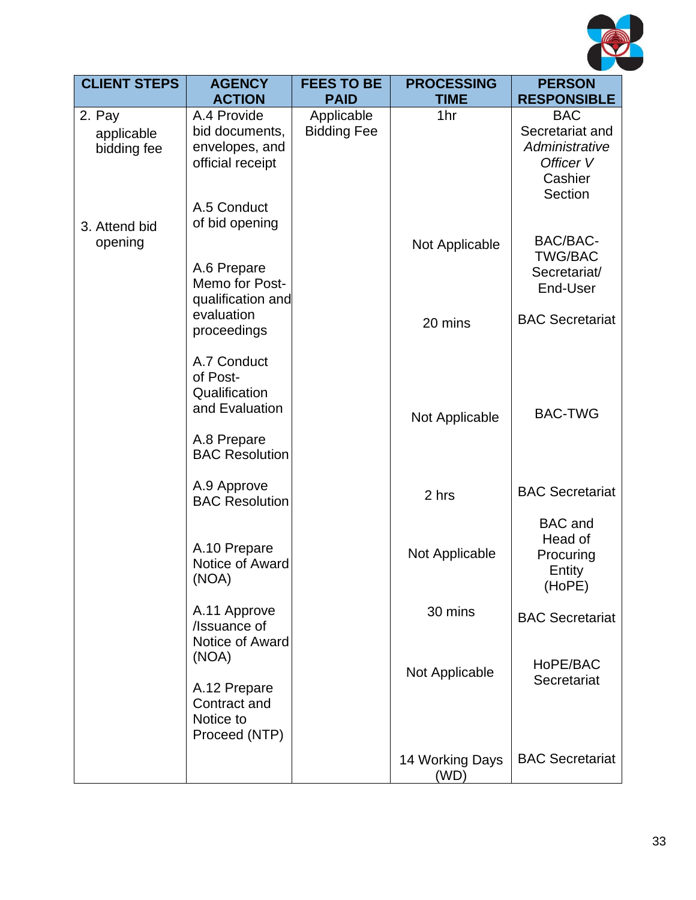| CLIENT STEPS | AGENCY ACTION | FEES TO BE PAID | PROCESSING TIME | PERSON RESPONSIBLE |
|---|---|---|---|---|
| 2. Pay applicable bidding fee | A.4 Provide bid documents, envelopes, and official receipt | Applicable Bidding Fee | 1hr | BAC Secretariat and *Administrative Officer V* Cashier Section |
| 3. Attend bid opening | A.5 Conduct of bid opening | | Not Applicable | BAC/BAC-TWG/BAC Secretariat/ End-User |
| | A.6 Prepare Memo for Post-qualification and evaluation proceedings | | 20 mins | BAC Secretariat |
| | A.7 Conduct of Post-Qualification and Evaluation | | Not Applicable | BAC-TWG |
| | A.8 Prepare BAC Resolution | | 2 hrs | BAC Secretariat |
| | A.9 Approve BAC Resolution | | Not Applicable | BAC and Head of Procuring Entity (HoPE) |
| | A.10 Prepare Notice of Award (NOA) | | 30 mins | BAC Secretariat |
| | A.11 Approve /Issuance of Notice of Award (NOA) | | Not Applicable | HoPE/BAC Secretariat |
| | A.12 Prepare Contract and Notice to Proceed (NTP) | | 14 Working Days (WD) | BAC Secretariat |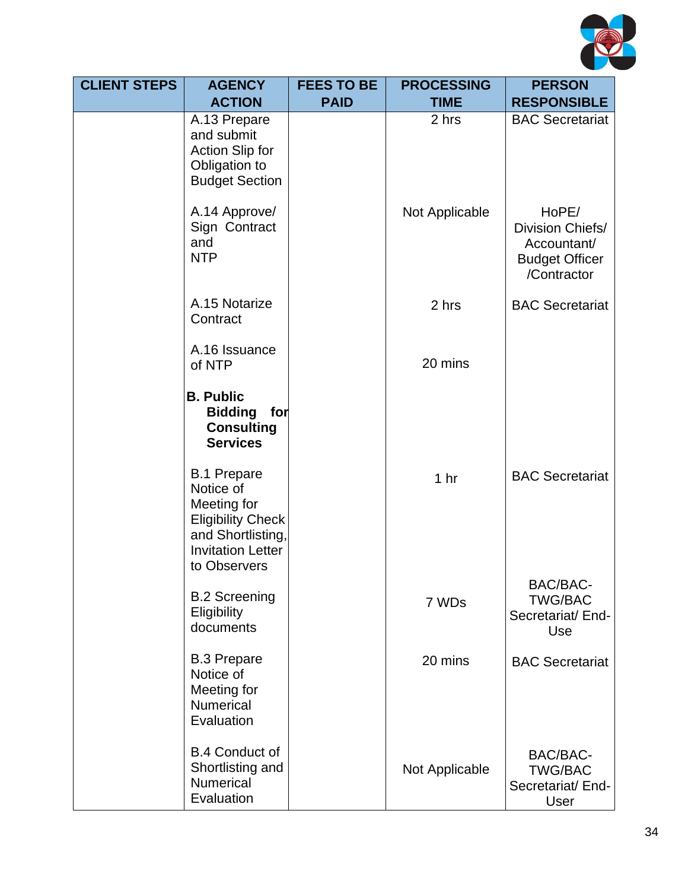| CLIENT STEPS | AGENCY ACTION | FEES TO BE PAID | PROCESSING TIME | PERSON RESPONSIBLE |
|---|---|---|---|---|
| | A.13 Prepare and submit Action Slip for Obligation to Budget Section | | 2 hrs | BAC Secretariat |
| | A.14 Approve/ Sign Contract and NTP | | Not Applicable | HoPE/ Division Chiefs/ Accountant/ Budget Officer /Contractor |
| | A.15 Notarize Contract | | 2 hrs | BAC Secretariat |
| | A.16 Issuance of NTP | | 20 mins | |
| | **B. Public Bidding for Consulting Services** | | | |
| | B.1 Prepare Notice of Meeting for Eligibility Check and Shortlisting, Invitation Letter to Observers | | 1 hr | BAC Secretariat |
| | B.2 Screening Eligibility documents | | 7 WDs | BAC/BAC-TWG/BAC Secretariat/ End-Use |
| | B.3 Prepare Notice of Meeting for Numerical Evaluation | | 20 mins | BAC Secretariat |
| | B.4 Conduct of Shortlisting and Numerical Evaluation | | Not Applicable | BAC/BAC-TWG/BAC Secretariat/ End-User |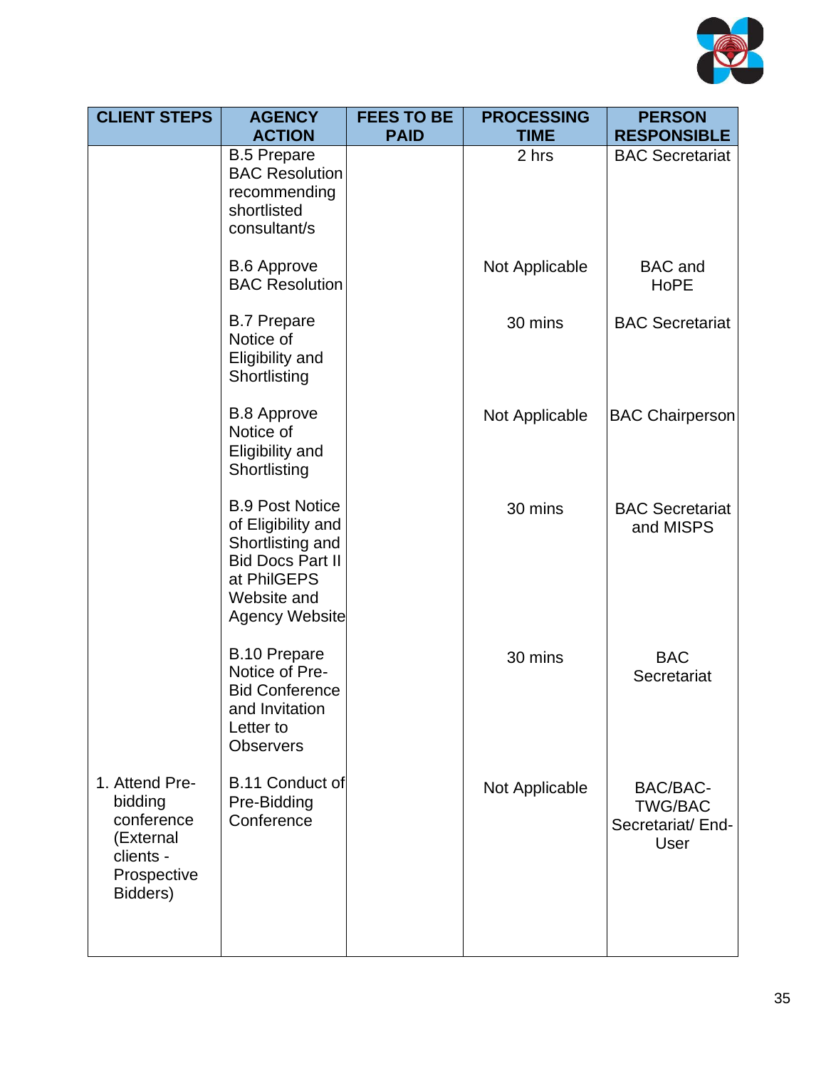| CLIENT STEPS | AGENCY ACTION | FEES TO BE PAID | PROCESSING TIME | PERSON RESPONSIBLE |
|---|---|---|---|---|
| | B.5 Prepare BAC Resolution recommending shortlisted consultant/s | | 2 hrs | BAC Secretariat |
| | B.6 Approve BAC Resolution | | Not Applicable | BAC and HoPE |
| | B.7 Prepare Notice of Eligibility and Shortlisting | | 30 mins | BAC Secretariat |
| | B.8 Approve Notice of Eligibility and Shortlisting | | Not Applicable | BAC Chairperson |
| | B.9 Post Notice of Eligibility and Shortlisting and Bid Docs Part II at PhilGEPS Website and Agency Website | | 30 mins | BAC Secretariat and MISPS |
| | B.10 Prepare Notice of Pre-Bid Conference and Invitation Letter to Observers | | 30 mins | BAC Secretariat |
| 1. Attend Pre-bidding conference (External clients - Prospective Bidders) | B.11 Conduct of Pre-Bidding Conference | | Not Applicable | BAC/BAC-TWG/BAC Secretariat/ End-User |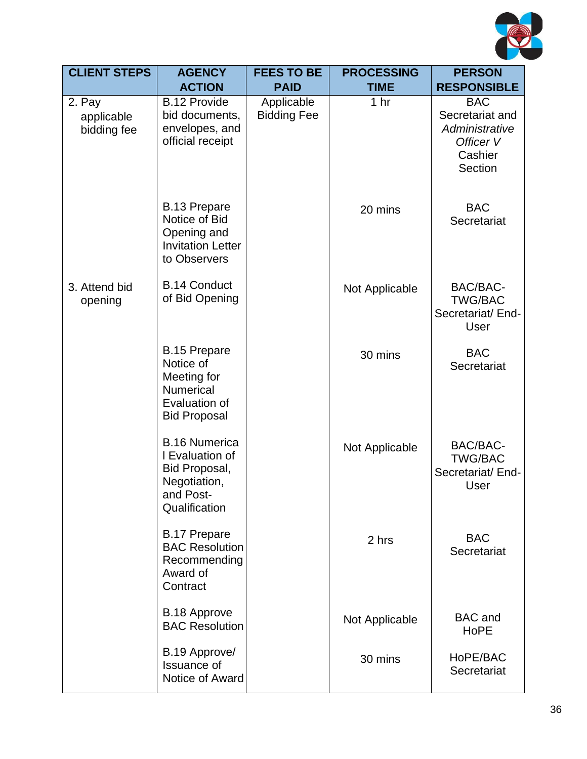| CLIENT STEPS | AGENCY ACTION | FEES TO BE PAID | PROCESSING TIME | PERSON RESPONSIBLE |
|---|---|---|---|---|
| 2. Pay applicable bidding fee | B.12 Provide bid documents, envelopes, and official receipt | Applicable Bidding Fee | 1 hr | BAC Secretariat and *Administrative Officer V* Cashier Section |
| | B.13 Prepare Notice of Bid Opening and Invitation Letter to Observers | | 20 mins | BAC Secretariat |
| 3. Attend bid opening | B.14 Conduct of Bid Opening | | Not Applicable | BAC/BAC-TWG/BAC Secretariat/ End-User |
| | B.15 Prepare Notice of Meeting for Numerical Evaluation of Bid Proposal | | 30 mins | BAC Secretariat |
| | B.16 Numerical Evaluation of Bid Proposal, Negotiation, and Post-Qualification | | Not Applicable | BAC/BAC-TWG/BAC Secretariat/ End-User |
| | B.17 Prepare BAC Resolution Recommending Award of Contract | | 2 hrs | BAC Secretariat |
| | B.18 Approve BAC Resolution | | Not Applicable | BAC and HoPE |
| | B.19 Approve/ Issuance of Notice of Award | | 30 mins | HoPE/BAC Secretariat |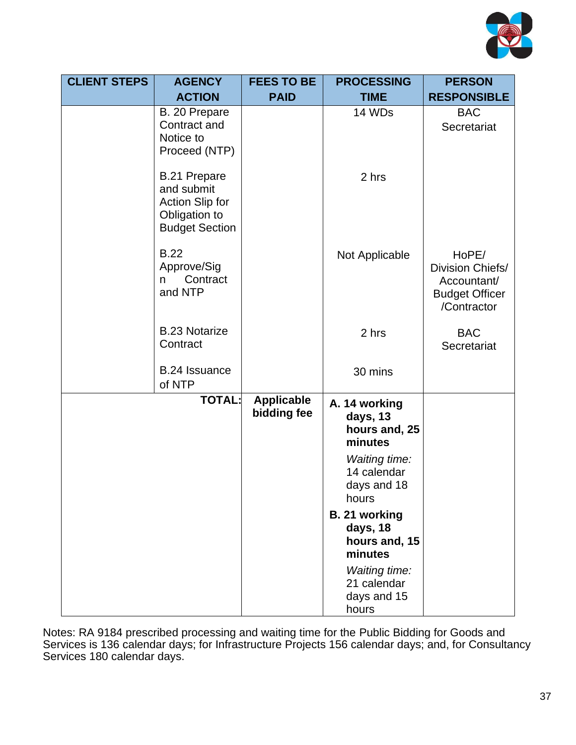| CLIENT STEPS | AGENCY ACTION | FEES TO BE PAID | PROCESSING TIME | PERSON RESPONSIBLE |
|---|---|---|---|---|
| | B. 20 Prepare Contract and Notice to Proceed (NTP) | | 14 WDs | BAC Secretariat |
| | B.21 Prepare and submit Action Slip for Obligation to Budget Section | | 2 hrs | |
| | B.22 Approve/Sign Contract and NTP | | Not Applicable | HoPE/ Division Chiefs/ Accountant/ Budget Officer /Contractor |
| | B.23 Notarize Contract | | 2 hrs | BAC Secretariat |
| | B.24 Issuance of NTP | | 30 mins | |
| | **TOTAL:** | **Applicable bidding fee** | **A. 14 working days, 13 hours and, 25 minutes**<br>*Waiting time:* 14 calendar days and 18 hours<br>**B. 21 working days, 18 hours and, 15 minutes**<br>*Waiting time:* 21 calendar days and 15 hours | |

Notes: RA 9184 prescribed processing and waiting time for the Public Bidding for Goods and Services is 136 calendar days; for Infrastructure Projects 156 calendar days; and, for Consultancy Services 180 calendar days.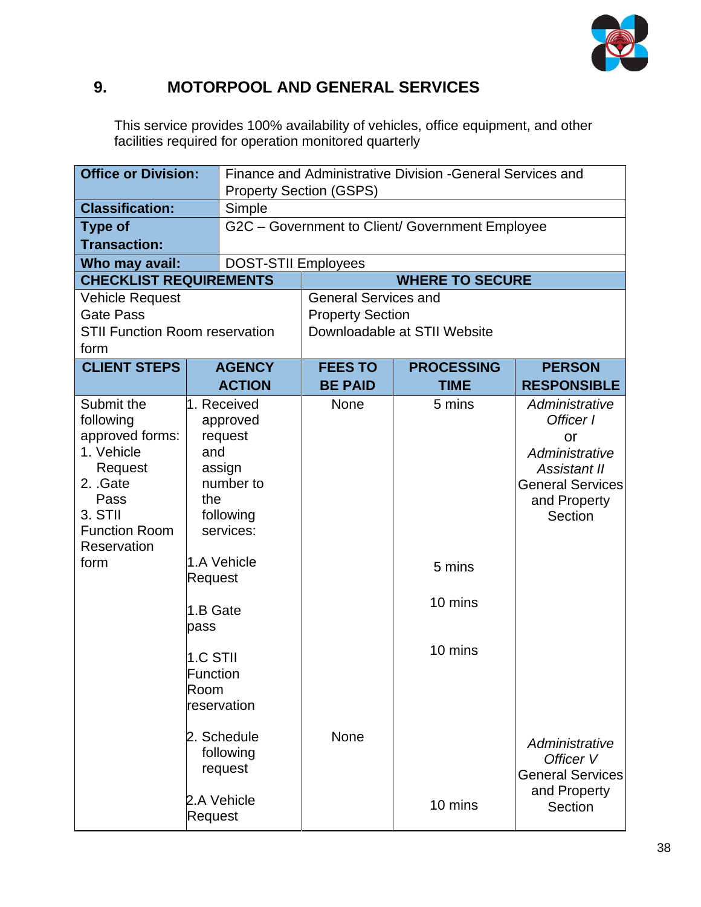## 9. MOTORPOOL AND GENERAL SERVICES

This service provides 100% availability of vehicles, office equipment, and other facilities required for operation monitored quarterly

| **Office or Division:** | Finance and Administrative Division -General Services and Property Section (GSPS) |
|---|---|
| **Classification:** | Simple |
| **Type of Transaction:** | G2C – Government to Client/ Government Employee |
| **Who may avail:** | DOST-STII Employees |

| **CHECKLIST REQUIREMENTS** | **WHERE TO SECURE** |
|---|---|
| Vehicle Request<br>Gate Pass<br>STII Function Room reservation form | General Services and Property Section<br>Downloadable at STII Website |

| **CLIENT STEPS** | **AGENCY ACTION** | **FEES TO BE PAID** | **PROCESSING TIME** | **PERSON RESPONSIBLE** |
|---|---|---|---|---|
| Submit the following approved forms:<br>1. Vehicle Request<br>2. .Gate Pass<br>3. STII Function Room Reservation form | 1. Received approved request and assign number to the following services: | None | 5 mins | *Administrative Officer I* or *Administrative Assistant II* General Services and Property Section |
| | 1.A Vehicle Request | | 5 mins | |
| | 1.B Gate pass | | 10 mins | |
| | 1.C STII Function Room reservation | | 10 mins | |
| | 2. Schedule following request | None | | *Administrative Officer V* General Services and Property Section |
| | 2.A Vehicle Request | | 10 mins | |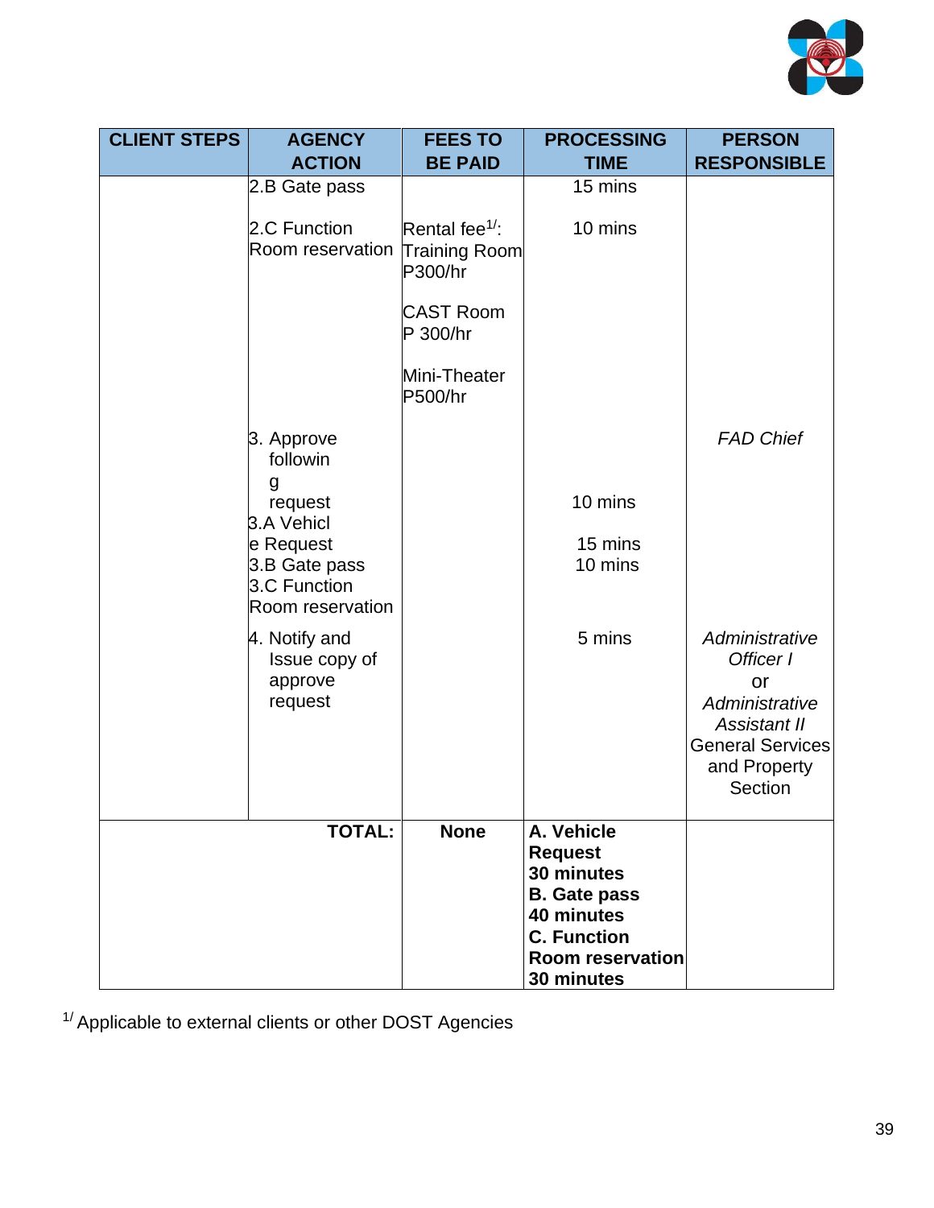| CLIENT STEPS | AGENCY ACTION | FEES TO BE PAID | PROCESSING TIME | PERSON RESPONSIBLE |
|---|---|---|---|---|
| | 2.B Gate pass | | 15 mins | |
| | 2.C Function Room reservation | Rental fee[1/]: Training Room P300/hr<br><br>CAST Room P 300/hr<br><br>Mini-Theater P500/hr | 10 mins | |
| | 3. Approve following request<br>3.A Vehicle Request<br>3.B Gate pass<br>3.C Function Room reservation | | 10 mins<br>15 mins<br>10 mins | *FAD Chief* |
| | 4. Notify and Issue copy of approve request | | 5 mins | *Administrative Officer I* or *Administrative Assistant II* General Services and Property Section |
| | **TOTAL:** | **None** | **A. Vehicle Request 30 minutes**<br>**B. Gate pass 40 minutes**<br>**C. Function Room reservation 30 minutes** | |

[1/] Applicable to external clients or other DOST Agencies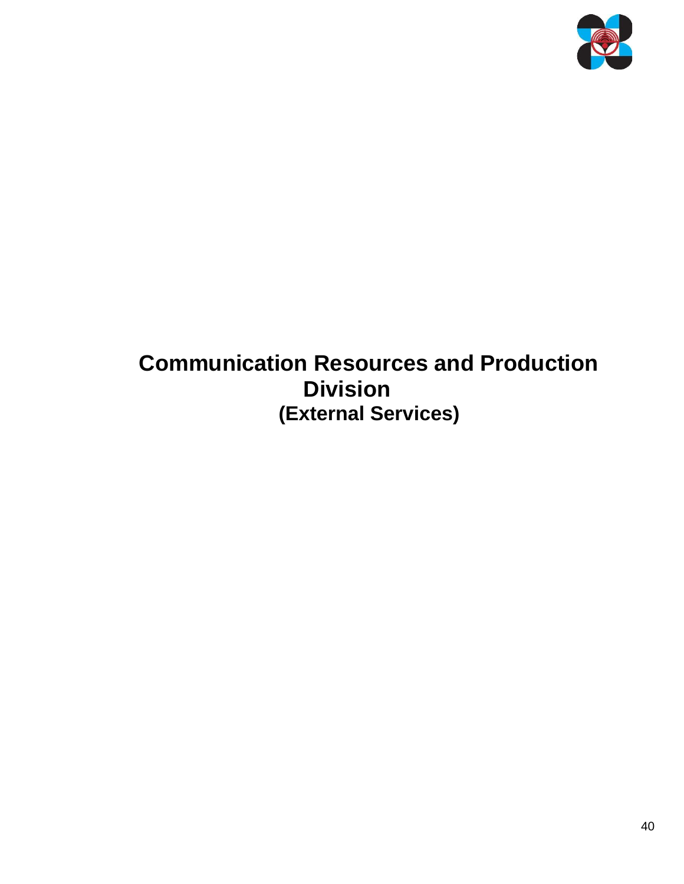# Communication Resources and Production Division

## (External Services)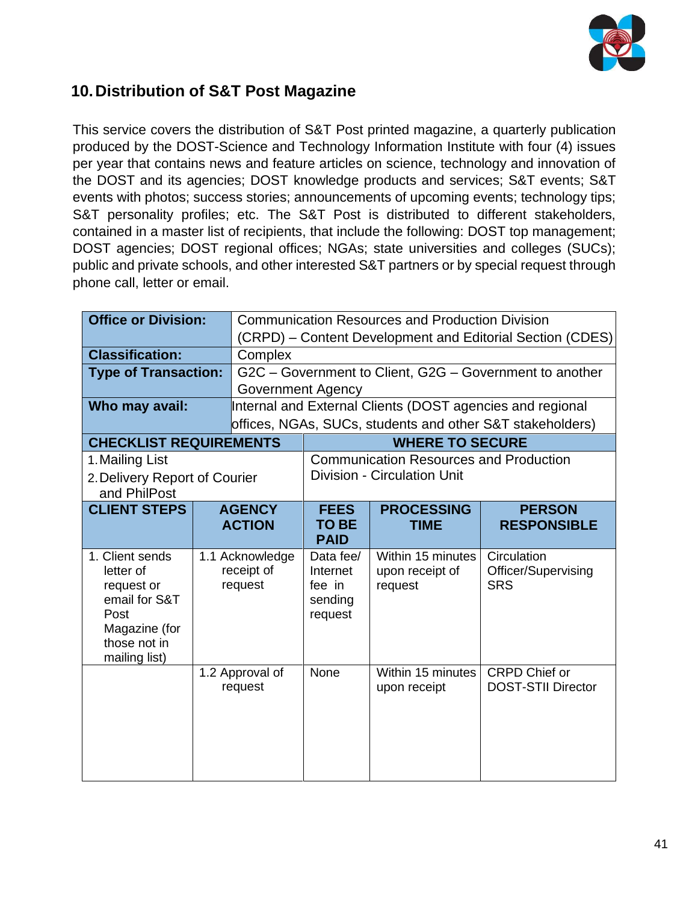## 10. Distribution of S&T Post Magazine

This service covers the distribution of S&T Post printed magazine, a quarterly publication produced by the DOST-Science and Technology Information Institute with four (4) issues per year that contains news and feature articles on science, technology and innovation of the DOST and its agencies; DOST knowledge products and services; S&T events; S&T events with photos; success stories; announcements of upcoming events; technology tips; S&T personality profiles; etc. The S&T Post is distributed to different stakeholders, contained in a master list of recipients, that include the following: DOST top management; DOST agencies; DOST regional offices; NGAs; state universities and colleges (SUCs); public and private schools, and other interested S&T partners or by special request through phone call, letter or email.

| **Office or Division:** | Communication Resources and Production Division (CRPD) – Content Development and Editorial Section (CDES) | | | |
|---|---|---|---|---|
| **Classification:** | Complex | | | |
| **Type of Transaction:** | G2C – Government to Client, G2G – Government to another Government Agency | | | |
| **Who may avail:** | Internal and External Clients (DOST agencies and regional offices, NGAs, SUCs, students and other S&T stakeholders) | | | |
| **CHECKLIST REQUIREMENTS** | | **WHERE TO SECURE** | | |
| 1. Mailing List<br>2. Delivery Report of Courier and PhilPost | | Communication Resources and Production Division - Circulation Unit | | |
| **CLIENT STEPS** | **AGENCY ACTION** | **FEES TO BE PAID** | **PROCESSING TIME** | **PERSON RESPONSIBLE** |
| 1. Client sends letter of request or email for S&T Post Magazine (for those not in mailing list) | 1.1 Acknowledge receipt of request | Data fee/ Internet fee in sending request | Within 15 minutes upon receipt of request | Circulation Officer/Supervising SRS |
| | 1.2 Approval of request | None | Within 15 minutes upon receipt | CRPD Chief or DOST-STII Director |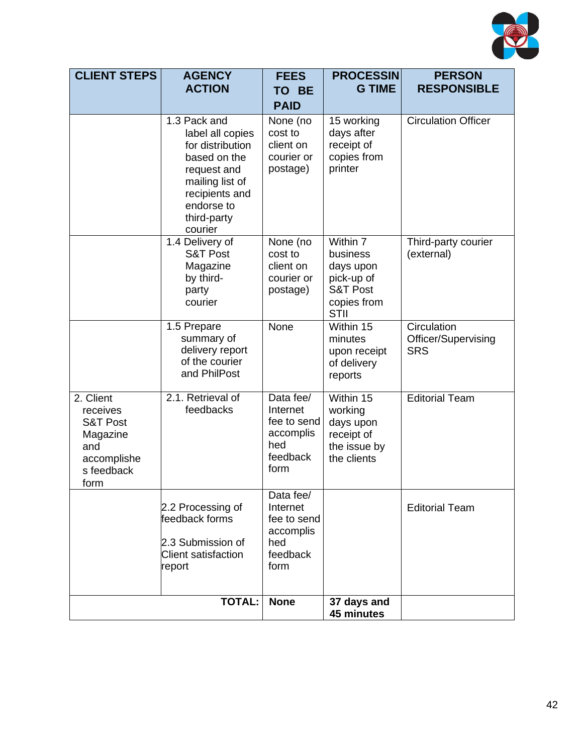| CLIENT STEPS | AGENCY ACTION | FEES TO BE PAID | PROCESSING TIME | PERSON RESPONSIBLE |
| --- | --- | --- | --- | --- |
| | 1.3 Pack and label all copies for distribution based on the request and mailing list of recipients and endorse to third-party courier | None (no cost to client on courier or postage) | 15 working days after receipt of copies from printer | Circulation Officer |
| | 1.4 Delivery of S&T Post Magazine by third-party courier | None (no cost to client on courier or postage) | Within 7 business days upon pick-up of S&T Post copies from STII | Third-party courier (external) |
| | 1.5 Prepare summary of delivery report of the courier and PhilPost | None | Within 15 minutes upon receipt of delivery reports | Circulation Officer/Supervising SRS |
| 2. Client receives S&T Post Magazine and accomplishes feedback form | 2.1. Retrieval of feedbacks | Data fee/ Internet fee to send accomplished feedback form | Within 15 working days upon receipt of the issue by the clients | Editorial Team |
| | 2.2 Processing of feedback forms<br><br>2.3 Submission of Client satisfaction report | Data fee/ Internet fee to send accomplished feedback form | | Editorial Team |
| **TOTAL:** | | **None** | **37 days and 45 minutes** | |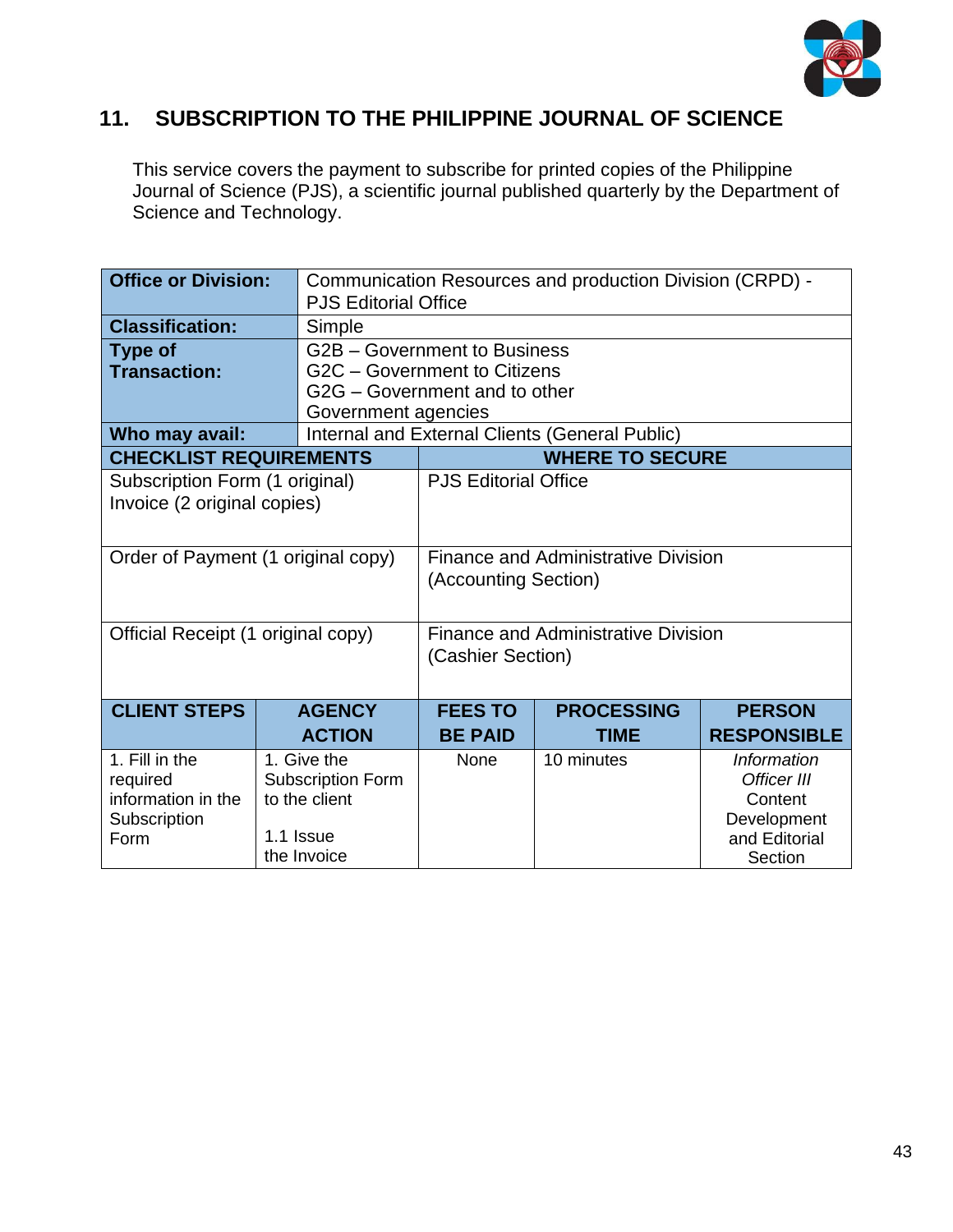## 11. SUBSCRIPTION TO THE PHILIPPINE JOURNAL OF SCIENCE

This service covers the payment to subscribe for printed copies of the Philippine Journal of Science (PJS), a scientific journal published quarterly by the Department of Science and Technology.

| **Office or Division:** | Communication Resources and production Division (CRPD) - PJS Editorial Office |
|---|---|
| **Classification:** | Simple |
| **Type of Transaction:** | G2B – Government to Business<br>G2C – Government to Citizens<br>G2G – Government and to other Government agencies |
| **Who may avail:** | Internal and External Clients (General Public) |

| **CHECKLIST REQUIREMENTS** | **WHERE TO SECURE** |
|---|---|
| Subscription Form (1 original)<br>Invoice (2 original copies) | PJS Editorial Office |
| Order of Payment (1 original copy) | Finance and Administrative Division (Accounting Section) |
| Official Receipt (1 original copy) | Finance and Administrative Division (Cashier Section) |

| **CLIENT STEPS** | **AGENCY ACTION** | **FEES TO BE PAID** | **PROCESSING TIME** | **PERSON RESPONSIBLE** |
|---|---|---|---|---|
| 1. Fill in the required information in the Subscription Form | 1. Give the Subscription Form to the client<br><br>1.1 Issue the Invoice | None | 10 minutes | *Information Officer III* Content Development and Editorial Section |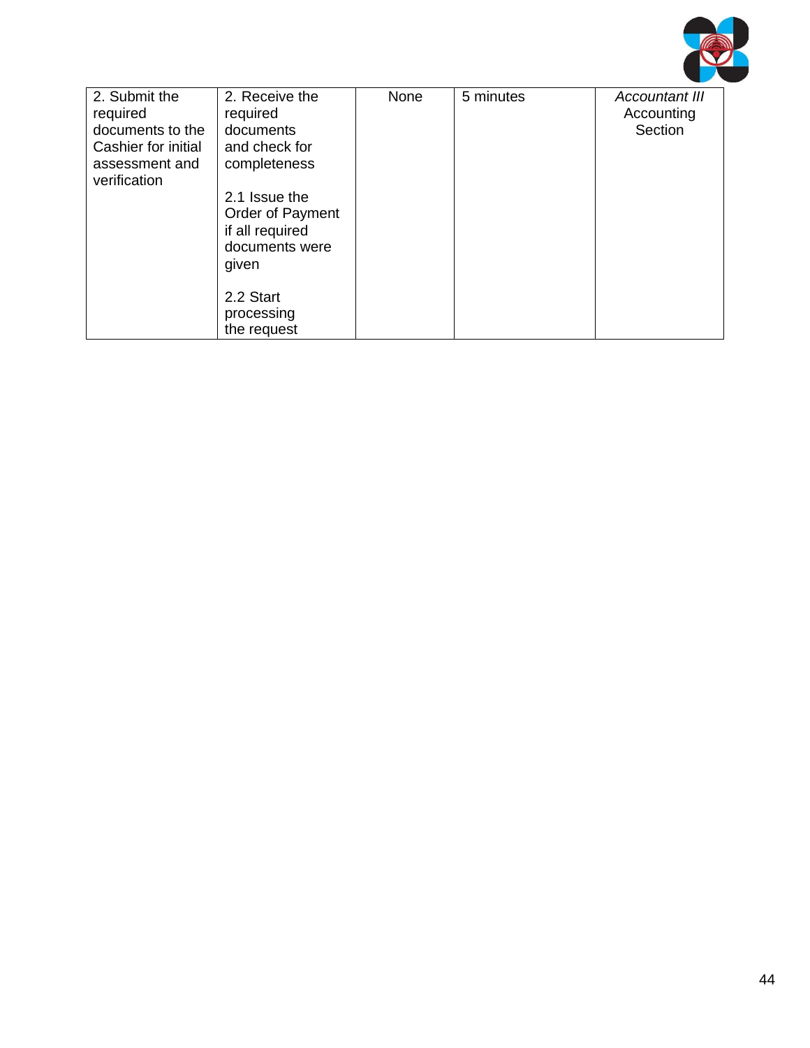| | | | | |
|---|---|---|---|---|
| 2. Submit the required documents to the Cashier for initial assessment and verification | 2. Receive the required documents and check for completeness<br><br>2.1 Issue the Order of Payment if all required documents were given<br><br>2.2 Start processing the request | None | 5 minutes | *Accountant III*<br>Accounting Section |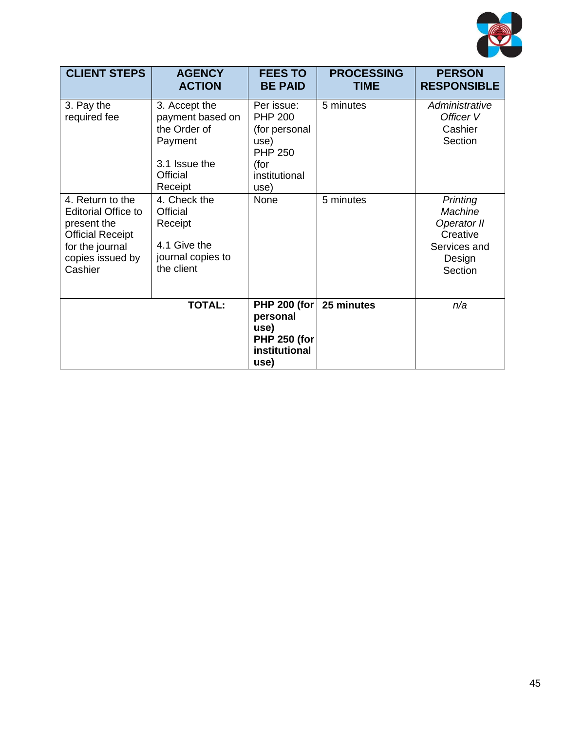| CLIENT STEPS | AGENCY ACTION | FEES TO BE PAID | PROCESSING TIME | PERSON RESPONSIBLE |
|---|---|---|---|---|
| 3. Pay the required fee | 3. Accept the payment based on the Order of Payment<br><br>3.1 Issue the Official Receipt | Per issue:<br>PHP 200 (for personal use)<br>PHP 250 (for institutional use) | 5 minutes | *Administrative Officer V*<br>Cashier Section |
| 4. Return to the Editorial Office to present the Official Receipt for the journal copies issued by Cashier | 4. Check the Official Receipt<br><br>4.1 Give the journal copies to the client | None | 5 minutes | *Printing Machine Operator II*<br>Creative Services and Design Section |
| **TOTAL:** | | **PHP 200 (for personal use)**<br>**PHP 250 (for institutional use)** | **25 minutes** | *n/a* |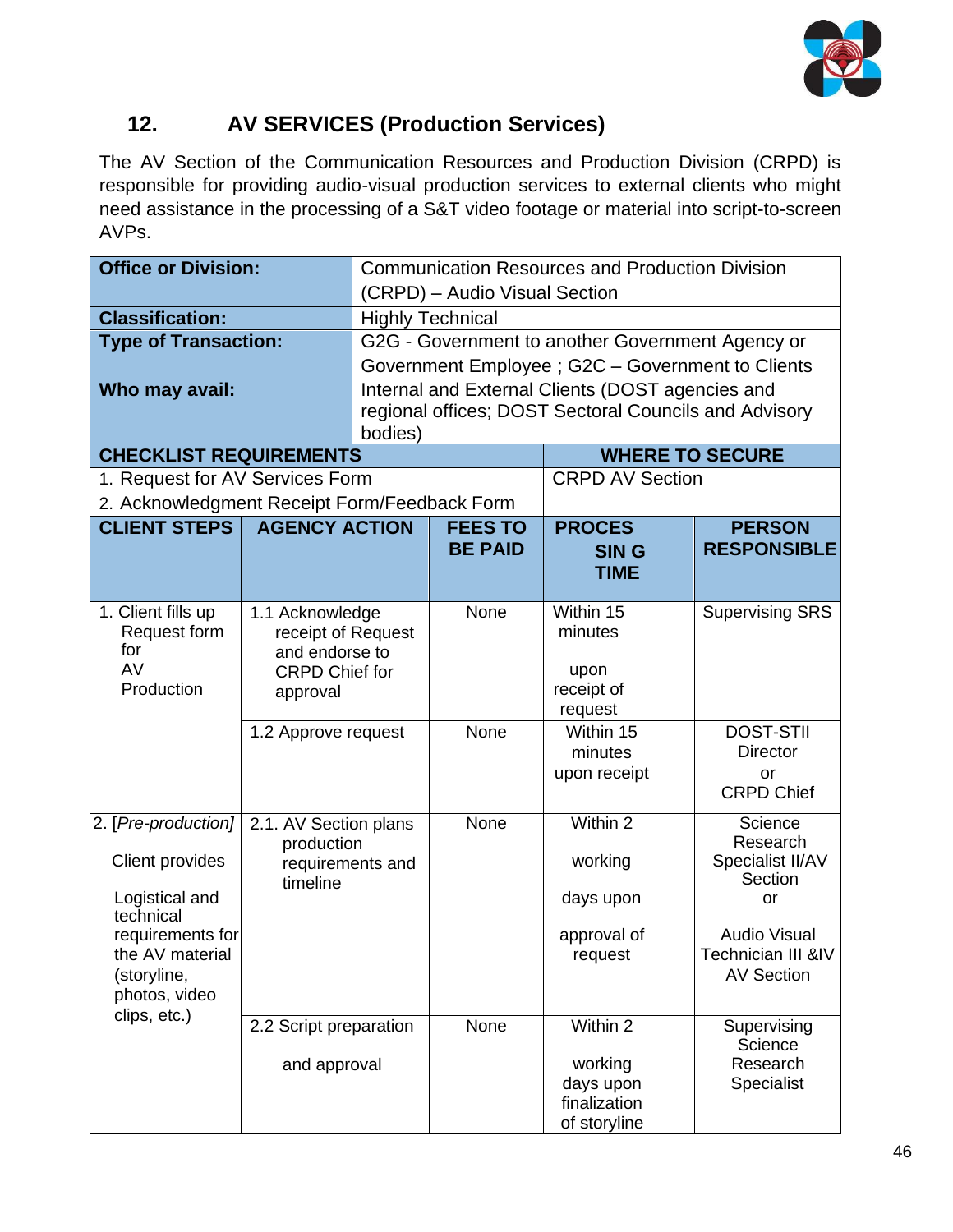## 12. AV SERVICES (Production Services)

The AV Section of the Communication Resources and Production Division (CRPD) is responsible for providing audio-visual production services to external clients who might need assistance in the processing of a S&T video footage or material into script-to-screen AVPs.

| | |
|---|---|
| **Office or Division:** | Communication Resources and Production Division (CRPD) – Audio Visual Section |
| **Classification:** | Highly Technical |
| **Type of Transaction:** | G2G - Government to another Government Agency or Government Employee ; G2C – Government to Clients |
| **Who may avail:** | Internal and External Clients (DOST agencies and regional offices; DOST Sectoral Councils and Advisory bodies) |

| **CHECKLIST REQUIREMENTS** | **WHERE TO SECURE** |
|---|---|
| 1. Request for AV Services Form<br>2. Acknowledgment Receipt Form/Feedback Form | CRPD AV Section |

| **CLIENT STEPS** | **AGENCY ACTION** | **FEES TO BE PAID** | **PROCESSING TIME** | **PERSON RESPONSIBLE** |
|---|---|---|---|---|
| 1. Client fills up Request form for AV Production | 1.1 Acknowledge receipt of Request and endorse to CRPD Chief for approval | None | Within 15 minutes upon receipt of request | Supervising SRS |
| | 1.2 Approve request | None | Within 15 minutes upon receipt | DOST-STII Director or CRPD Chief |
| 2. *[Pre-production]* Client provides Logistical and technical requirements for the AV material (storyline, photos, video clips, etc.) | 2.1. AV Section plans production requirements and timeline | None | Within 2 working days upon approval of request | Science Research Specialist II/AV Section or Audio Visual Technician III &IV AV Section |
| | 2.2 Script preparation and approval | None | Within 2 working days upon finalization of storyline | Supervising Science Research Specialist |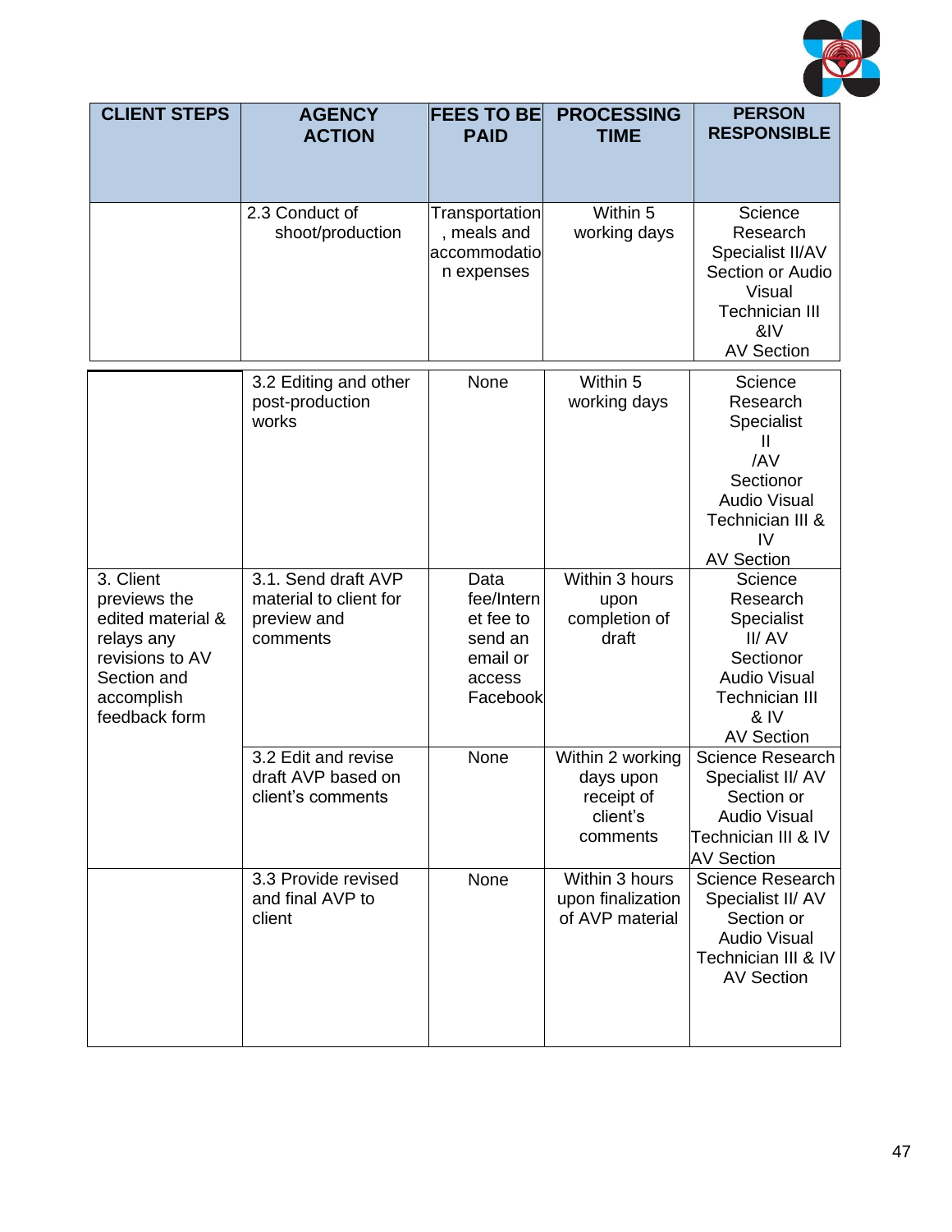| CLIENT STEPS | AGENCY ACTION | FEES TO BE PAID | PROCESSING TIME | PERSON RESPONSIBLE |
|---|---|---|---|---|
| | 2.3 Conduct of shoot/production | Transportation, meals and accommodation expenses | Within 5 working days | Science Research Specialist II/AV Section or Audio Visual Technician III &IV AV Section |
| | 3.2 Editing and other post-production works | None | Within 5 working days | Science Research Specialist II /AV Sectionor Audio Visual Technician III & IV AV Section |
| 3. Client previews the edited material & relays any revisions to AV Section and accomplish feedback form | 3.1. Send draft AVP material to client for preview and comments | Data fee/Internet fee to send an email or access Facebook | Within 3 hours upon completion of draft | Science Research Specialist II/ AV Sectionor Audio Visual Technician III & IV AV Section |
| | 3.2 Edit and revise draft AVP based on client's comments | None | Within 2 working days upon receipt of client's comments | Science Research Specialist II/ AV Section or Audio Visual Technician III & IV AV Section |
| | 3.3 Provide revised and final AVP to client | None | Within 3 hours upon finalization of AVP material | Science Research Specialist II/ AV Section or Audio Visual Technician III & IV AV Section |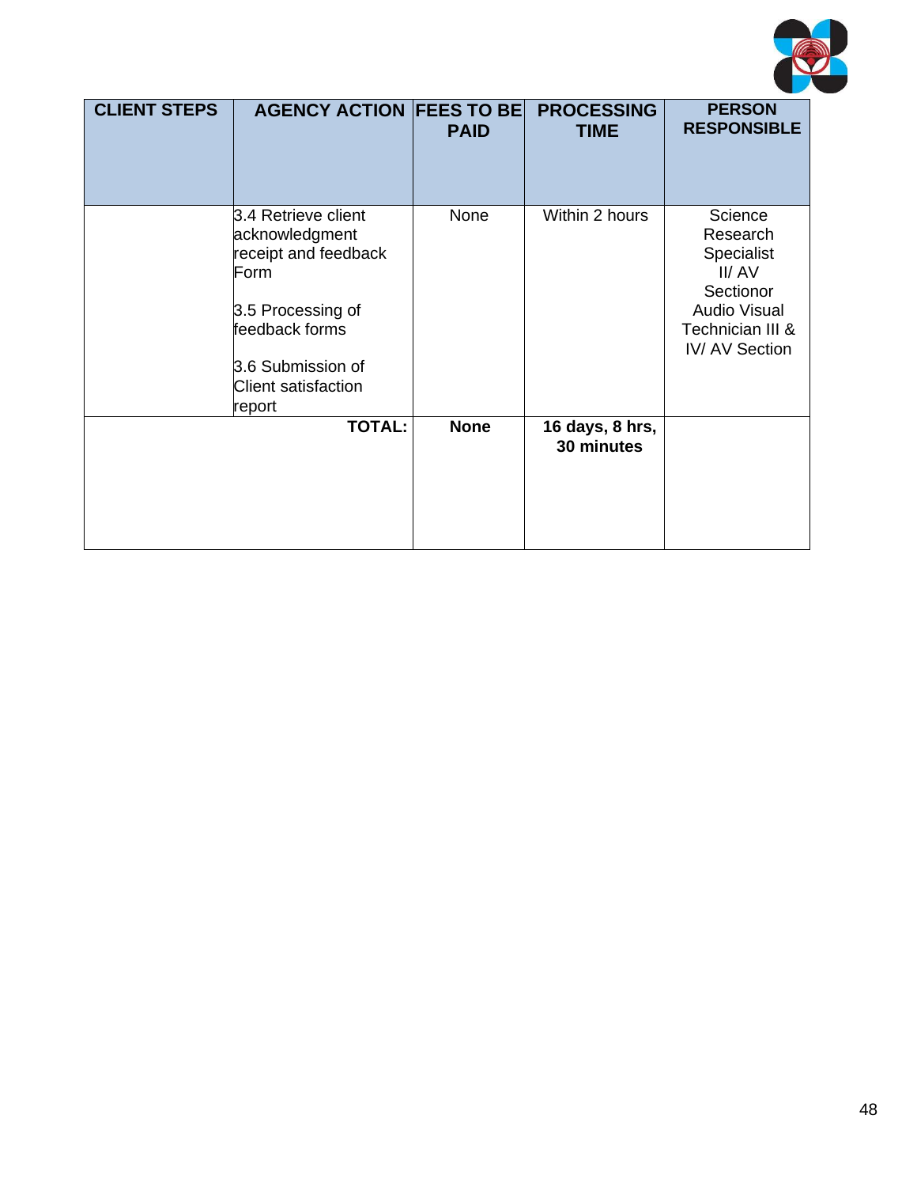| CLIENT STEPS | AGENCY ACTION | FEES TO BE PAID | PROCESSING TIME | PERSON RESPONSIBLE |
|---|---|---|---|---|
| | 3.4 Retrieve client acknowledgment receipt and feedback Form<br><br>3.5 Processing of feedback forms<br><br>3.6 Submission of Client satisfaction report | None | Within 2 hours | Science Research Specialist II/ AV Sectionor Audio Visual Technician III & IV/ AV Section |
| | **TOTAL:** | **None** | **16 days, 8 hrs, 30 minutes** | |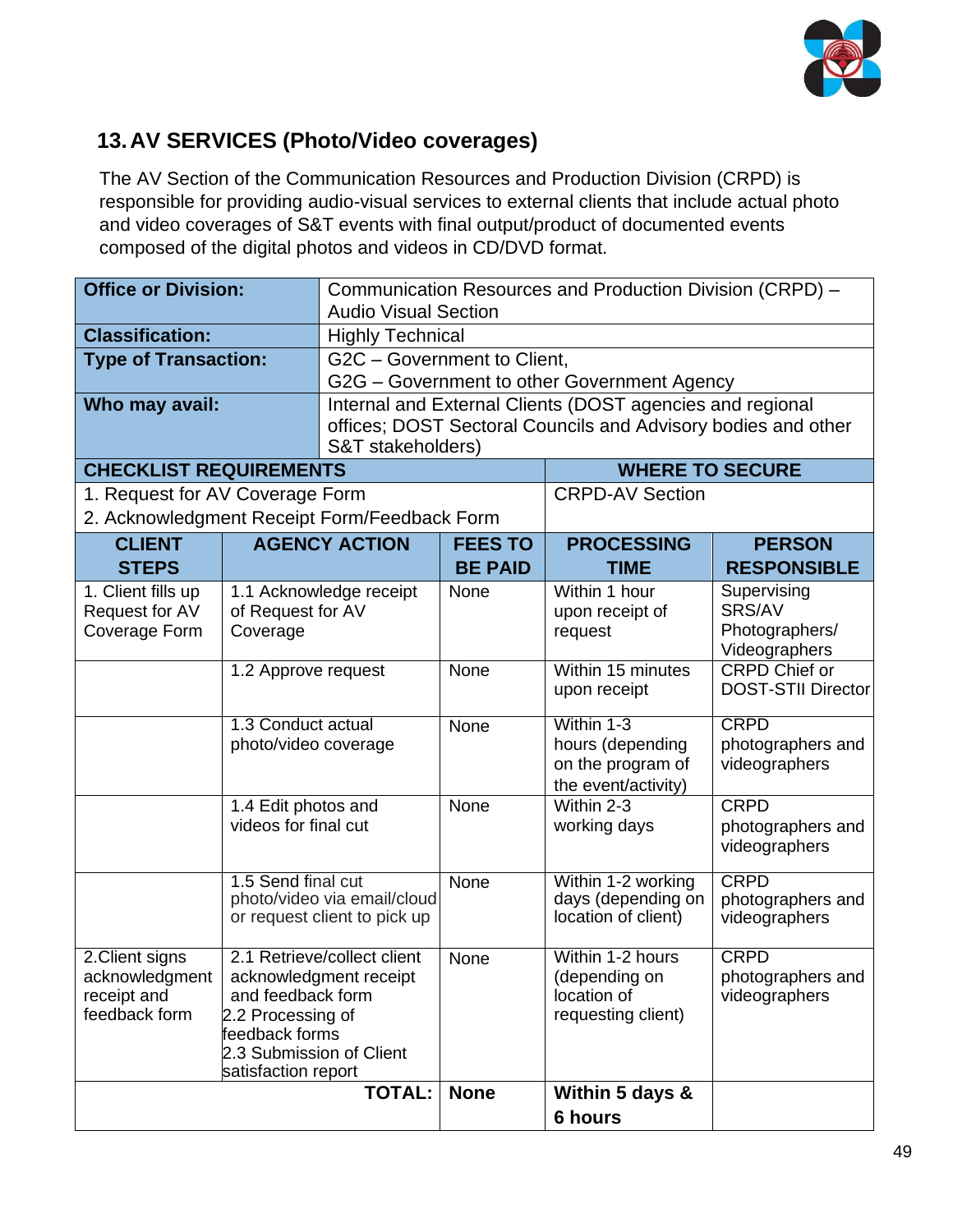## 13. AV SERVICES (Photo/Video coverages)

The AV Section of the Communication Resources and Production Division (CRPD) is responsible for providing audio-visual services to external clients that include actual photo and video coverages of S&T events with final output/product of documented events composed of the digital photos and videos in CD/DVD format.

| **Office or Division:** | Communication Resources and Production Division (CRPD) – Audio Visual Section | | | |
|---|---|---|---|---|
| **Classification:** | Highly Technical | | | |
| **Type of Transaction:** | G2C – Government to Client,<br>G2G – Government to other Government Agency | | | |
| **Who may avail:** | Internal and External Clients (DOST agencies and regional offices; DOST Sectoral Councils and Advisory bodies and other S&T stakeholders) | | | |
| **CHECKLIST REQUIREMENTS** | | | **WHERE TO SECURE** | |
| 1. Request for AV Coverage Form<br>2. Acknowledgment Receipt Form/Feedback Form | | | CRPD-AV Section | |
| **CLIENT STEPS** | **AGENCY ACTION** | **FEES TO BE PAID** | **PROCESSING TIME** | **PERSON RESPONSIBLE** |
| 1. Client fills up Request for AV Coverage Form | 1.1 Acknowledge receipt of Request for AV Coverage | None | Within 1 hour upon receipt of request | Supervising SRS/AV Photographers/ Videographers |
| | 1.2 Approve request | None | Within 15 minutes upon receipt | CRPD Chief or DOST-STII Director |
| | 1.3 Conduct actual photo/video coverage | None | Within 1-3 hours (depending on the program of the event/activity) | CRPD photographers and videographers |
| | 1.4 Edit photos and videos for final cut | None | Within 2-3 working days | CRPD photographers and videographers |
| | 1.5 Send final cut photo/video via email/cloud or request client to pick up | None | Within 1-2 working days (depending on location of client) | CRPD photographers and videographers |
| 2.Client signs acknowledgment receipt and feedback form | 2.1 Retrieve/collect client acknowledgment receipt and feedback form<br>2.2 Processing of feedback forms<br>2.3 Submission of Client satisfaction report | None | Within 1-2 hours (depending on location of requesting client) | CRPD photographers and videographers |
| | **TOTAL:** | **None** | **Within 5 days & 6 hours** | |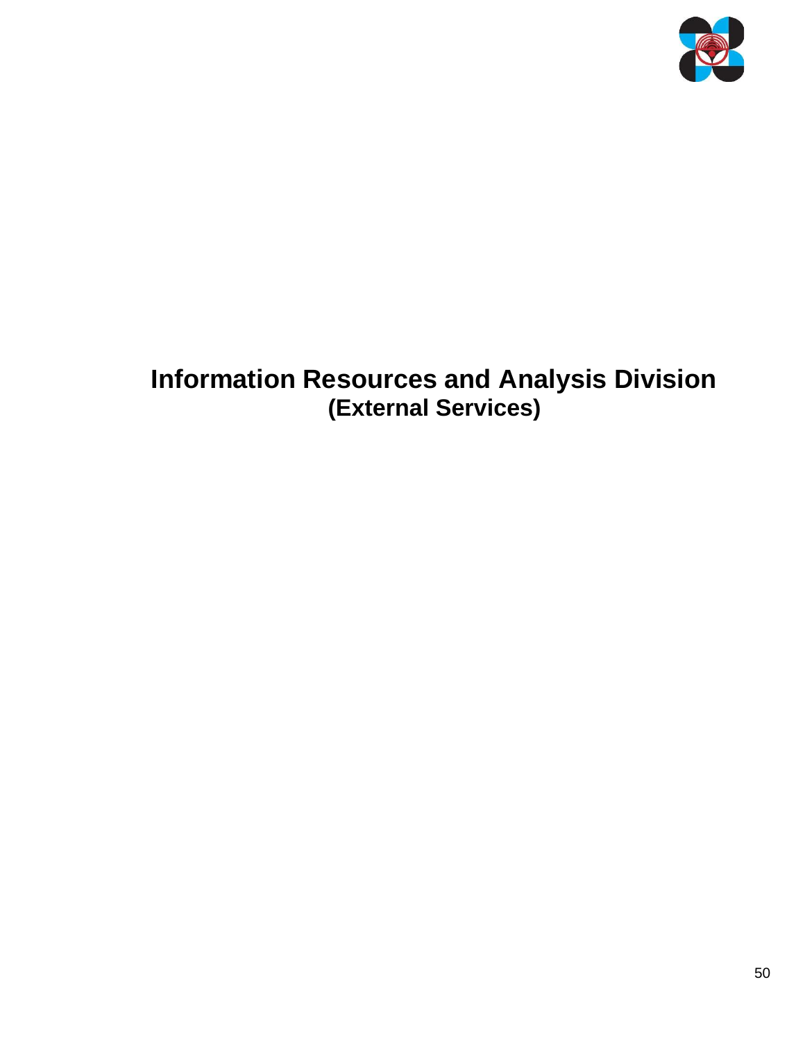# Information Resources and Analysis Division
## (External Services)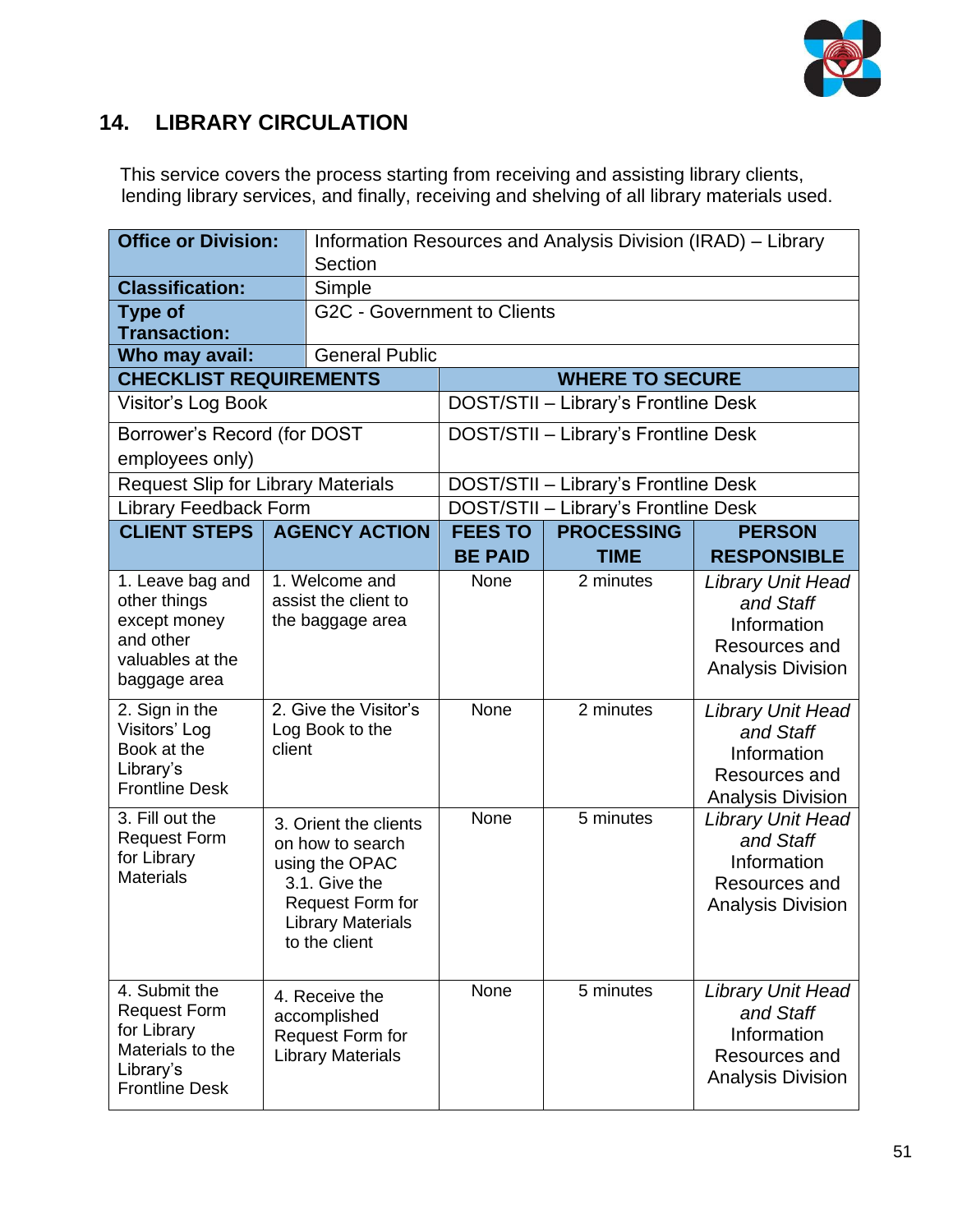## 14. LIBRARY CIRCULATION

This service covers the process starting from receiving and assisting library clients, lending library services, and finally, receiving and shelving of all library materials used.

| **Office or Division:** | Information Resources and Analysis Division (IRAD) – Library Section | | | |
|---|---|---|---|---|
| **Classification:** | Simple | | | |
| **Type of Transaction:** | G2C - Government to Clients | | | |
| **Who may avail:** | General Public | | | |
| **CHECKLIST REQUIREMENTS** | | **WHERE TO SECURE** | | |
| Visitor's Log Book | | DOST/STII – Library's Frontline Desk | | |
| Borrower's Record (for DOST employees only) | | DOST/STII – Library's Frontline Desk | | |
| Request Slip for Library Materials | | DOST/STII – Library's Frontline Desk | | |
| Library Feedback Form | | DOST/STII – Library's Frontline Desk | | |

| CLIENT STEPS | AGENCY ACTION | FEES TO BE PAID | PROCESSING TIME | PERSON RESPONSIBLE |
|---|---|---|---|---|
| 1. Leave bag and other things except money and other valuables at the baggage area | 1. Welcome and assist the client to the baggage area | None | 2 minutes | *Library Unit Head and Staff* Information Resources and Analysis Division |
| 2. Sign in the Visitors' Log Book at the Library's Frontline Desk | 2. Give the Visitor's Log Book to the client | None | 2 minutes | *Library Unit Head and Staff* Information Resources and Analysis Division |
| 3. Fill out the Request Form for Library Materials | 3. Orient the clients on how to search using the OPAC<br>3.1. Give the Request Form for Library Materials to the client | None | 5 minutes | *Library Unit Head and Staff* Information Resources and Analysis Division |
| 4. Submit the Request Form for Library Materials to the Library's Frontline Desk | 4. Receive the accomplished Request Form for Library Materials | None | 5 minutes | *Library Unit Head and Staff* Information Resources and Analysis Division |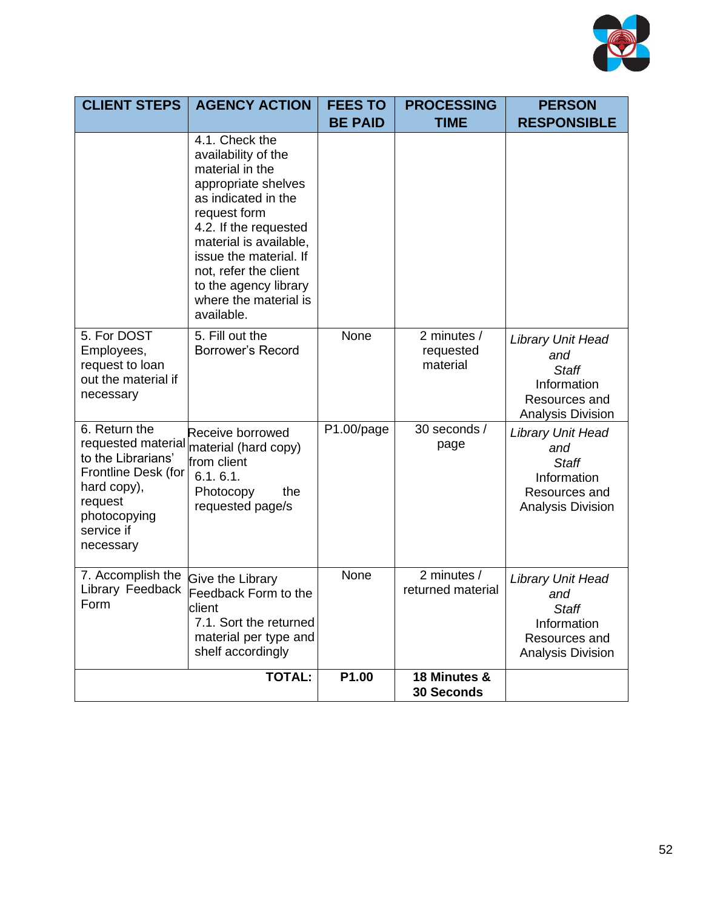| CLIENT STEPS | AGENCY ACTION | FEES TO BE PAID | PROCESSING TIME | PERSON RESPONSIBLE |
|---|---|---|---|---|
| | 4.1. Check the availability of the material in the appropriate shelves as indicated in the request form<br>4.2. If the requested material is available, issue the material. If not, refer the client to the agency library where the material is available. | | | |
| 5. For DOST Employees, request to loan out the material if necessary | 5. Fill out the Borrower's Record | None | 2 minutes / requested material | *Library Unit Head and Staff* Information Resources and Analysis Division |
| 6. Return the requested material to the Librarians' Frontline Desk (for hard copy), request photocopying service if necessary | Receive borrowed material (hard copy) from client<br>6.1. 6.1. Photocopy the requested page/s | P1.00/page | 30 seconds / page | *Library Unit Head and Staff* Information Resources and Analysis Division |
| 7. Accomplish the Library Feedback Form | Give the Library Feedback Form to the client<br>7.1. Sort the returned material per type and shelf accordingly | None | 2 minutes / returned material | *Library Unit Head and Staff* Information Resources and Analysis Division |
| | **TOTAL:** | **P1.00** | **18 Minutes & 30 Seconds** | |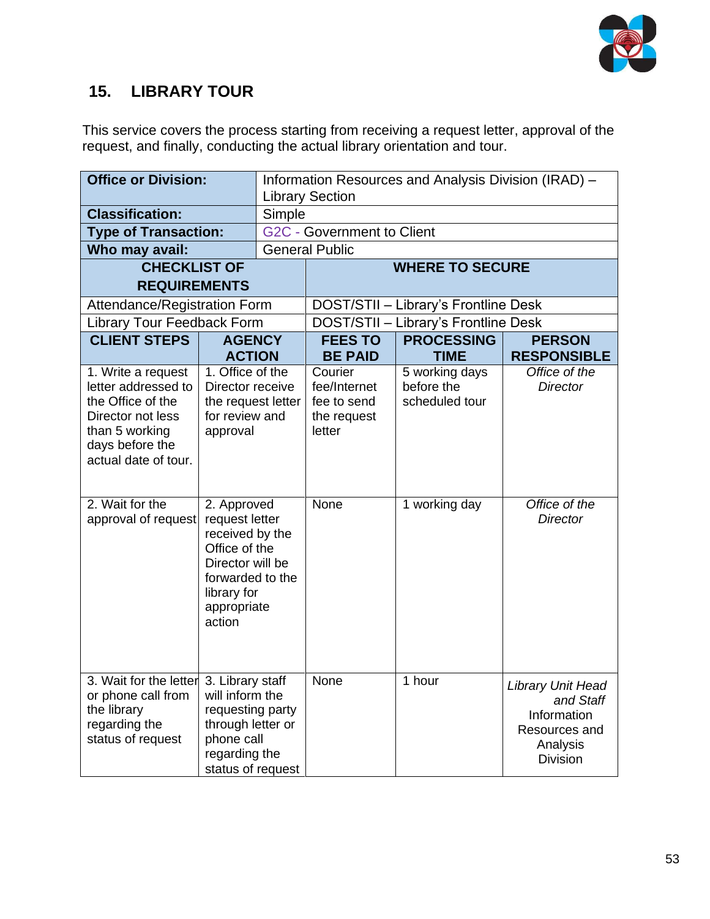## 15. LIBRARY TOUR

This service covers the process starting from receiving a request letter, approval of the request, and finally, conducting the actual library orientation and tour.

| **Office or Division:** | Information Resources and Analysis Division (IRAD) – Library Section | | | |
|---|---|---|---|---|
| **Classification:** | Simple | | | |
| **Type of Transaction:** | G2C - Government to Client | | | |
| **Who may avail:** | General Public | | | |
| **CHECKLIST OF REQUIREMENTS** | | **WHERE TO SECURE** | | |
| Attendance/Registration Form | | DOST/STII – Library's Frontline Desk | | |
| Library Tour Feedback Form | | DOST/STII – Library's Frontline Desk | | |
| **CLIENT STEPS** | **AGENCY ACTION** | **FEES TO BE PAID** | **PROCESSING TIME** | **PERSON RESPONSIBLE** |
| 1. Write a request letter addressed to the Office of the Director not less than 5 working days before the actual date of tour. | 1. Office of the Director receive the request letter for review and approval | Courier fee/Internet fee to send the request letter | 5 working days before the scheduled tour | *Office of the Director* |
| 2. Wait for the approval of request | 2. Approved request letter received by the Office of the Director will be forwarded to the library for appropriate action | None | 1 working day | *Office of the Director* |
| 3. Wait for the letter or phone call from the library regarding the status of request | 3. Library staff will inform the requesting party through letter or phone call regarding the status of request | None | 1 hour | *Library Unit Head and Staff* Information Resources and Analysis Division |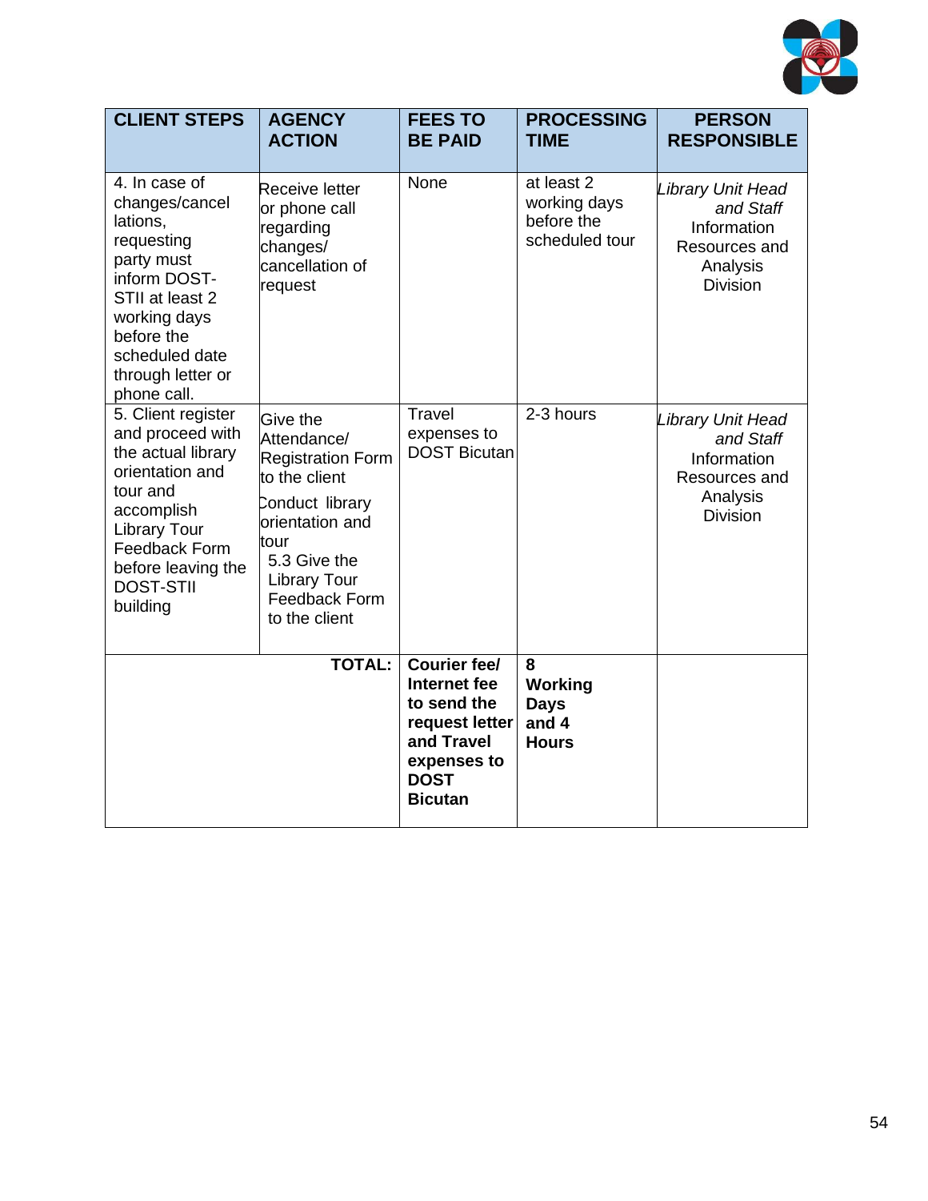| CLIENT STEPS | AGENCY ACTION | FEES TO BE PAID | PROCESSING TIME | PERSON RESPONSIBLE |
|---|---|---|---|---|
| 4. In case of changes/cancellations, requesting party must inform DOST-STII at least 2 working days before the scheduled date through letter or phone call. | Receive letter or phone call regarding changes/ cancellation of request | None | at least 2 working days before the scheduled tour | *Library Unit Head and Staff* Information Resources and Analysis Division |
| 5. Client register and proceed with the actual library orientation and tour and accomplish Library Tour Feedback Form before leaving the DOST-STII building | Give the Attendance/ Registration Form to the client<br><br>Conduct library orientation and tour<br><br>5.3 Give the Library Tour Feedback Form to the client | Travel expenses to DOST Bicutan | 2-3 hours | *Library Unit Head and Staff* Information Resources and Analysis Division |
| | **TOTAL:** | **Courier fee/ Internet fee to send the request letter and Travel expenses to DOST Bicutan** | **8 Working Days and 4 Hours** | |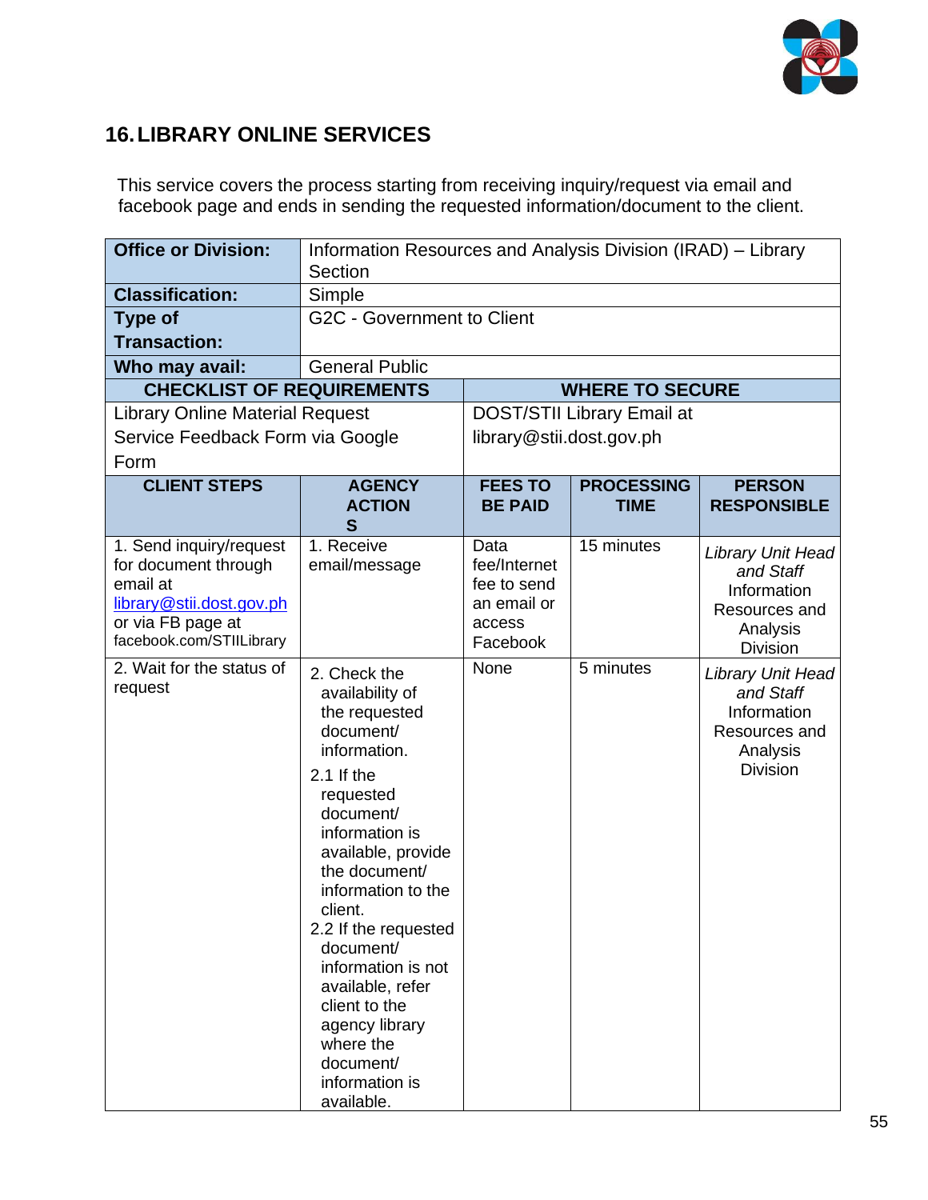## 16. LIBRARY ONLINE SERVICES

This service covers the process starting from receiving inquiry/request via email and facebook page and ends in sending the requested information/document to the client.

| Office or Division: | Information Resources and Analysis Division (IRAD) – Library Section | | | |
|---|---|---|---|---|
| **Classification:** | Simple | | | |
| **Type of Transaction:** | G2C - Government to Client | | | |
| **Who may avail:** | General Public | | | |
| **CHECKLIST OF REQUIREMENTS** | | **WHERE TO SECURE** | | |
| Library Online Material Request Service Feedback Form via Google Form | | DOST/STII Library Email at library@stii.dost.gov.ph | | |
| **CLIENT STEPS** | **AGENCY ACTIONS** | **FEES TO BE PAID** | **PROCESSING TIME** | **PERSON RESPONSIBLE** |
| 1. Send inquiry/request for document through email at library@stii.dost.gov.ph or via FB page at facebook.com/STIILibrary | 1. Receive email/message | Data fee/Internet fee to send an email or access Facebook | 15 minutes | *Library Unit Head and Staff* Information Resources and Analysis Division |
| 2. Wait for the status of request | 2. Check the availability of the requested document/ information.<br>2.1 If the requested document/ information is available, provide the document/ information to the client.<br>2.2 If the requested document/ information is not available, refer client to the agency library where the document/ information is available. | None | 5 minutes | *Library Unit Head and Staff* Information Resources and Analysis Division |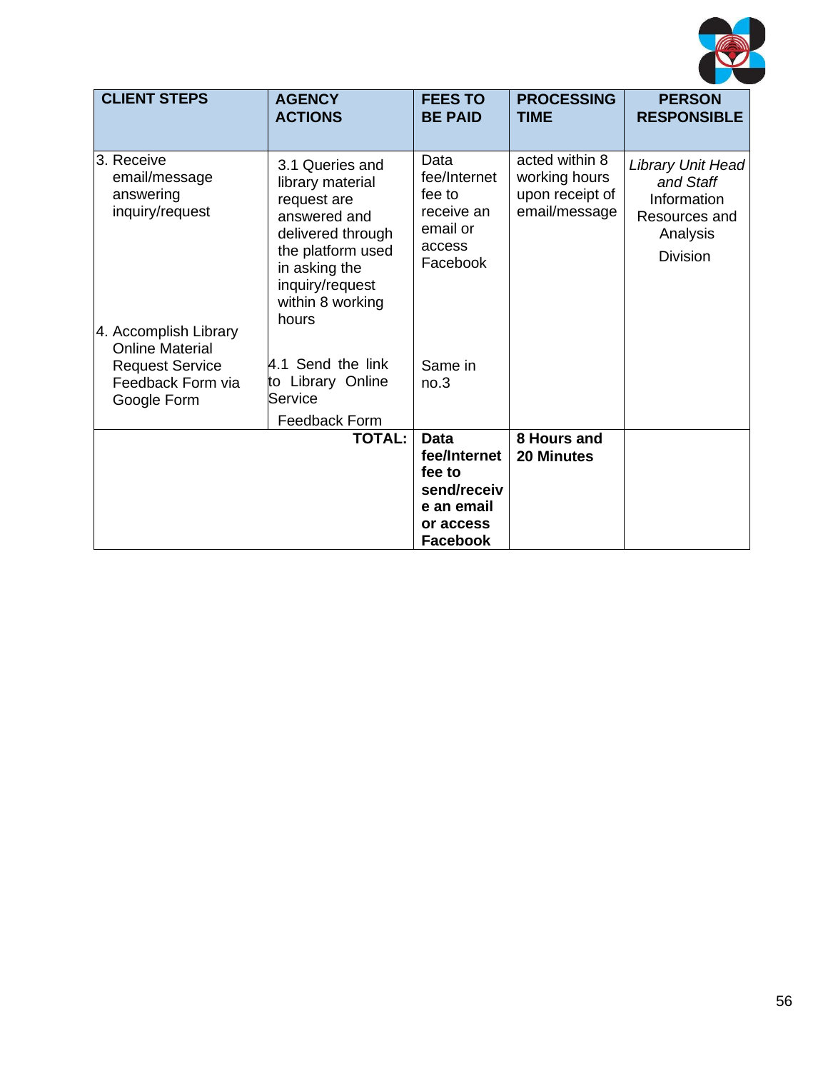| CLIENT STEPS | AGENCY ACTIONS | FEES TO BE PAID | PROCESSING TIME | PERSON RESPONSIBLE |
|---|---|---|---|---|
| 3. Receive email/message answering inquiry/request | 3.1 Queries and library material request are answered and delivered through the platform used in asking the inquiry/request within 8 working hours | Data fee/Internet fee to receive an email or access Facebook | acted within 8 working hours upon receipt of email/message | *Library Unit Head and Staff* Information Resources and Analysis Division |
| 4. Accomplish Library Online Material Request Service Feedback Form via Google Form | 4.1 Send the link to Library Online Service Feedback Form | Same in no.3 | | |
| | **TOTAL:** | **Data fee/Internet fee to send/receive an email or access Facebook** | **8 Hours and 20 Minutes** | |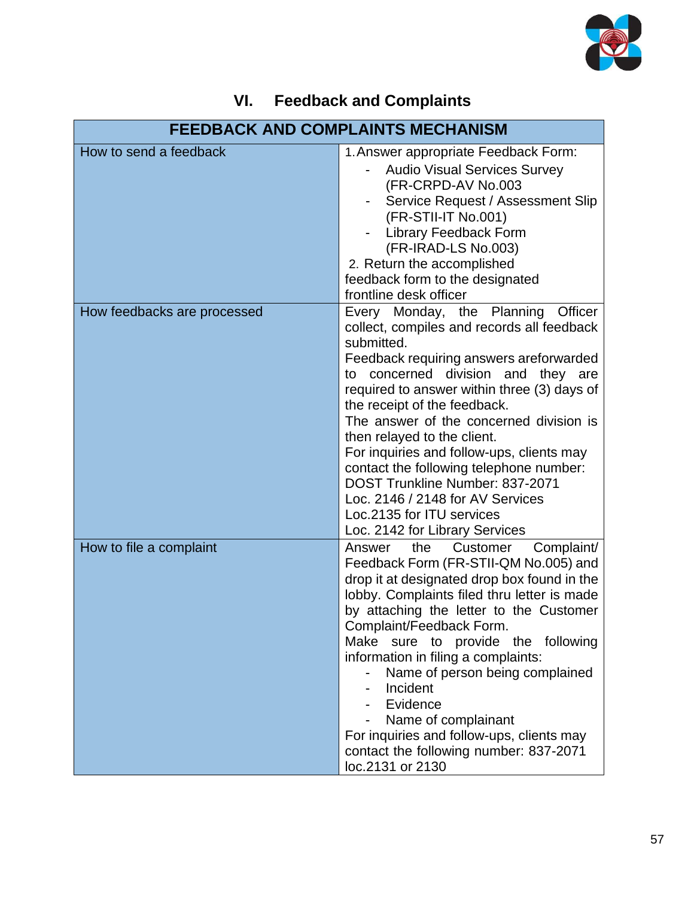## VI. Feedback and Complaints

| FEEDBACK AND COMPLAINTS MECHANISM | |
|---|---|
| How to send a feedback | 1. Answer appropriate Feedback Form:<br>- Audio Visual Services Survey (FR-CRPD-AV No.003<br>- Service Request / Assessment Slip (FR-STII-IT No.001)<br>- Library Feedback Form (FR-IRAD-LS No.003)<br>2. Return the accomplished feedback form to the designated frontline desk officer |
| How feedbacks are processed | Every Monday, the Planning Officer collect, compiles and records all feedback submitted.<br>Feedback requiring answers areforwarded to concerned division and they are required to answer within three (3) days of the receipt of the feedback.<br>The answer of the concerned division is then relayed to the client.<br>For inquiries and follow-ups, clients may contact the following telephone number:<br>DOST Trunkline Number: 837-2071<br>Loc. 2146 / 2148 for AV Services<br>Loc.2135 for ITU services<br>Loc. 2142 for Library Services |
| How to file a complaint | Answer the Customer Complaint/ Feedback Form (FR-STII-QM No.005) and drop it at designated drop box found in the lobby. Complaints filed thru letter is made by attaching the letter to the Customer Complaint/Feedback Form.<br>Make sure to provide the following information in filing a complaints:<br>- Name of person being complained<br>- Incident<br>- Evidence<br>- Name of complainant<br>For inquiries and follow-ups, clients may contact the following number: 837-2071 loc.2131 or 2130 |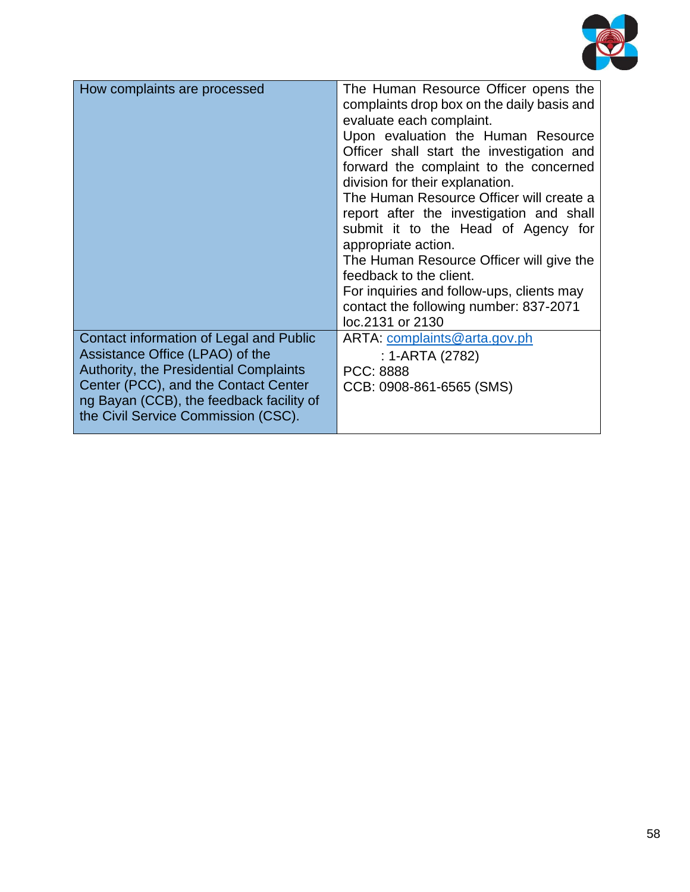| | |
|---|---|
| How complaints are processed | The Human Resource Officer opens the complaints drop box on the daily basis and evaluate each complaint.<br>Upon evaluation the Human Resource Officer shall start the investigation and forward the complaint to the concerned division for their explanation.<br>The Human Resource Officer will create a report after the investigation and shall submit it to the Head of Agency for appropriate action.<br>The Human Resource Officer will give the feedback to the client.<br>For inquiries and follow-ups, clients may contact the following number: 837-2071 loc.2131 or 2130 |
| Contact information of Legal and Public Assistance Office (LPAO) of the Authority, the Presidential Complaints Center (PCC), and the Contact Center ng Bayan (CCB), the feedback facility of the Civil Service Commission (CSC). | ARTA: complaints@arta.gov.ph<br>: 1-ARTA (2782)<br>PCC: 8888<br>CCB: 0908-861-6565 (SMS) |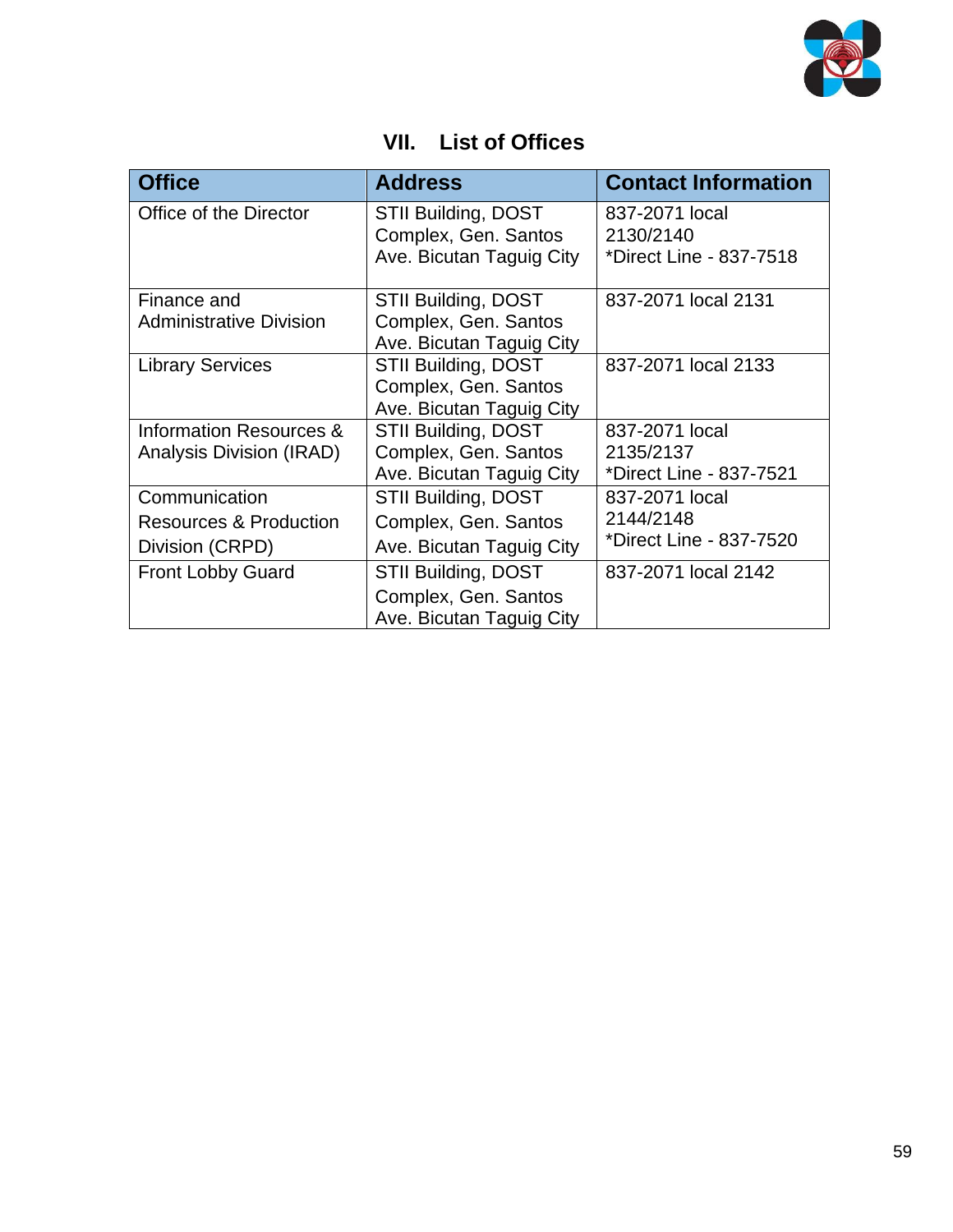## VII. List of Offices

| Office | Address | Contact Information |
|---|---|---|
| Office of the Director | STII Building, DOST Complex, Gen. Santos Ave. Bicutan Taguig City | 837-2071 local 2130/2140 *Direct Line - 837-7518 |
| Finance and Administrative Division | STII Building, DOST Complex, Gen. Santos Ave. Bicutan Taguig City | 837-2071 local 2131 |
| Library Services | STII Building, DOST Complex, Gen. Santos Ave. Bicutan Taguig City | 837-2071 local 2133 |
| Information Resources & Analysis Division (IRAD) | STII Building, DOST Complex, Gen. Santos Ave. Bicutan Taguig City | 837-2071 local 2135/2137 *Direct Line - 837-7521 |
| Communication Resources & Production Division (CRPD) | STII Building, DOST Complex, Gen. Santos Ave. Bicutan Taguig City | 837-2071 local 2144/2148 *Direct Line - 837-7520 |
| Front Lobby Guard | STII Building, DOST Complex, Gen. Santos Ave. Bicutan Taguig City | 837-2071 local 2142 |